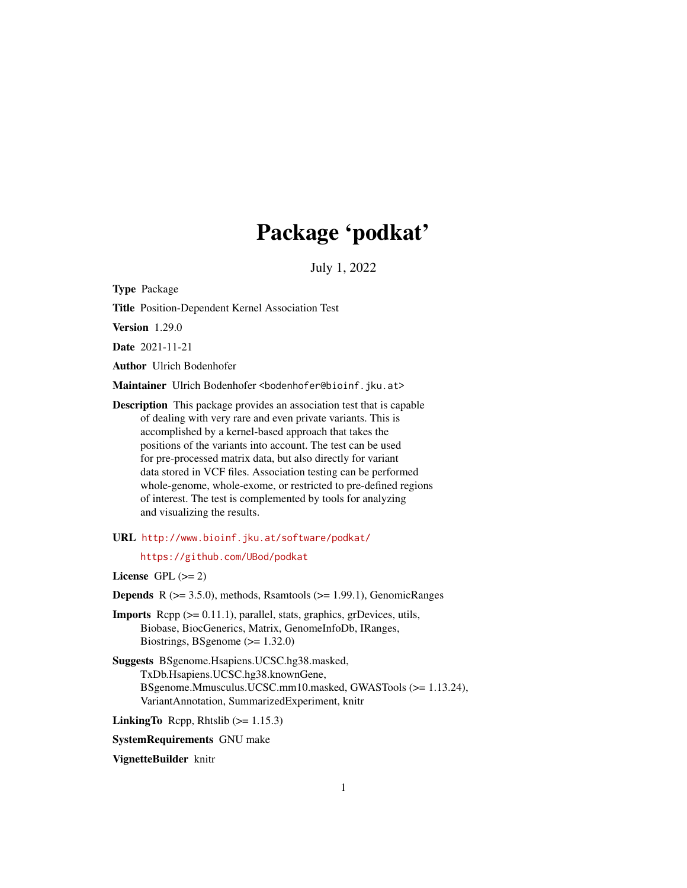# Package 'podkat'

July 1, 2022

**Type** Package

**Title** Position-Dependent Kernel Association Test

**Version** 1.29.0

**Date** 2021-11-21

**Author** Ulrich Bodenhofer

**Maintainer** Ulrich Bodenhofer <bodenhofer@bioinf.jku.at>

**Description** This package provides an association test that is capable of dealing with very rare and even private variants. This is accomplished by a kernel-based approach that takes the positions of the variants into account. The test can be used for pre-processed matrix data, but also directly for variant data stored in VCF files. Association testing can be performed whole-genome, whole-exome, or restricted to pre-defined regions of interest. The test is complemented by tools for analyzing and visualizing the results.

**URL** http://www.bioinf.jku.at/software/podkat/
https://github.com/UBod/podkat

**License** GPL (>= 2)

**Depends** R (>= 3.5.0), methods, Rsamtools (>= 1.99.1), GenomicRanges

**Imports** Rcpp (>= 0.11.1), parallel, stats, graphics, grDevices, utils, Biobase, BiocGenerics, Matrix, GenomeInfoDb, IRanges, Biostrings, BSgenome (>= 1.32.0)

**Suggests** BSgenome.Hsapiens.UCSC.hg38.masked, TxDb.Hsapiens.UCSC.hg38.knownGene, BSgenome.Mmusculus.UCSC.mm10.masked, GWASTools (>= 1.13.24), VariantAnnotation, SummarizedExperiment, knitr

**LinkingTo** Rcpp, Rhtslib (>= 1.15.3)

**SystemRequirements** GNU make

**VignetteBuilder** knitr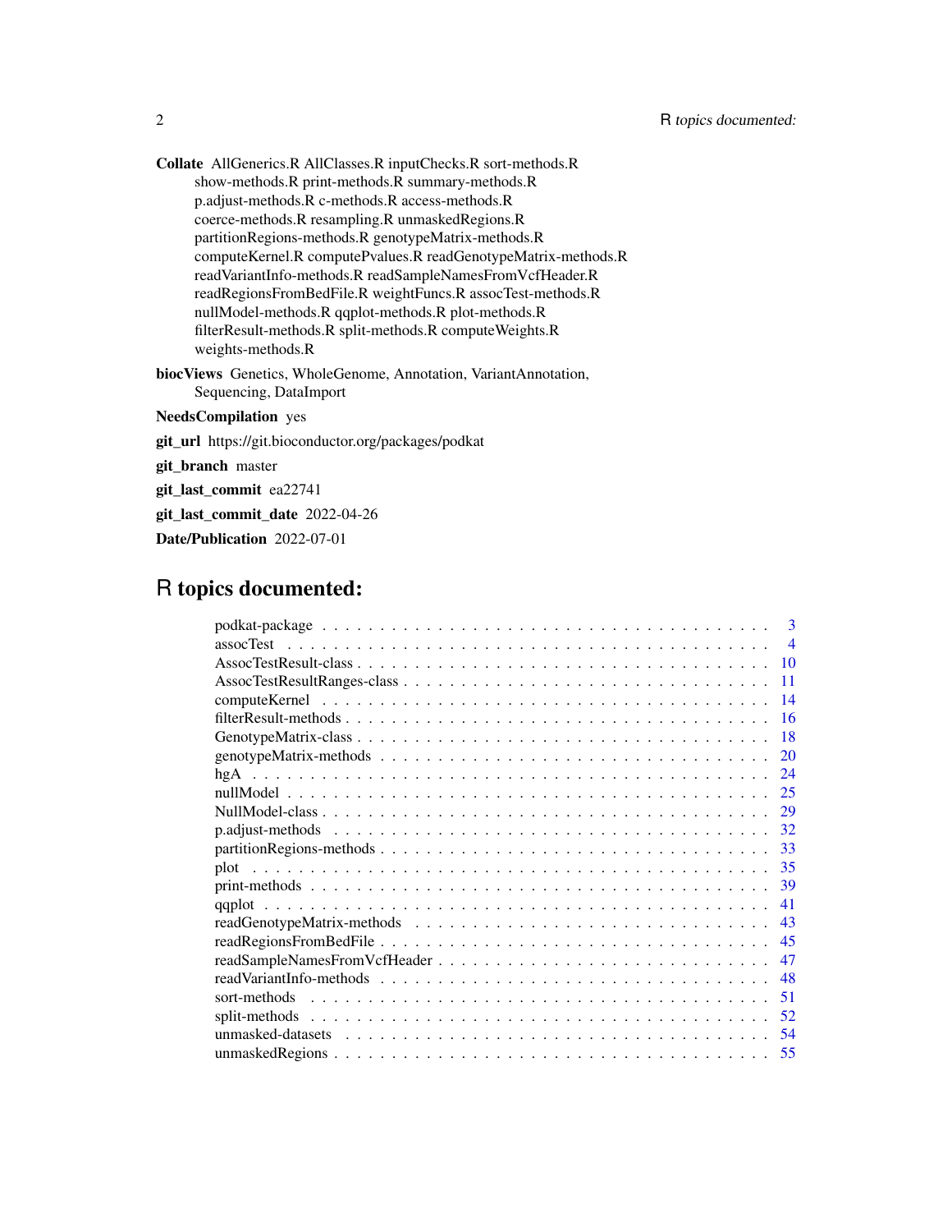**Collate** AllGenerics.R AllClasses.R inputChecks.R sort-methods.R show-methods.R print-methods.R summary-methods.R p.adjust-methods.R c-methods.R access-methods.R coerce-methods.R resampling.R unmaskedRegions.R partitionRegions-methods.R genotypeMatrix-methods.R computeKernel.R computePvalues.R readGenotypeMatrix-methods.R readVariantInfo-methods.R readSampleNamesFromVcfHeader.R readRegionsFromBedFile.R weightFuncs.R assocTest-methods.R nullModel-methods.R qqplot-methods.R plot-methods.R filterResult-methods.R split-methods.R computeWeights.R weights-methods.R

**biocViews** Genetics, WholeGenome, Annotation, VariantAnnotation, Sequencing, DataImport

**NeedsCompilation** yes

**git_url** https://git.bioconductor.org/packages/podkat

**git_branch** master

**git_last_commit** ea22741

**git_last_commit_date** 2022-04-26

**Date/Publication** 2022-07-01

# R topics documented:

- podkat-package . . . . . 3
- assocTest . . . . . 4
- AssocTestResult-class . . . . . 10
- AssocTestResultRanges-class . . . . . 11
- computeKernel . . . . . 14
- filterResult-methods . . . . . 16
- GenotypeMatrix-class . . . . . 18
- genotypeMatrix-methods . . . . . 20
- hgA . . . . . 24
- nullModel . . . . . 25
- NullModel-class . . . . . 29
- p.adjust-methods . . . . . 32
- partitionRegions-methods . . . . . 33
- plot . . . . . 35
- print-methods . . . . . 39
- qqplot . . . . . 41
- readGenotypeMatrix-methods . . . . . 43
- readRegionsFromBedFile . . . . . 45
- readSampleNamesFromVcfHeader . . . . . 47
- readVariantInfo-methods . . . . . 48
- sort-methods . . . . . 51
- split-methods . . . . . 52
- unmasked-datasets . . . . . 54
- unmaskedRegions . . . . . 55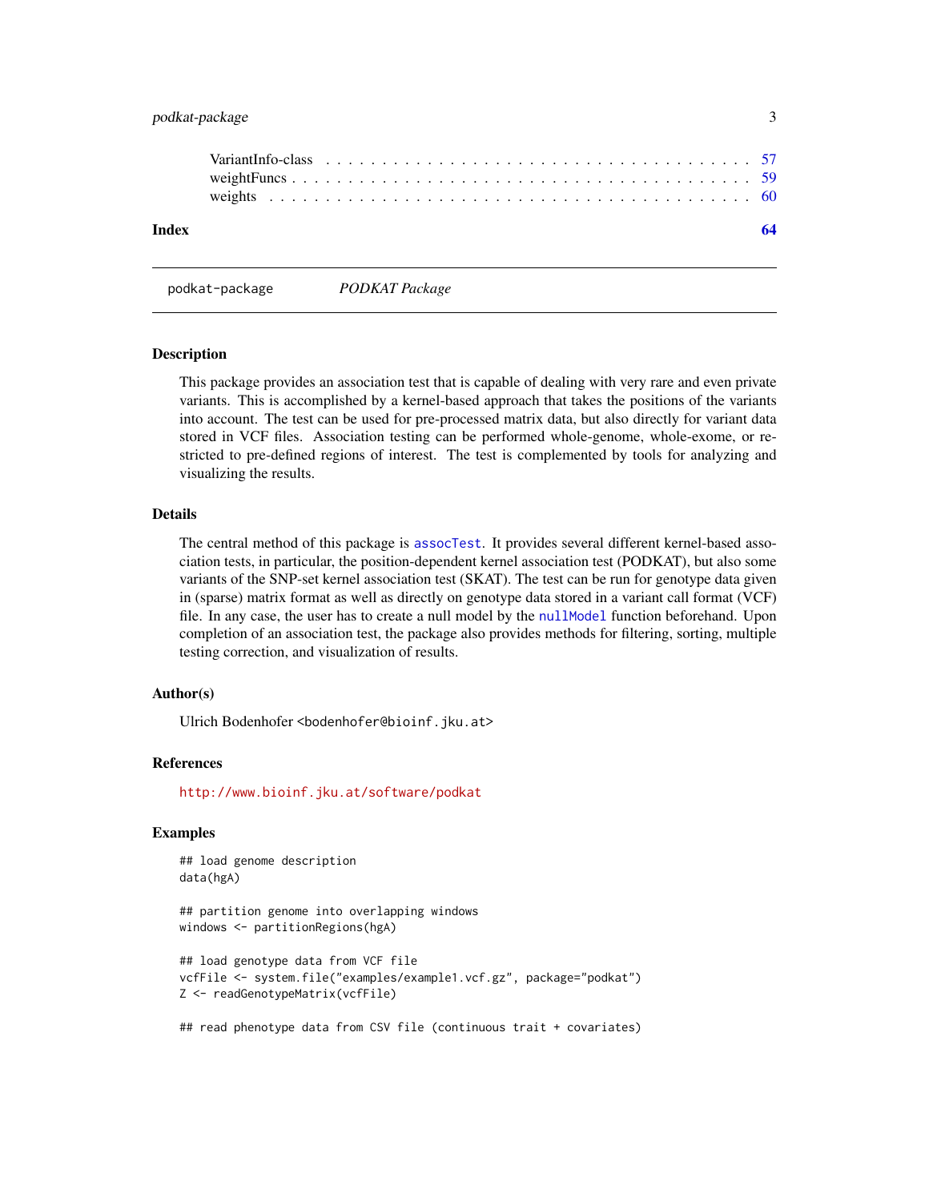VariantInfo-class . . . . . . . . . . . . . . . . . . . . . . . . . . . . . . . . . . . . 57
weightFuncs . . . . . . . . . . . . . . . . . . . . . . . . . . . . . . . . . . . . . . . 59
weights . . . . . . . . . . . . . . . . . . . . . . . . . . . . . . . . . . . . . . . . . 60

**Index** **64**

---

podkat-package &nbsp;&nbsp;&nbsp;&nbsp; *PODKAT Package*

---

### Description

This package provides an association test that is capable of dealing with very rare and even private variants. This is accomplished by a kernel-based approach that takes the positions of the variants into account. The test can be used for pre-processed matrix data, but also directly for variant data stored in VCF files. Association testing can be performed whole-genome, whole-exome, or restricted to pre-defined regions of interest. The test is complemented by tools for analyzing and visualizing the results.

### Details

The central method of this package is `assocTest`. It provides several different kernel-based association tests, in particular, the position-dependent kernel association test (PODKAT), but also some variants of the SNP-set kernel association test (SKAT). The test can be run for genotype data given in (sparse) matrix format as well as directly on genotype data stored in a variant call format (VCF) file. In any case, the user has to create a null model by the `nullModel` function beforehand. Upon completion of an association test, the package also provides methods for filtering, sorting, multiple testing correction, and visualization of results.

### Author(s)

Ulrich Bodenhofer <bodenhofer@bioinf.jku.at>

### References

http://www.bioinf.jku.at/software/podkat

### Examples

```
## load genome description
data(hgA)

## partition genome into overlapping windows
windows <- partitionRegions(hgA)

## load genotype data from VCF file
vcfFile <- system.file("examples/example1.vcf.gz", package="podkat")
Z <- readGenotypeMatrix(vcfFile)

## read phenotype data from CSV file (continuous trait + covariates)
```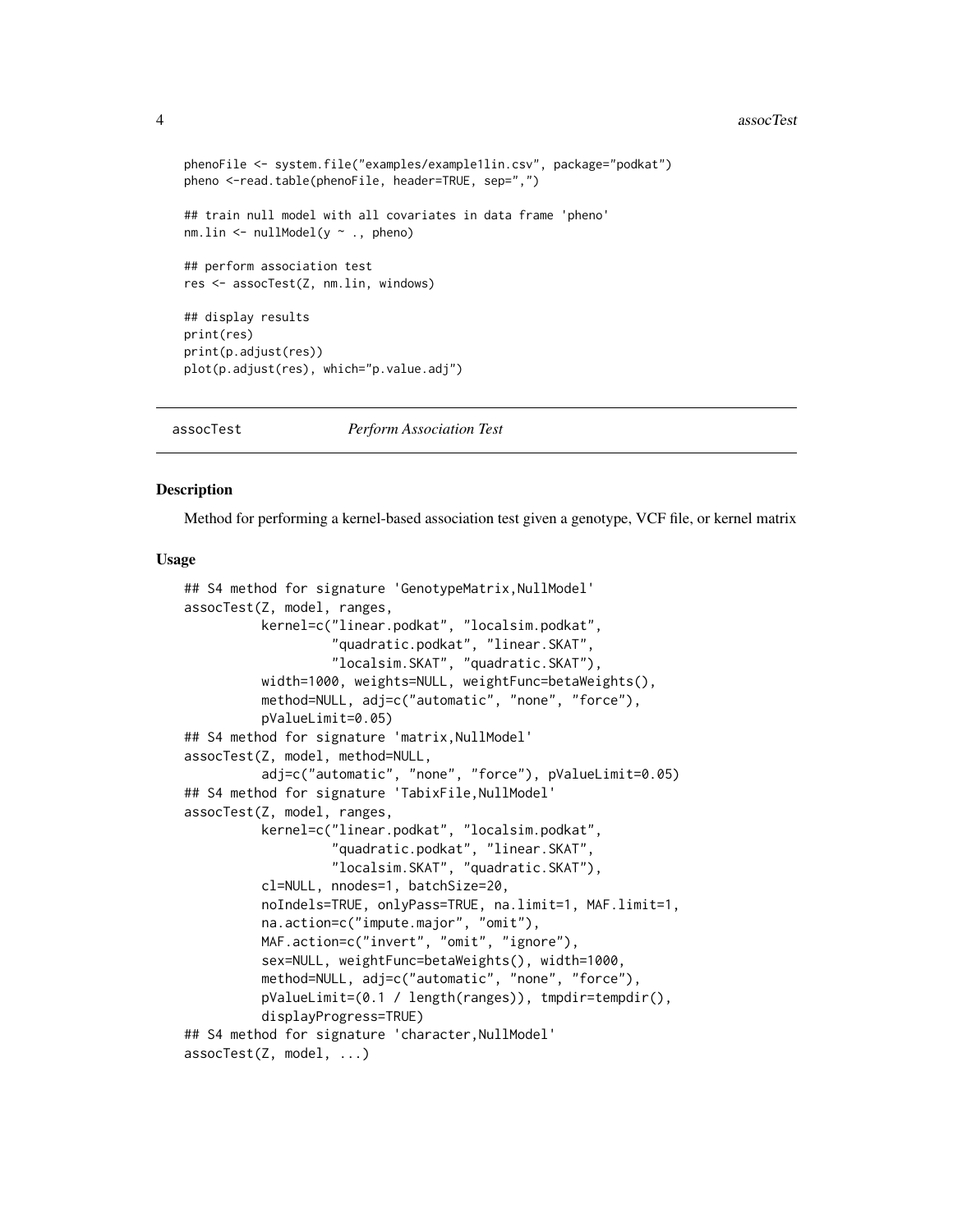```
phenoFile <- system.file("examples/example1lin.csv", package="podkat")
pheno <-read.table(phenoFile, header=TRUE, sep=",")

## train null model with all covariates in data frame 'pheno'
nm.lin <- nullModel(y ~ ., pheno)

## perform association test
res <- assocTest(Z, nm.lin, windows)

## display results
print(res)
print(p.adjust(res))
plot(p.adjust(res), which="p.value.adj")
```

---

assocTest *Perform Association Test*

---

### Description

Method for performing a kernel-based association test given a genotype, VCF file, or kernel matrix

### Usage

```
## S4 method for signature 'GenotypeMatrix,NullModel'
assocTest(Z, model, ranges,
          kernel=c("linear.podkat", "localsim.podkat",
                   "quadratic.podkat", "linear.SKAT",
                   "localsim.SKAT", "quadratic.SKAT"),
          width=1000, weights=NULL, weightFunc=betaWeights(),
          method=NULL, adj=c("automatic", "none", "force"),
          pValueLimit=0.05)
## S4 method for signature 'matrix,NullModel'
assocTest(Z, model, method=NULL,
          adj=c("automatic", "none", "force"), pValueLimit=0.05)
## S4 method for signature 'TabixFile,NullModel'
assocTest(Z, model, ranges,
          kernel=c("linear.podkat", "localsim.podkat",
                   "quadratic.podkat", "linear.SKAT",
                   "localsim.SKAT", "quadratic.SKAT"),
          cl=NULL, nnodes=1, batchSize=20,
          noIndels=TRUE, onlyPass=TRUE, na.limit=1, MAF.limit=1,
          na.action=c("impute.major", "omit"),
          MAF.action=c("invert", "omit", "ignore"),
          sex=NULL, weightFunc=betaWeights(), width=1000,
          method=NULL, adj=c("automatic", "none", "force"),
          pValueLimit=(0.1 / length(ranges)), tmpdir=tempdir(),
          displayProgress=TRUE)
## S4 method for signature 'character,NullModel'
assocTest(Z, model, ...)
```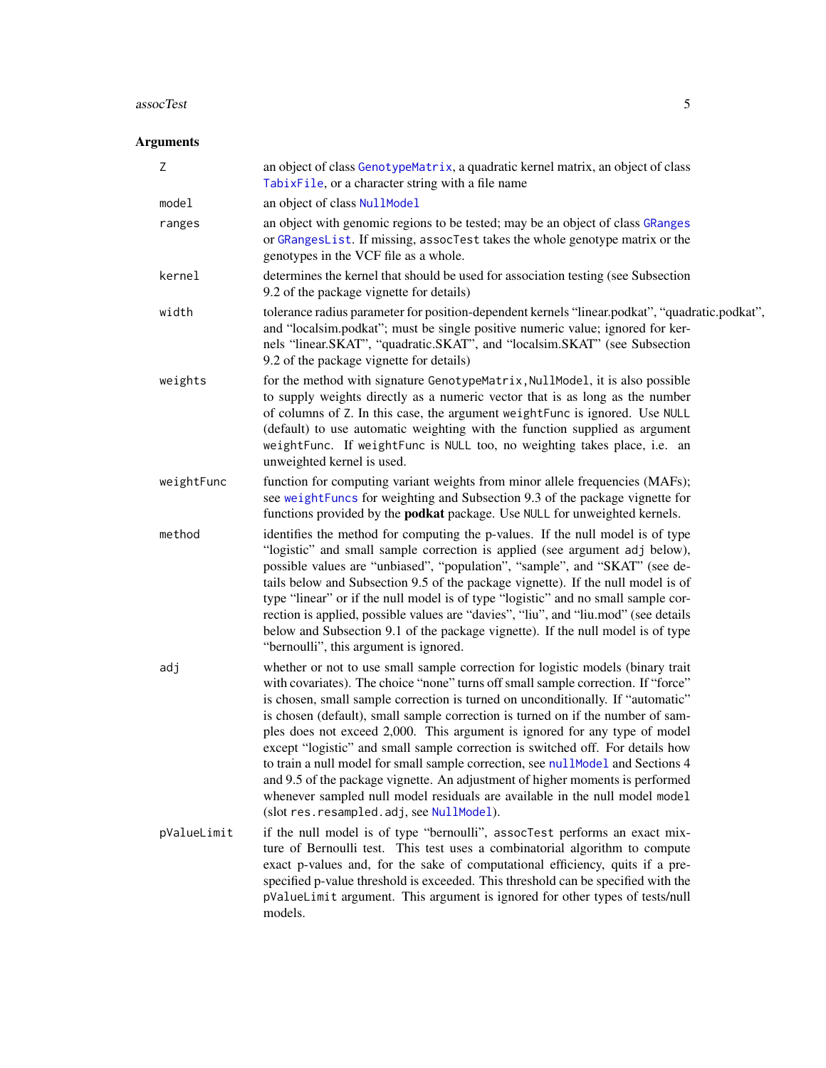## Arguments

**Z**
: an object of class GenotypeMatrix, a quadratic kernel matrix, an object of class TabixFile, or a character string with a file name

**model**
: an object of class NullModel

**ranges**
: an object with genomic regions to be tested; may be an object of class GRanges or GRangesList. If missing, assocTest takes the whole genotype matrix or the genotypes in the VCF file as a whole.

**kernel**
: determines the kernel that should be used for association testing (see Subsection 9.2 of the package vignette for details)

**width**
: tolerance radius parameter for position-dependent kernels "linear.podkat", "quadratic.podkat", and "localsim.podkat"; must be single positive numeric value; ignored for kernels "linear.SKAT", "quadratic.SKAT", and "localsim.SKAT" (see Subsection 9.2 of the package vignette for details)

**weights**
: for the method with signature GenotypeMatrix,NullModel, it is also possible to supply weights directly as a numeric vector that is as long as the number of columns of Z. In this case, the argument weightFunc is ignored. Use NULL (default) to use automatic weighting with the function supplied as argument weightFunc. If weightFunc is NULL too, no weighting takes place, i.e. an unweighted kernel is used.

**weightFunc**
: function for computing variant weights from minor allele frequencies (MAFs); see weightFuncs for weighting and Subsection 9.3 of the package vignette for functions provided by the **podkat** package. Use NULL for unweighted kernels.

**method**
: identifies the method for computing the p-values. If the null model is of type "logistic" and small sample correction is applied (see argument adj below), possible values are "unbiased", "population", "sample", and "SKAT" (see details below and Subsection 9.5 of the package vignette). If the null model is of type "linear" or if the null model is of type "logistic" and no small sample correction is applied, possible values are "davies", "liu", and "liu.mod" (see details below and Subsection 9.1 of the package vignette). If the null model is of type "bernoulli", this argument is ignored.

**adj**
: whether or not to use small sample correction for logistic models (binary trait with covariates). The choice "none" turns off small sample correction. If "force" is chosen, small sample correction is turned on unconditionally. If "automatic" is chosen (default), small sample correction is turned on if the number of samples does not exceed 2,000. This argument is ignored for any type of model except "logistic" and small sample correction is switched off. For details how to train a null model for small sample correction, see nullModel and Sections 4 and 9.5 of the package vignette. An adjustment of higher moments is performed whenever sampled null model residuals are available in the null model model (slot res.resampled.adj, see NullModel).

**pValueLimit**
: if the null model is of type "bernoulli", assocTest performs an exact mixture of Bernoulli test. This test uses a combinatorial algorithm to compute exact p-values and, for the sake of computational efficiency, quits if a prespecified p-value threshold is exceeded. This threshold can be specified with the pValueLimit argument. This argument is ignored for other types of tests/null models.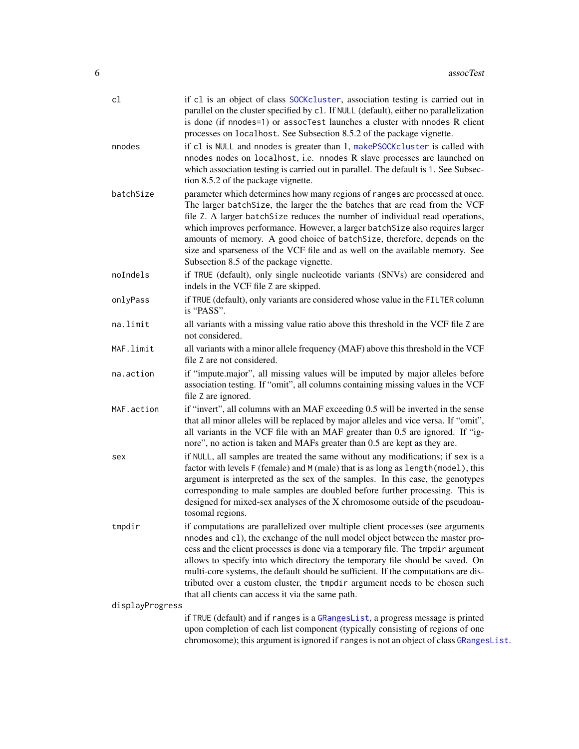`cl` if `cl` is an object of class `SOCKcluster`, association testing is carried out in parallel on the cluster specified by `cl`. If `NULL` (default), either no parallelization is done (if `nnodes=1`) or `assocTest` launches a cluster with `nnodes` R client processes on `localhost`. See Subsection 8.5.2 of the package vignette.

`nnodes` if `cl` is `NULL` and `nnodes` is greater than 1, `makePSOCKcluster` is called with `nnodes` nodes on `localhost`, i.e. `nnodes` R slave processes are launched on which association testing is carried out in parallel. The default is 1. See Subsection 8.5.2 of the package vignette.

`batchSize` parameter which determines how many regions of `ranges` are processed at once. The larger `batchSize`, the larger the the batches that are read from the VCF file `Z`. A larger `batchSize` reduces the number of individual read operations, which improves performance. However, a larger `batchSize` also requires larger amounts of memory. A good choice of `batchSize`, therefore, depends on the size and sparseness of the VCF file and as well on the available memory. See Subsection 8.5 of the package vignette.

`noIndels` if `TRUE` (default), only single nucleotide variants (SNVs) are considered and indels in the VCF file `Z` are skipped.

`onlyPass` if `TRUE` (default), only variants are considered whose value in the `FILTER` column is "PASS".

`na.limit` all variants with a missing value ratio above this threshold in the VCF file `Z` are not considered.

`MAF.limit` all variants with a minor allele frequency (MAF) above this threshold in the VCF file `Z` are not considered.

`na.action` if "impute.major", all missing values will be imputed by major alleles before association testing. If "omit", all columns containing missing values in the VCF file `Z` are ignored.

`MAF.action` if "invert", all columns with an MAF exceeding 0.5 will be inverted in the sense that all minor alleles will be replaced by major alleles and vice versa. If "omit", all variants in the VCF file with an MAF greater than 0.5 are ignored. If "ignore", no action is taken and MAFs greater than 0.5 are kept as they are.

`sex` if `NULL`, all samples are treated the same without any modifications; if `sex` is a factor with levels `F` (female) and `M` (male) that is as long as `length(model)`, this argument is interpreted as the sex of the samples. In this case, the genotypes corresponding to male samples are doubled before further processing. This is designed for mixed-sex analyses of the X chromosome outside of the pseudoautosomal regions.

`tmpdir` if computations are parallelized over multiple client processes (see arguments `nnodes` and `cl`), the exchange of the null model object between the master process and the client processes is done via a temporary file. The `tmpdir` argument allows to specify into which directory the temporary file should be saved. On multi-core systems, the default should be sufficient. If the computations are distributed over a custom cluster, the `tmpdir` argument needs to be chosen such that all clients can access it via the same path.

`displayProgress` if `TRUE` (default) and if `ranges` is a `GRangesList`, a progress message is printed upon completion of each list component (typically consisting of regions of one chromosome); this argument is ignored if `ranges` is not an object of class `GRangesList`.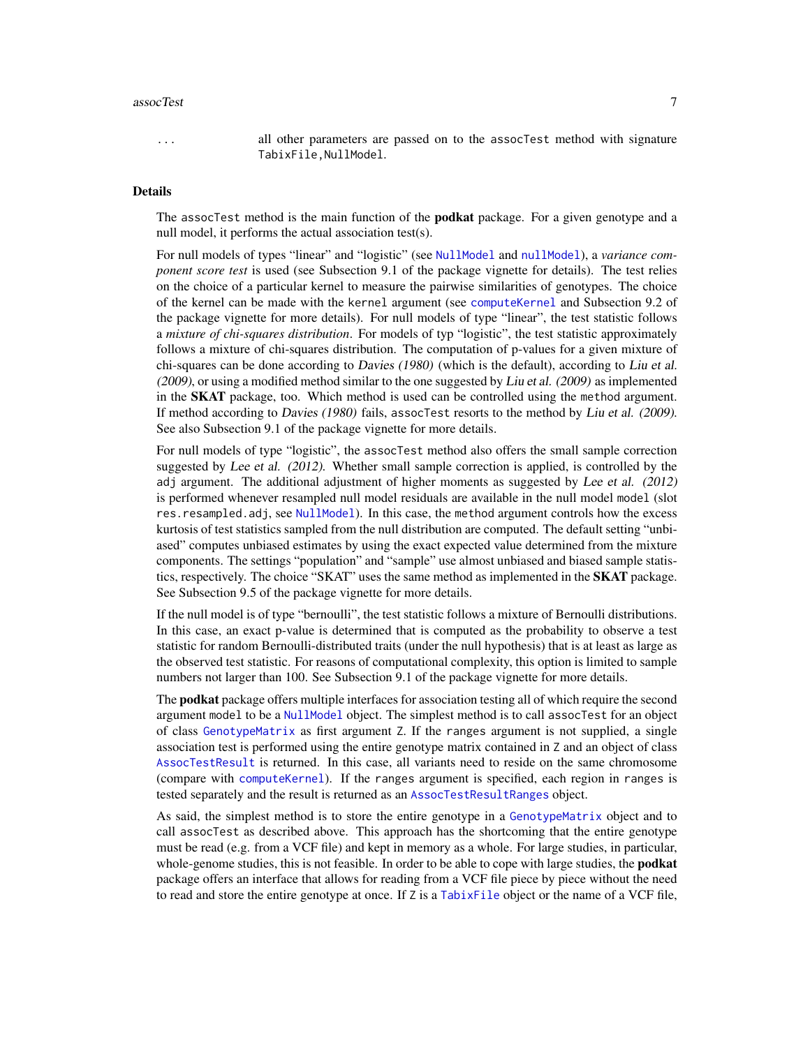... all other parameters are passed on to the `assocTest` method with signature `TabixFile,NullModel`.

## Details

The `assocTest` method is the main function of the **podkat** package. For a given genotype and a null model, it performs the actual association test(s).

For null models of types "linear" and "logistic" (see `NullModel` and `nullModel`), a *variance component score test* is used (see Subsection 9.1 of the package vignette for details). The test relies on the choice of a particular kernel to measure the pairwise similarities of genotypes. The choice of the kernel can be made with the `kernel` argument (see `computeKernel` and Subsection 9.2 of the package vignette for more details). For null models of type "linear", the test statistic follows a *mixture of chi-squares distribution*. For models of typ "logistic", the test statistic approximately follows a mixture of chi-squares distribution. The computation of p-values for a given mixture of chi-squares can be done according to *Davies (1980)* (which is the default), according to *Liu et al. (2009)*, or using a modified method similar to the one suggested by *Liu et al. (2009)* as implemented in the **SKAT** package, too. Which method is used can be controlled using the `method` argument. If method according to *Davies (1980)* fails, `assocTest` resorts to the method by *Liu et al. (2009)*. See also Subsection 9.1 of the package vignette for more details.

For null models of type "logistic", the `assocTest` method also offers the small sample correction suggested by *Lee et al. (2012)*. Whether small sample correction is applied, is controlled by the `adj` argument. The additional adjustment of higher moments as suggested by *Lee et al. (2012)* is performed whenever resampled null model residuals are available in the null model `model` (slot `res.resampled.adj`, see `NullModel`). In this case, the `method` argument controls how the excess kurtosis of test statistics sampled from the null distribution are computed. The default setting "unbiased" computes unbiased estimates by using the exact expected value determined from the mixture components. The settings "population" and "sample" use almost unbiased and biased sample statistics, respectively. The choice "SKAT" uses the same method as implemented in the **SKAT** package. See Subsection 9.5 of the package vignette for more details.

If the null model is of type "bernoulli", the test statistic follows a mixture of Bernoulli distributions. In this case, an exact p-value is determined that is computed as the probability to observe a test statistic for random Bernoulli-distributed traits (under the null hypothesis) that is at least as large as the observed test statistic. For reasons of computational complexity, this option is limited to sample numbers not larger than 100. See Subsection 9.1 of the package vignette for more details.

The **podkat** package offers multiple interfaces for association testing all of which require the second argument `model` to be a `NullModel` object. The simplest method is to call `assocTest` for an object of class `GenotypeMatrix` as first argument `Z`. If the `ranges` argument is not supplied, a single association test is performed using the entire genotype matrix contained in `Z` and an object of class `AssocTestResult` is returned. In this case, all variants need to reside on the same chromosome (compare with `computeKernel`). If the `ranges` argument is specified, each region in `ranges` is tested separately and the result is returned as an `AssocTestResultRanges` object.

As said, the simplest method is to store the entire genotype in a `GenotypeMatrix` object and to call `assocTest` as described above. This approach has the shortcoming that the entire genotype must be read (e.g. from a VCF file) and kept in memory as a whole. For large studies, in particular, whole-genome studies, this is not feasible. In order to be able to cope with large studies, the **podkat** package offers an interface that allows for reading from a VCF file piece by piece without the need to read and store the entire genotype at once. If `Z` is a `TabixFile` object or the name of a VCF file,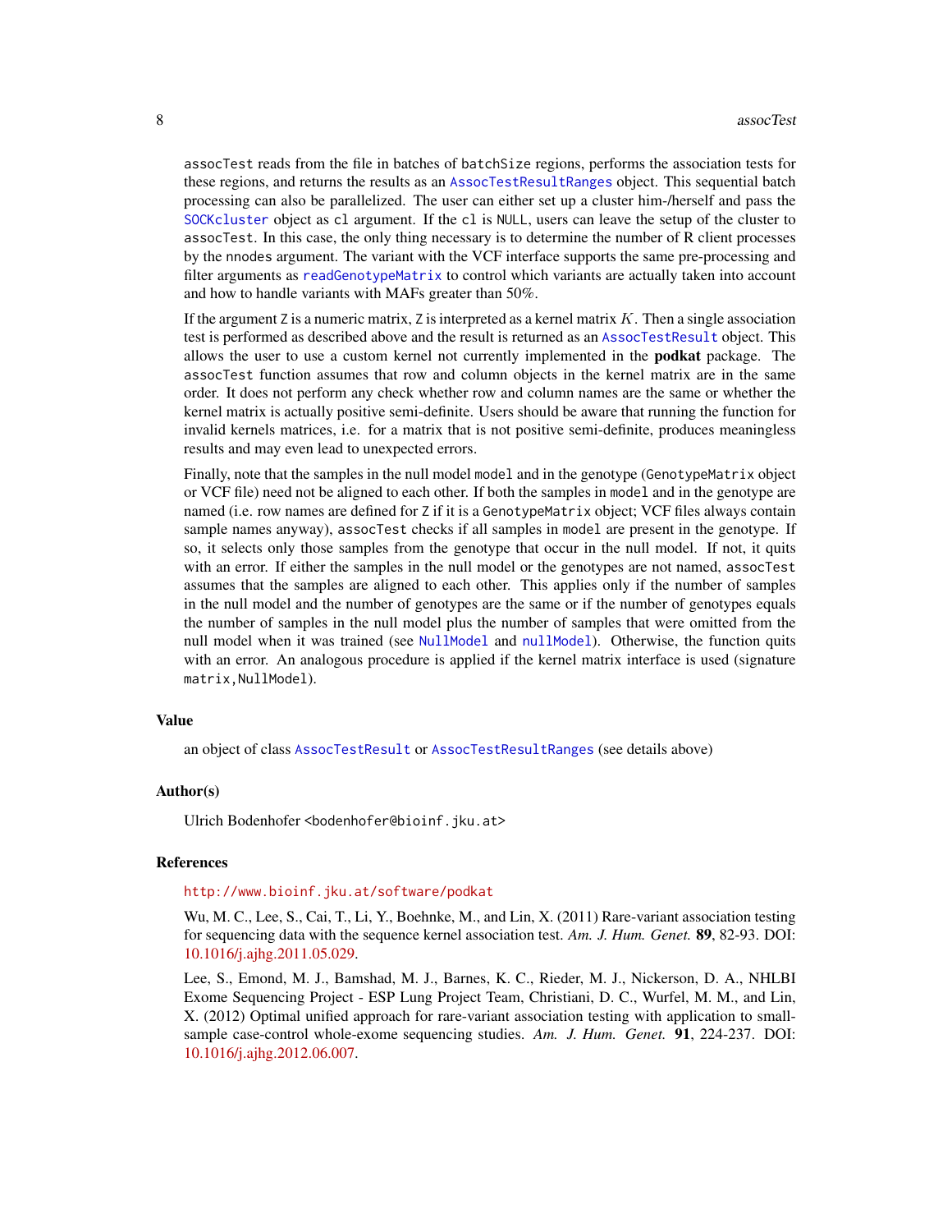assocTest reads from the file in batches of batchSize regions, performs the association tests for these regions, and returns the results as an AssocTestResultRanges object. This sequential batch processing can also be parallelized. The user can either set up a cluster him-/herself and pass the SOCKcluster object as cl argument. If the cl is NULL, users can leave the setup of the cluster to assocTest. In this case, the only thing necessary is to determine the number of R client processes by the nnodes argument. The variant with the VCF interface supports the same pre-processing and filter arguments as readGenotypeMatrix to control which variants are actually taken into account and how to handle variants with MAFs greater than 50%.

If the argument Z is a numeric matrix, Z is interpreted as a kernel matrix $K$. Then a single association test is performed as described above and the result is returned as an AssocTestResult object. This allows the user to use a custom kernel not currently implemented in the **podkat** package. The assocTest function assumes that row and column objects in the kernel matrix are in the same order. It does not perform any check whether row and column names are the same or whether the kernel matrix is actually positive semi-definite. Users should be aware that running the function for invalid kernels matrices, i.e. for a matrix that is not positive semi-definite, produces meaningless results and may even lead to unexpected errors.

Finally, note that the samples in the null model model and in the genotype (GenotypeMatrix object or VCF file) need not be aligned to each other. If both the samples in model and in the genotype are named (i.e. row names are defined for Z if it is a GenotypeMatrix object; VCF files always contain sample names anyway), assocTest checks if all samples in model are present in the genotype. If so, it selects only those samples from the genotype that occur in the null model. If not, it quits with an error. If either the samples in the null model or the genotypes are not named, assocTest assumes that the samples are aligned to each other. This applies only if the number of samples in the null model and the number of genotypes are the same or if the number of genotypes equals the number of samples in the null model plus the number of samples that were omitted from the null model when it was trained (see NullModel and nullModel). Otherwise, the function quits with an error. An analogous procedure is applied if the kernel matrix interface is used (signature matrix,NullModel).

## Value

an object of class AssocTestResult or AssocTestResultRanges (see details above)

## Author(s)

Ulrich Bodenhofer <bodenhofer@bioinf.jku.at>

## References

http://www.bioinf.jku.at/software/podkat

Wu, M. C., Lee, S., Cai, T., Li, Y., Boehnke, M., and Lin, X. (2011) Rare-variant association testing for sequencing data with the sequence kernel association test. *Am. J. Hum. Genet.* **89**, 82-93. DOI: 10.1016/j.ajhg.2011.05.029.

Lee, S., Emond, M. J., Bamshad, M. J., Barnes, K. C., Rieder, M. J., Nickerson, D. A., NHLBI Exome Sequencing Project - ESP Lung Project Team, Christiani, D. C., Wurfel, M. M., and Lin, X. (2012) Optimal unified approach for rare-variant association testing with application to small-sample case-control whole-exome sequencing studies. *Am. J. Hum. Genet.* **91**, 224-237. DOI: 10.1016/j.ajhg.2012.06.007.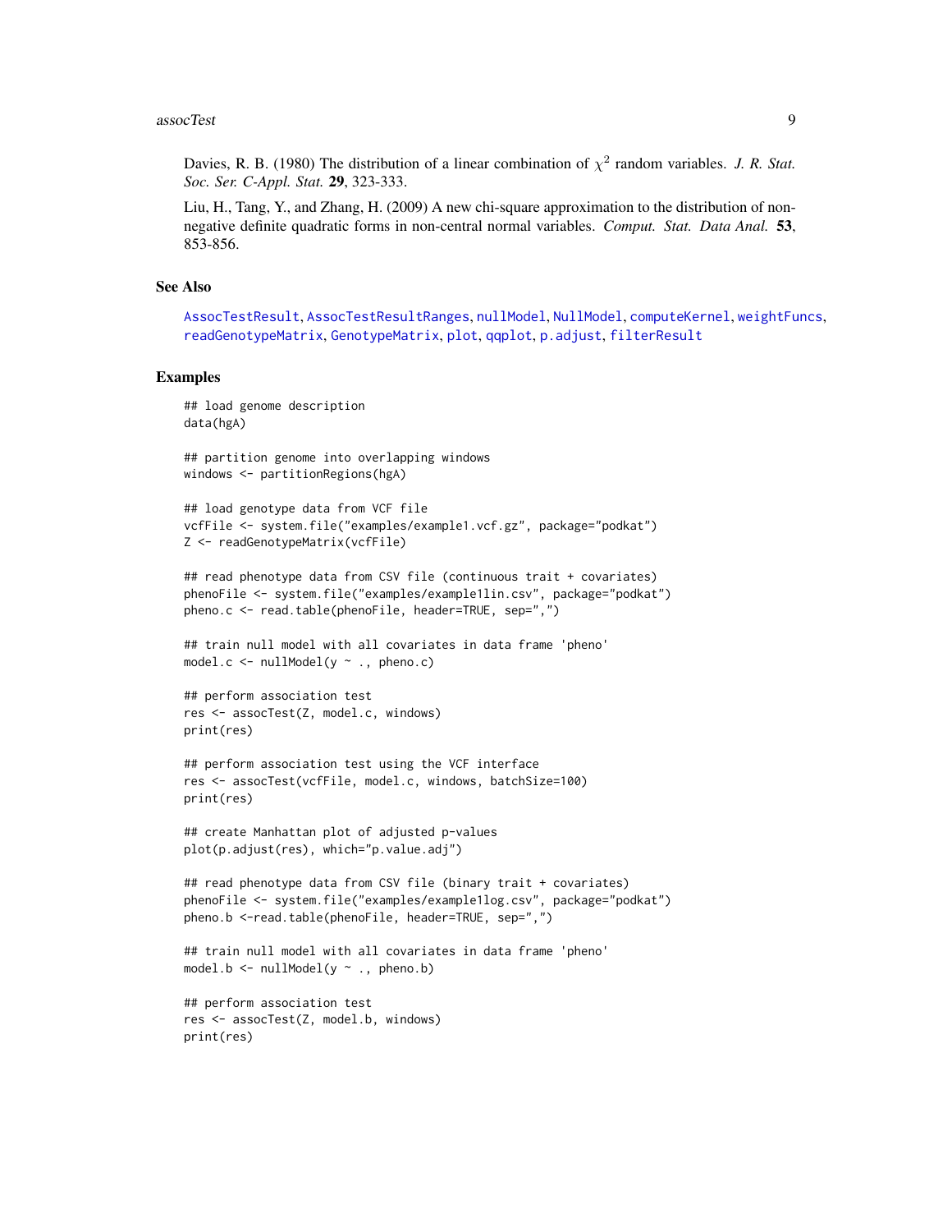Davies, R. B. (1980) The distribution of a linear combination of $\chi^2$ random variables. *J. R. Stat. Soc. Ser. C-Appl. Stat.* **29**, 323-333.

Liu, H., Tang, Y., and Zhang, H. (2009) A new chi-square approximation to the distribution of non-negative definite quadratic forms in non-central normal variables. *Comput. Stat. Data Anal.* **53**, 853-856.

## See Also

AssocTestResult, AssocTestResultRanges, nullModel, NullModel, computeKernel, weightFuncs, readGenotypeMatrix, GenotypeMatrix, plot, qqplot, p.adjust, filterResult

## Examples

```
## load genome description
data(hgA)

## partition genome into overlapping windows
windows <- partitionRegions(hgA)

## load genotype data from VCF file
vcfFile <- system.file("examples/example1.vcf.gz", package="podkat")
Z <- readGenotypeMatrix(vcfFile)

## read phenotype data from CSV file (continuous trait + covariates)
phenoFile <- system.file("examples/example1lin.csv", package="podkat")
pheno.c <- read.table(phenoFile, header=TRUE, sep=",")

## train null model with all covariates in data frame 'pheno'
model.c <- nullModel(y ~ ., pheno.c)

## perform association test
res <- assocTest(Z, model.c, windows)
print(res)

## perform association test using the VCF interface
res <- assocTest(vcfFile, model.c, windows, batchSize=100)
print(res)

## create Manhattan plot of adjusted p-values
plot(p.adjust(res), which="p.value.adj")

## read phenotype data from CSV file (binary trait + covariates)
phenoFile <- system.file("examples/example1log.csv", package="podkat")
pheno.b <-read.table(phenoFile, header=TRUE, sep=",")

## train null model with all covariates in data frame 'pheno'
model.b <- nullModel(y ~ ., pheno.b)

## perform association test
res <- assocTest(Z, model.b, windows)
print(res)
```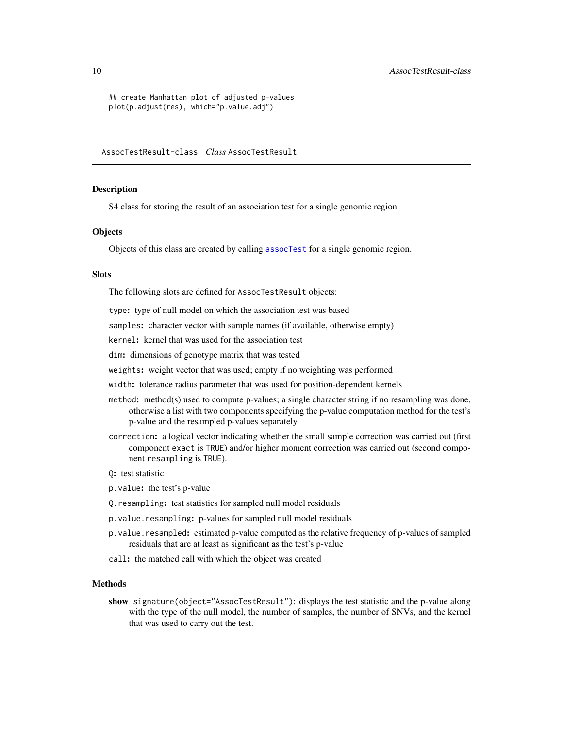```
## create Manhattan plot of adjusted p-values
plot(p.adjust(res), which="p.value.adj")
```

---

## AssocTestResult-class *Class* AssocTestResult

### Description

S4 class for storing the result of an association test for a single genomic region

### Objects

Objects of this class are created by calling `assocTest` for a single genomic region.

### Slots

The following slots are defined for `AssocTestResult` objects:

- `type`: type of null model on which the association test was based
- `samples`: character vector with sample names (if available, otherwise empty)
- `kernel`: kernel that was used for the association test
- `dim`: dimensions of genotype matrix that was tested
- `weights`: weight vector that was used; empty if no weighting was performed
- `width`: tolerance radius parameter that was used for position-dependent kernels
- `method`: method(s) used to compute p-values; a single character string if no resampling was done, otherwise a list with two components specifying the p-value computation method for the test's p-value and the resampled p-values separately.
- `correction`: a logical vector indicating whether the small sample correction was carried out (first component `exact` is `TRUE`) and/or higher moment correction was carried out (second component `resampling` is `TRUE`).
- `Q`: test statistic
- `p.value`: the test's p-value
- `Q.resampling`: test statistics for sampled null model residuals
- `p.value.resampling`: p-values for sampled null model residuals
- `p.value.resampled`: estimated p-value computed as the relative frequency of p-values of sampled residuals that are at least as significant as the test's p-value
- `call`: the matched call with which the object was created

### Methods

**show** `signature(object="AssocTestResult")`: displays the test statistic and the p-value along with the type of the null model, the number of samples, the number of SNVs, and the kernel that was used to carry out the test.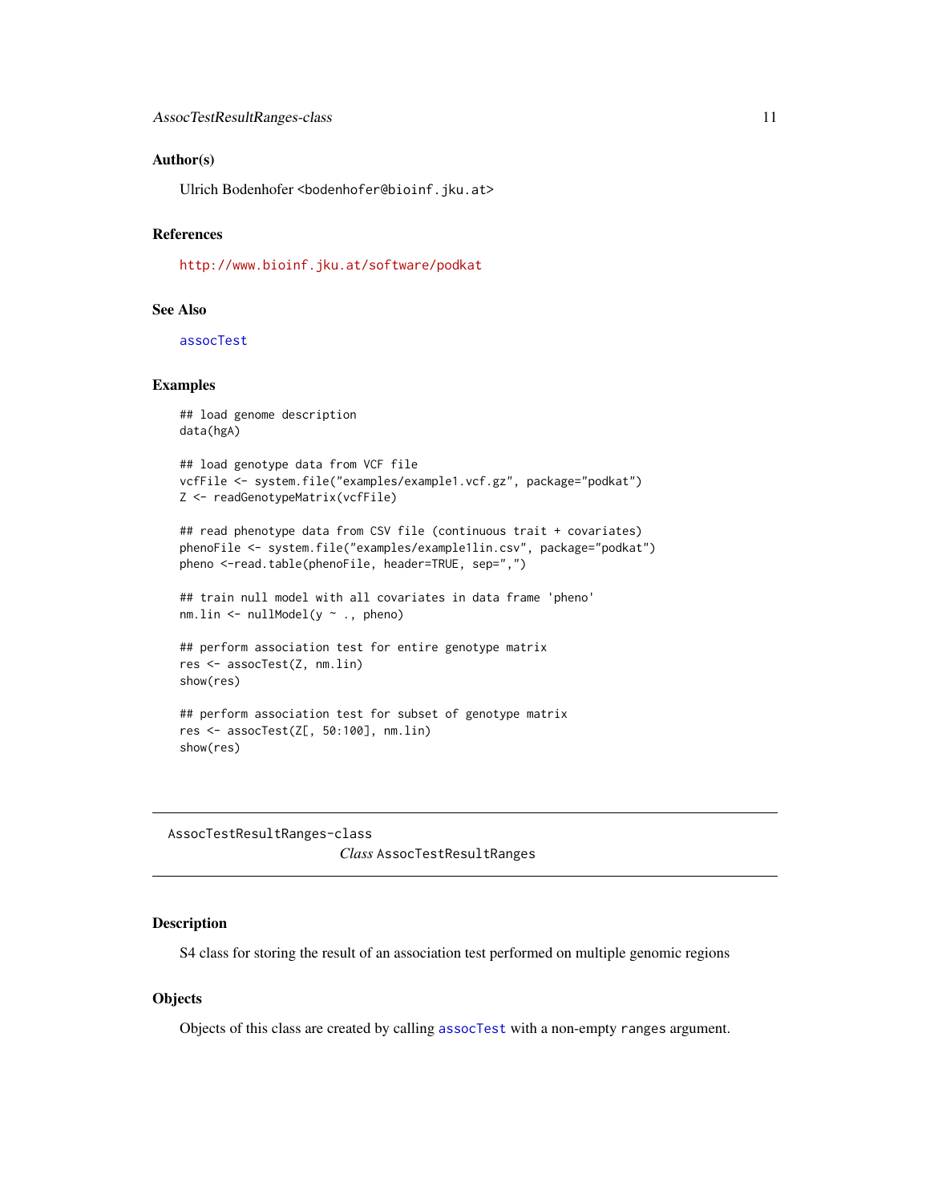### Author(s)

Ulrich Bodenhofer <bodenhofer@bioinf.jku.at>

### References

http://www.bioinf.jku.at/software/podkat

### See Also

assocTest

### Examples

```
## load genome description
data(hgA)

## load genotype data from VCF file
vcfFile <- system.file("examples/example1.vcf.gz", package="podkat")
Z <- readGenotypeMatrix(vcfFile)

## read phenotype data from CSV file (continuous trait + covariates)
phenoFile <- system.file("examples/example1lin.csv", package="podkat")
pheno <-read.table(phenoFile, header=TRUE, sep=",")

## train null model with all covariates in data frame 'pheno'
nm.lin <- nullModel(y ~ ., pheno)

## perform association test for entire genotype matrix
res <- assocTest(Z, nm.lin)
show(res)

## perform association test for subset of genotype matrix
res <- assocTest(Z[, 50:100], nm.lin)
show(res)
```

---

## AssocTestResultRanges-class

*Class* AssocTestResultRanges

---

### Description

S4 class for storing the result of an association test performed on multiple genomic regions

### Objects

Objects of this class are created by calling assocTest with a non-empty ranges argument.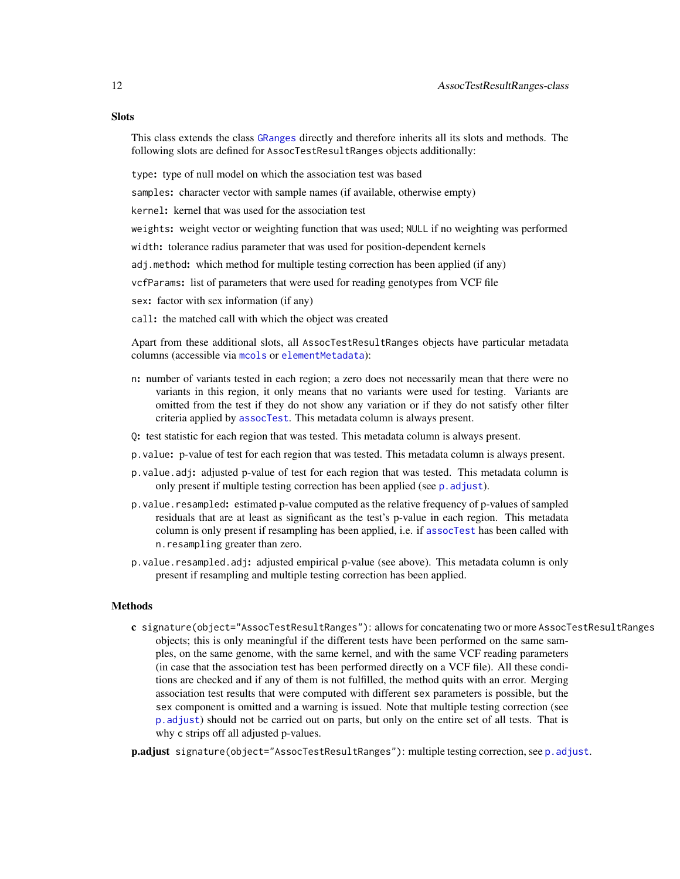## Slots

This class extends the class `GRanges` directly and therefore inherits all its slots and methods. The following slots are defined for `AssocTestResultRanges` objects additionally:

`type`: type of null model on which the association test was based

`samples`: character vector with sample names (if available, otherwise empty)

`kernel`: kernel that was used for the association test

`weights`: weight vector or weighting function that was used; `NULL` if no weighting was performed

`width`: tolerance radius parameter that was used for position-dependent kernels

`adj.method`: which method for multiple testing correction has been applied (if any)

`vcfParams`: list of parameters that were used for reading genotypes from VCF file

`sex`: factor with sex information (if any)

`call`: the matched call with which the object was created

Apart from these additional slots, all `AssocTestResultRanges` objects have particular metadata columns (accessible via `mcols` or `elementMetadata`):

- `n`: number of variants tested in each region; a zero does not necessarily mean that there were no variants in this region, it only means that no variants were used for testing. Variants are omitted from the test if they do not show any variation or if they do not satisfy other filter criteria applied by `assocTest`. This metadata column is always present.
- `Q`: test statistic for each region that was tested. This metadata column is always present.
- `p.value`: p-value of test for each region that was tested. This metadata column is always present.
- `p.value.adj`: adjusted p-value of test for each region that was tested. This metadata column is only present if multiple testing correction has been applied (see `p.adjust`).
- `p.value.resampled`: estimated p-value computed as the relative frequency of p-values of sampled residuals that are at least as significant as the test's p-value in each region. This metadata column is only present if resampling has been applied, i.e. if `assocTest` has been called with `n.resampling` greater than zero.
- `p.value.resampled.adj`: adjusted empirical p-value (see above). This metadata column is only present if resampling and multiple testing correction has been applied.

## Methods

**c** `signature(object="AssocTestResultRanges")`: allows for concatenating two or more `AssocTestResultRanges` objects; this is only meaningful if the different tests have been performed on the same samples, on the same genome, with the same kernel, and with the same VCF reading parameters (in case that the association test has been performed directly on a VCF file). All these conditions are checked and if any of them is not fulfilled, the method quits with an error. Merging association test results that were computed with different `sex` parameters is possible, but the `sex` component is omitted and a warning is issued. Note that multiple testing correction (see `p.adjust`) should not be carried out on parts, but only on the entire set of all tests. That is why `c` strips off all adjusted p-values.

**p.adjust** `signature(object="AssocTestResultRanges")`: multiple testing correction, see `p.adjust`.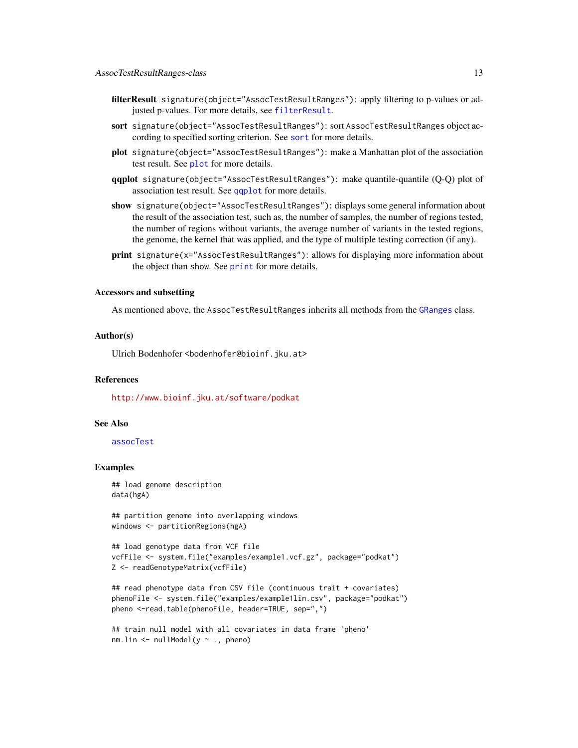**filterResult** `signature(object="AssocTestResultRanges")`: apply filtering to p-values or adjusted p-values. For more details, see `filterResult`.

**sort** `signature(object="AssocTestResultRanges")`: sort `AssocTestResultRanges` object according to specified sorting criterion. See `sort` for more details.

**plot** `signature(object="AssocTestResultRanges")`: make a Manhattan plot of the association test result. See `plot` for more details.

**qqplot** `signature(object="AssocTestResultRanges")`: make quantile-quantile (Q-Q) plot of association test result. See `qqplot` for more details.

**show** `signature(object="AssocTestResultRanges")`: displays some general information about the result of the association test, such as, the number of samples, the number of regions tested, the number of regions without variants, the average number of variants in the tested regions, the genome, the kernel that was applied, and the type of multiple testing correction (if any).

**print** `signature(x="AssocTestResultRanges")`: allows for displaying more information about the object than show. See `print` for more details.

### Accessors and subsetting

As mentioned above, the `AssocTestResultRanges` inherits all methods from the `GRanges` class.

### Author(s)

Ulrich Bodenhofer <bodenhofer@bioinf.jku.at>

### References

http://www.bioinf.jku.at/software/podkat

### See Also

`assocTest`

### Examples

```
## load genome description
data(hgA)

## partition genome into overlapping windows
windows <- partitionRegions(hgA)

## load genotype data from VCF file
vcfFile <- system.file("examples/example1.vcf.gz", package="podkat")
Z <- readGenotypeMatrix(vcfFile)

## read phenotype data from CSV file (continuous trait + covariates)
phenoFile <- system.file("examples/example1lin.csv", package="podkat")
pheno <-read.table(phenoFile, header=TRUE, sep=",")

## train null model with all covariates in data frame 'pheno'
nm.lin <- nullModel(y ~ ., pheno)
```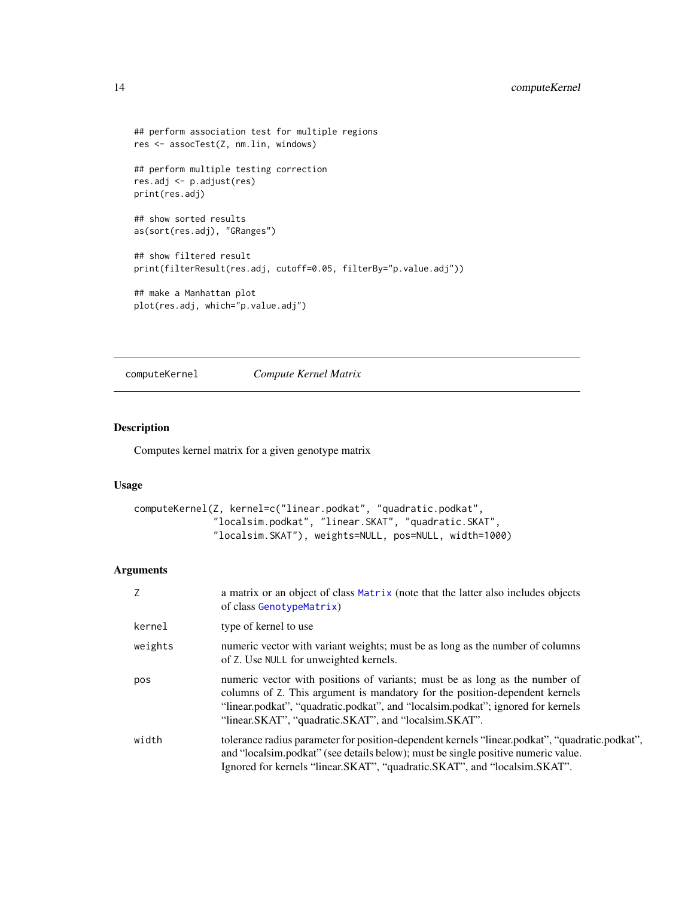```
## perform association test for multiple regions
res <- assocTest(Z, nm.lin, windows)

## perform multiple testing correction
res.adj <- p.adjust(res)
print(res.adj)

## show sorted results
as(sort(res.adj), "GRanges")

## show filtered result
print(filterResult(res.adj, cutoff=0.05, filterBy="p.value.adj"))

## make a Manhattan plot
plot(res.adj, which="p.value.adj")
```

---

## computeKernel — *Compute Kernel Matrix*

---

### Description

Computes kernel matrix for a given genotype matrix

### Usage

```
computeKernel(Z, kernel=c("linear.podkat", "quadratic.podkat",
              "localsim.podkat", "linear.SKAT", "quadratic.SKAT",
              "localsim.SKAT"), weights=NULL, pos=NULL, width=1000)
```

### Arguments

| | |
|---|---|
| `Z` | a matrix or an object of class `Matrix` (note that the latter also includes objects of class `GenotypeMatrix`) |
| `kernel` | type of kernel to use |
| `weights` | numeric vector with variant weights; must be as long as the number of columns of `Z`. Use `NULL` for unweighted kernels. |
| `pos` | numeric vector with positions of variants; must be as long as the number of columns of `Z`. This argument is mandatory for the position-dependent kernels "linear.podkat", "quadratic.podkat", and "localsim.podkat"; ignored for kernels "linear.SKAT", "quadratic.SKAT", and "localsim.SKAT". |
| `width` | tolerance radius parameter for position-dependent kernels "linear.podkat", "quadratic.podkat", and "localsim.podkat" (see details below); must be single positive numeric value. Ignored for kernels "linear.SKAT", "quadratic.SKAT", and "localsim.SKAT". |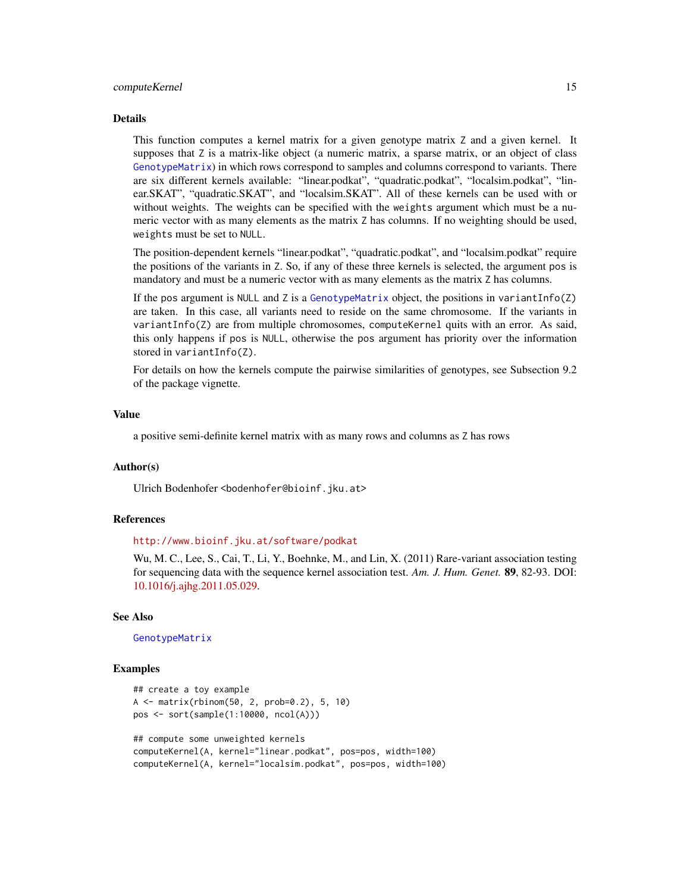## Details

This function computes a kernel matrix for a given genotype matrix `Z` and a given kernel. It supposes that `Z` is a matrix-like object (a numeric matrix, a sparse matrix, or an object of class `GenotypeMatrix`) in which rows correspond to samples and columns correspond to variants. There are six different kernels available: "linear.podkat", "quadratic.podkat", "localsim.podkat", "linear.SKAT", "quadratic.SKAT", and "localsim.SKAT". All of these kernels can be used with or without weights. The weights can be specified with the `weights` argument which must be a numeric vector with as many elements as the matrix `Z` has columns. If no weighting should be used, `weights` must be set to `NULL`.

The position-dependent kernels "linear.podkat", "quadratic.podkat", and "localsim.podkat" require the positions of the variants in `Z`. So, if any of these three kernels is selected, the argument `pos` is mandatory and must be a numeric vector with as many elements as the matrix `Z` has columns.

If the `pos` argument is `NULL` and `Z` is a `GenotypeMatrix` object, the positions in `variantInfo(Z)` are taken. In this case, all variants need to reside on the same chromosome. If the variants in `variantInfo(Z)` are from multiple chromosomes, `computeKernel` quits with an error. As said, this only happens if `pos` is `NULL`, otherwise the `pos` argument has priority over the information stored in `variantInfo(Z)`.

For details on how the kernels compute the pairwise similarities of genotypes, see Subsection 9.2 of the package vignette.

## Value

a positive semi-definite kernel matrix with as many rows and columns as `Z` has rows

## Author(s)

Ulrich Bodenhofer <bodenhofer@bioinf.jku.at>

## References

http://www.bioinf.jku.at/software/podkat

Wu, M. C., Lee, S., Cai, T., Li, Y., Boehnke, M., and Lin, X. (2011) Rare-variant association testing for sequencing data with the sequence kernel association test. *Am. J. Hum. Genet.* **89**, 82-93. DOI: 10.1016/j.ajhg.2011.05.029.

## See Also

`GenotypeMatrix`

## Examples

```
## create a toy example
A <- matrix(rbinom(50, 2, prob=0.2), 5, 10)
pos <- sort(sample(1:10000, ncol(A)))

## compute some unweighted kernels
computeKernel(A, kernel="linear.podkat", pos=pos, width=100)
computeKernel(A, kernel="localsim.podkat", pos=pos, width=100)
```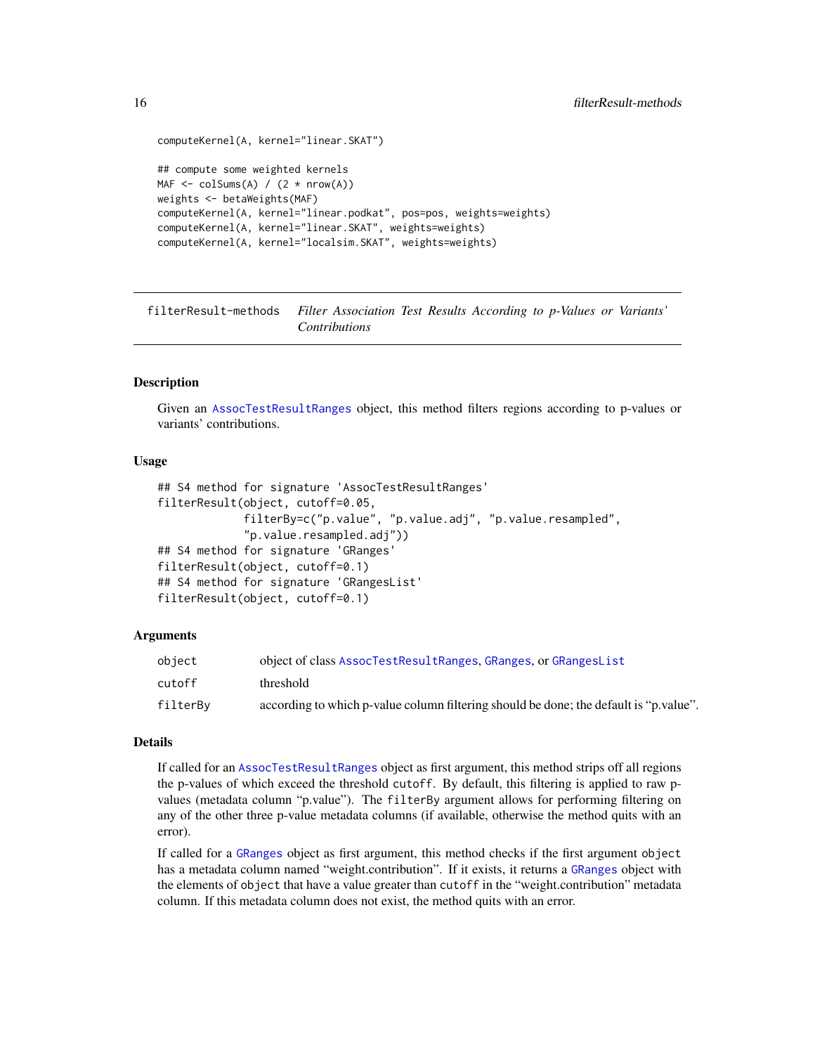```
computeKernel(A, kernel="linear.SKAT")

## compute some weighted kernels
MAF <- colSums(A) / (2 * nrow(A))
weights <- betaWeights(MAF)
computeKernel(A, kernel="linear.podkat", pos=pos, weights=weights)
computeKernel(A, kernel="linear.SKAT", weights=weights)
computeKernel(A, kernel="localsim.SKAT", weights=weights)
```

## filterResult-methods — *Filter Association Test Results According to p-Values or Variants' Contributions*

### Description

Given an AssocTestResultRanges object, this method filters regions according to p-values or variants' contributions.

### Usage

```
## S4 method for signature 'AssocTestResultRanges'
filterResult(object, cutoff=0.05,
             filterBy=c("p.value", "p.value.adj", "p.value.resampled",
             "p.value.resampled.adj"))
## S4 method for signature 'GRanges'
filterResult(object, cutoff=0.1)
## S4 method for signature 'GRangesList'
filterResult(object, cutoff=0.1)
```

### Arguments

| | |
|---|---|
| `object` | object of class AssocTestResultRanges, GRanges, or GRangesList |
| `cutoff` | threshold |
| `filterBy` | according to which p-value column filtering should be done; the default is "p.value". |

### Details

If called for an AssocTestResultRanges object as first argument, this method strips off all regions the p-values of which exceed the threshold `cutoff`. By default, this filtering is applied to raw p-values (metadata column "p.value"). The `filterBy` argument allows for performing filtering on any of the other three p-value metadata columns (if available, otherwise the method quits with an error).

If called for a GRanges object as first argument, this method checks if the first argument `object` has a metadata column named "weight.contribution". If it exists, it returns a GRanges object with the elements of `object` that have a value greater than `cutoff` in the "weight.contribution" metadata column. If this metadata column does not exist, the method quits with an error.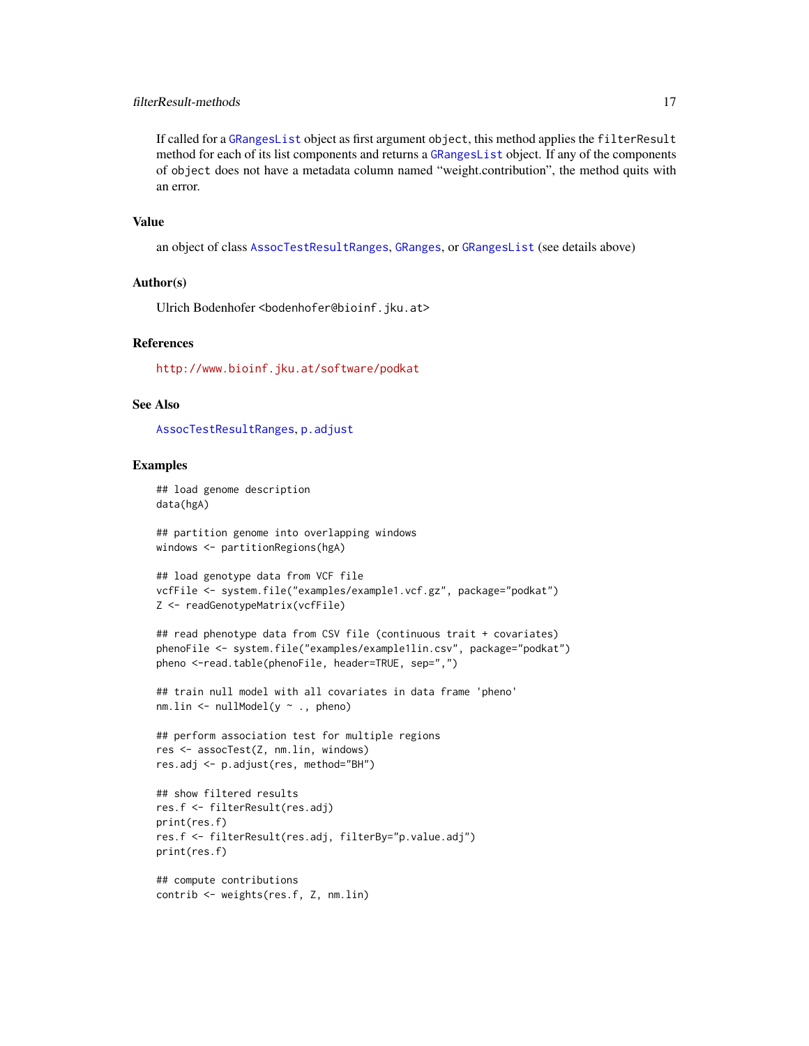If called for a GRangesList object as first argument object, this method applies the filterResult method for each of its list components and returns a GRangesList object. If any of the components of object does not have a metadata column named “weight.contribution”, the method quits with an error.

## Value

an object of class AssocTestResultRanges, GRanges, or GRangesList (see details above)

## Author(s)

Ulrich Bodenhofer <bodenhofer@bioinf.jku.at>

## References

http://www.bioinf.jku.at/software/podkat

## See Also

AssocTestResultRanges, p.adjust

## Examples

```
## load genome description
data(hgA)

## partition genome into overlapping windows
windows <- partitionRegions(hgA)

## load genotype data from VCF file
vcfFile <- system.file("examples/example1.vcf.gz", package="podkat")
Z <- readGenotypeMatrix(vcfFile)

## read phenotype data from CSV file (continuous trait + covariates)
phenoFile <- system.file("examples/example1lin.csv", package="podkat")
pheno <-read.table(phenoFile, header=TRUE, sep=",")

## train null model with all covariates in data frame 'pheno'
nm.lin <- nullModel(y ~ ., pheno)

## perform association test for multiple regions
res <- assocTest(Z, nm.lin, windows)
res.adj <- p.adjust(res, method="BH")

## show filtered results
res.f <- filterResult(res.adj)
print(res.f)
res.f <- filterResult(res.adj, filterBy="p.value.adj")
print(res.f)

## compute contributions
contrib <- weights(res.f, Z, nm.lin)
```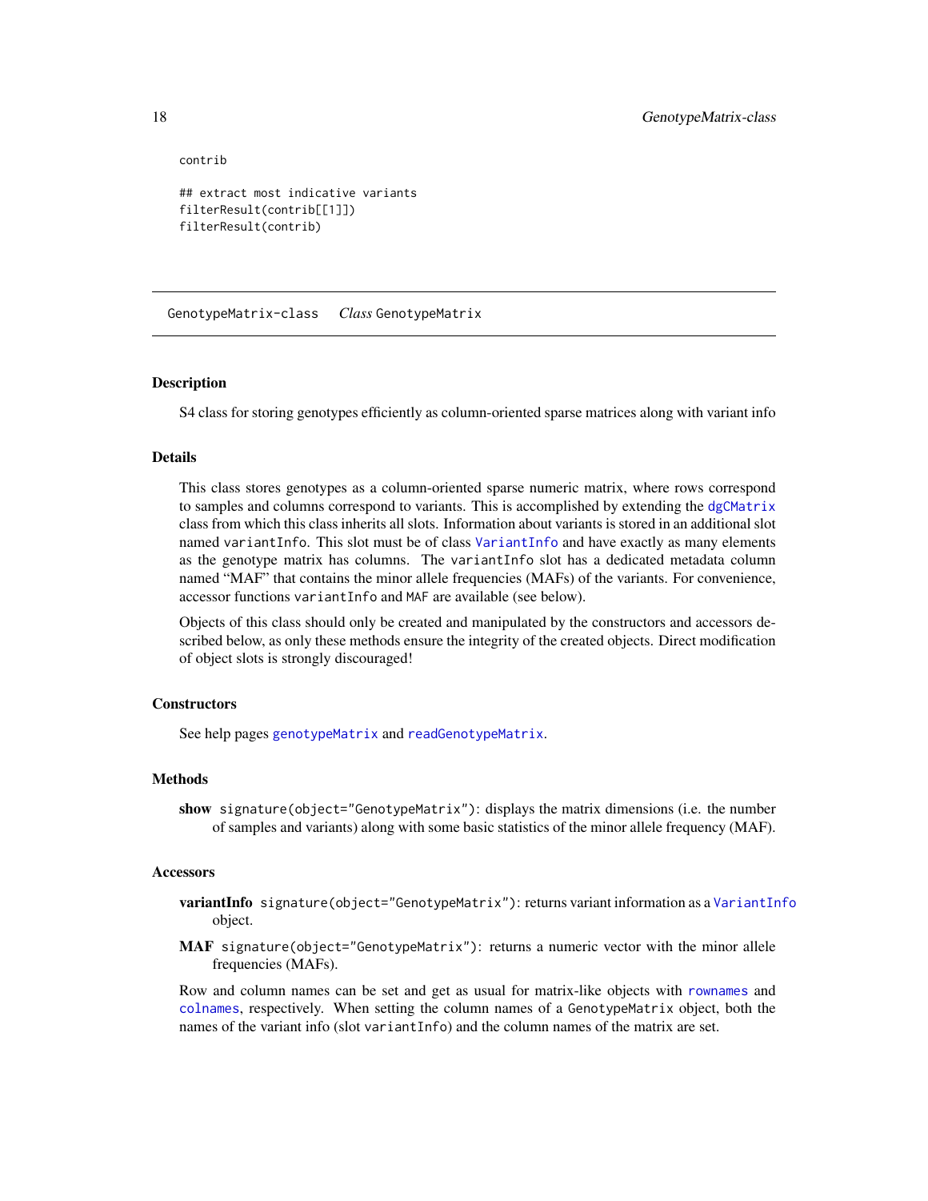```
contrib

## extract most indicative variants
filterResult(contrib[[1]])
filterResult(contrib)
```

---

GenotypeMatrix-class    *Class* GenotypeMatrix

---

## Description

S4 class for storing genotypes efficiently as column-oriented sparse matrices along with variant info

## Details

This class stores genotypes as a column-oriented sparse numeric matrix, where rows correspond to samples and columns correspond to variants. This is accomplished by extending the `dgCMatrix` class from which this class inherits all slots. Information about variants is stored in an additional slot named `variantInfo`. This slot must be of class `VariantInfo` and have exactly as many elements as the genotype matrix has columns. The `variantInfo` slot has a dedicated metadata column named "MAF" that contains the minor allele frequencies (MAFs) of the variants. For convenience, accessor functions `variantInfo` and `MAF` are available (see below).

Objects of this class should only be created and manipulated by the constructors and accessors described below, as only these methods ensure the integrity of the created objects. Direct modification of object slots is strongly discouraged!

## Constructors

See help pages `genotypeMatrix` and `readGenotypeMatrix`.

## Methods

**show** `signature(object="GenotypeMatrix")`: displays the matrix dimensions (i.e. the number of samples and variants) along with some basic statistics of the minor allele frequency (MAF).

## Accessors

**variantInfo** `signature(object="GenotypeMatrix")`: returns variant information as a `VariantInfo` object.

**MAF** `signature(object="GenotypeMatrix")`: returns a numeric vector with the minor allele frequencies (MAFs).

Row and column names can be set and get as usual for matrix-like objects with `rownames` and `colnames`, respectively. When setting the column names of a `GenotypeMatrix` object, both the names of the variant info (slot `variantInfo`) and the column names of the matrix are set.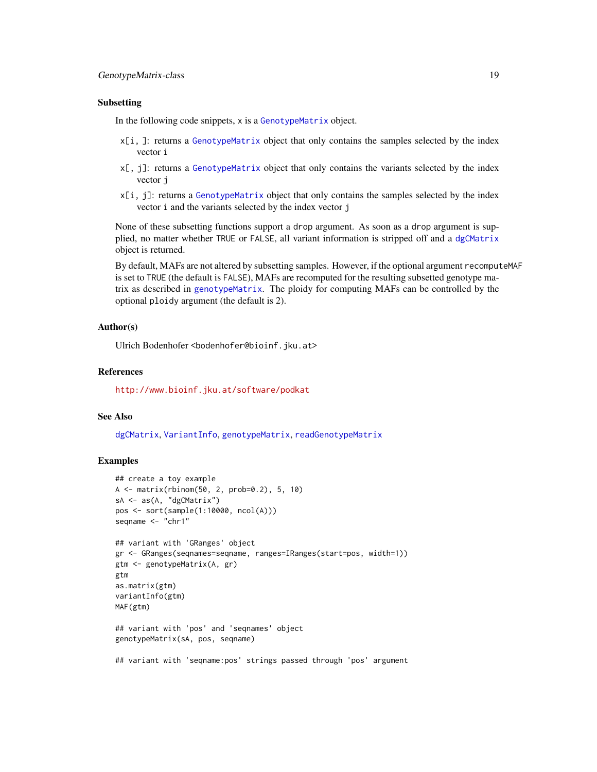### Subsetting

In the following code snippets, `x` is a `GenotypeMatrix` object.

- `x[i, ]`: returns a `GenotypeMatrix` object that only contains the samples selected by the index vector `i`
- `x[, j]`: returns a `GenotypeMatrix` object that only contains the variants selected by the index vector `j`
- `x[i, j]`: returns a `GenotypeMatrix` object that only contains the samples selected by the index vector `i` and the variants selected by the index vector `j`

None of these subsetting functions support a `drop` argument. As soon as a `drop` argument is supplied, no matter whether `TRUE` or `FALSE`, all variant information is stripped off and a `dgCMatrix` object is returned.

By default, MAFs are not altered by subsetting samples. However, if the optional argument `recomputeMAF` is set to `TRUE` (the default is `FALSE`), MAFs are recomputed for the resulting subsetted genotype matrix as described in `genotypeMatrix`. The ploidy for computing MAFs can be controlled by the optional `ploidy` argument (the default is 2).

### Author(s)

Ulrich Bodenhofer <bodenhofer@bioinf.jku.at>

### References

http://www.bioinf.jku.at/software/podkat

### See Also

`dgCMatrix`, `VariantInfo`, `genotypeMatrix`, `readGenotypeMatrix`

### Examples

```
## create a toy example
A <- matrix(rbinom(50, 2, prob=0.2), 5, 10)
sA <- as(A, "dgCMatrix")
pos <- sort(sample(1:10000, ncol(A)))
seqname <- "chr1"

## variant with 'GRanges' object
gr <- GRanges(seqnames=seqname, ranges=IRanges(start=pos, width=1))
gtm <- genotypeMatrix(A, gr)
gtm
as.matrix(gtm)
variantInfo(gtm)
MAF(gtm)

## variant with 'pos' and 'seqnames' object
genotypeMatrix(sA, pos, seqname)

## variant with 'seqname:pos' strings passed through 'pos' argument
```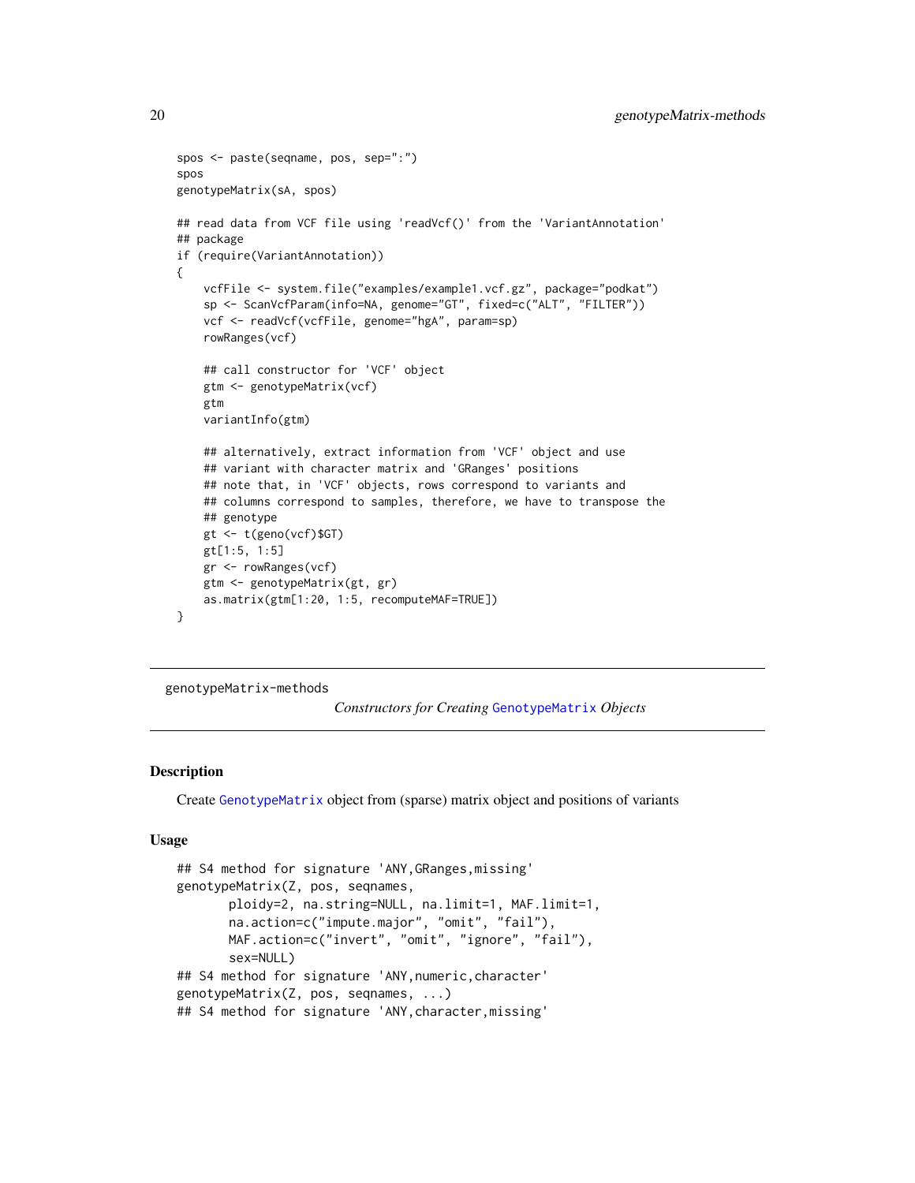```
spos <- paste(seqname, pos, sep=":")
spos
genotypeMatrix(sA, spos)

## read data from VCF file using 'readVcf()' from the 'VariantAnnotation'
## package
if (require(VariantAnnotation))
{
    vcfFile <- system.file("examples/example1.vcf.gz", package="podkat")
    sp <- ScanVcfParam(info=NA, genome="GT", fixed=c("ALT", "FILTER"))
    vcf <- readVcf(vcfFile, genome="hgA", param=sp)
    rowRanges(vcf)

    ## call constructor for 'VCF' object
    gtm <- genotypeMatrix(vcf)
    gtm
    variantInfo(gtm)

    ## alternatively, extract information from 'VCF' object and use
    ## variant with character matrix and 'GRanges' positions
    ## note that, in 'VCF' objects, rows correspond to variants and
    ## columns correspond to samples, therefore, we have to transpose the
    ## genotype
    gt <- t(geno(vcf)$GT)
    gt[1:5, 1:5]
    gr <- rowRanges(vcf)
    gtm <- genotypeMatrix(gt, gr)
    as.matrix(gtm[1:20, 1:5, recomputeMAF=TRUE])
}
```

---

genotypeMatrix-methods

*Constructors for Creating GenotypeMatrix Objects*

---

## Description

Create GenotypeMatrix object from (sparse) matrix object and positions of variants

## Usage

```
## S4 method for signature 'ANY,GRanges,missing'
genotypeMatrix(Z, pos, seqnames,
       ploidy=2, na.string=NULL, na.limit=1, MAF.limit=1,
       na.action=c("impute.major", "omit", "fail"),
       MAF.action=c("invert", "omit", "ignore", "fail"),
       sex=NULL)
## S4 method for signature 'ANY,numeric,character'
genotypeMatrix(Z, pos, seqnames, ...)
## S4 method for signature 'ANY,character,missing'
```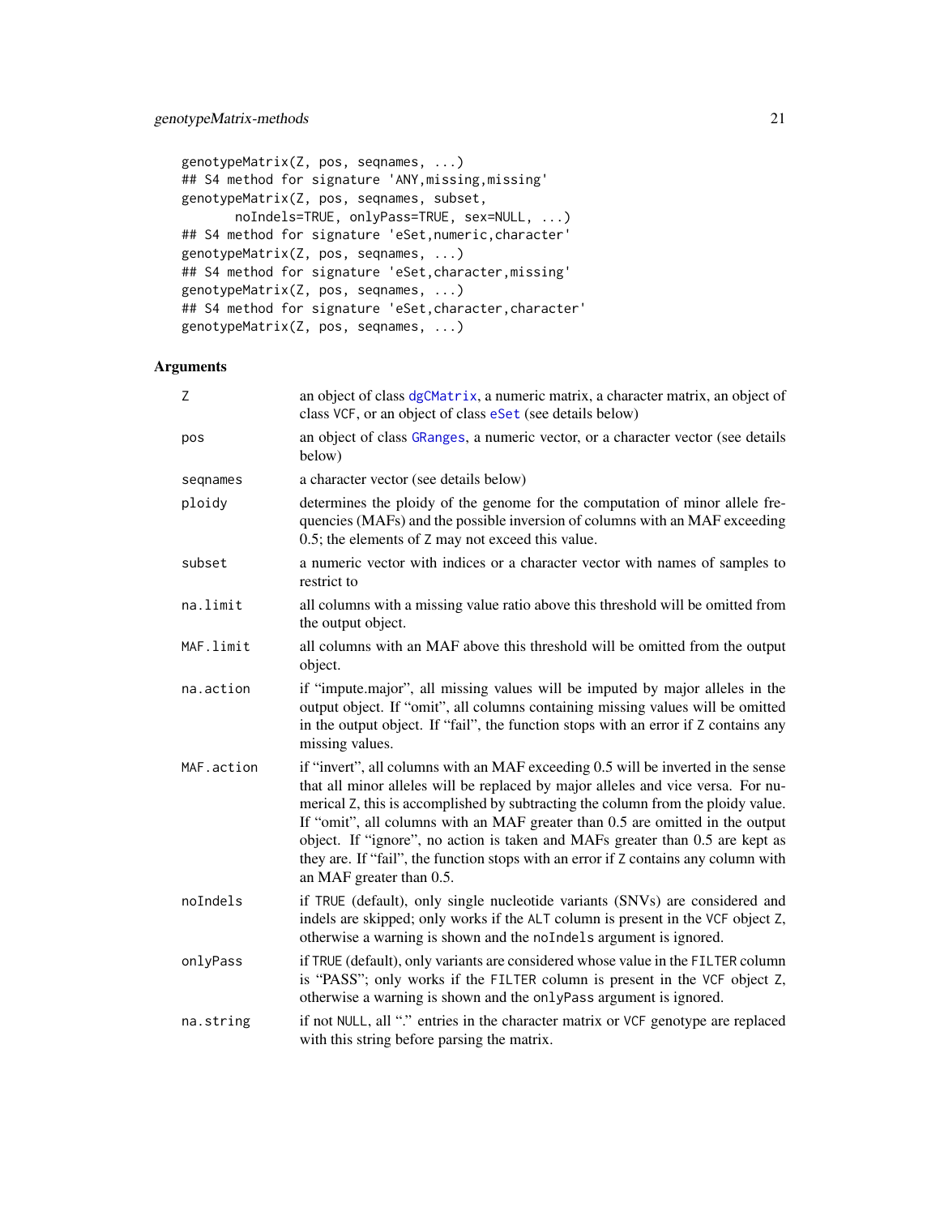```
genotypeMatrix(Z, pos, seqnames, ...)
## S4 method for signature 'ANY,missing,missing'
genotypeMatrix(Z, pos, seqnames, subset,
      noIndels=TRUE, onlyPass=TRUE, sex=NULL, ...)
## S4 method for signature 'eSet,numeric,character'
genotypeMatrix(Z, pos, seqnames, ...)
## S4 method for signature 'eSet,character,missing'
genotypeMatrix(Z, pos, seqnames, ...)
## S4 method for signature 'eSet,character,character'
genotypeMatrix(Z, pos, seqnames, ...)
```

## Arguments

| | |
|---|---|
| `Z` | an object of class `dgCMatrix`, a numeric matrix, a character matrix, an object of class `VCF`, or an object of class `eSet` (see details below) |
| `pos` | an object of class `GRanges`, a numeric vector, or a character vector (see details below) |
| `seqnames` | a character vector (see details below) |
| `ploidy` | determines the ploidy of the genome for the computation of minor allele frequencies (MAFs) and the possible inversion of columns with an MAF exceeding 0.5; the elements of `Z` may not exceed this value. |
| `subset` | a numeric vector with indices or a character vector with names of samples to restrict to |
| `na.limit` | all columns with a missing value ratio above this threshold will be omitted from the output object. |
| `MAF.limit` | all columns with an MAF above this threshold will be omitted from the output object. |
| `na.action` | if "impute.major", all missing values will be imputed by major alleles in the output object. If "omit", all columns containing missing values will be omitted in the output object. If "fail", the function stops with an error if `Z` contains any missing values. |
| `MAF.action` | if "invert", all columns with an MAF exceeding 0.5 will be inverted in the sense that all minor alleles will be replaced by major alleles and vice versa. For numerical `Z`, this is accomplished by subtracting the column from the ploidy value. If "omit", all columns with an MAF greater than 0.5 are omitted in the output object. If "ignore", no action is taken and MAFs greater than 0.5 are kept as they are. If "fail", the function stops with an error if `Z` contains any column with an MAF greater than 0.5. |
| `noIndels` | if `TRUE` (default), only single nucleotide variants (SNVs) are considered and indels are skipped; only works if the `ALT` column is present in the `VCF` object `Z`, otherwise a warning is shown and the `noIndels` argument is ignored. |
| `onlyPass` | if `TRUE` (default), only variants are considered whose value in the `FILTER` column is "PASS"; only works if the `FILTER` column is present in the `VCF` object `Z`, otherwise a warning is shown and the `onlyPass` argument is ignored. |
| `na.string` | if not `NULL`, all "." entries in the character matrix or `VCF` genotype are replaced with this string before parsing the matrix. |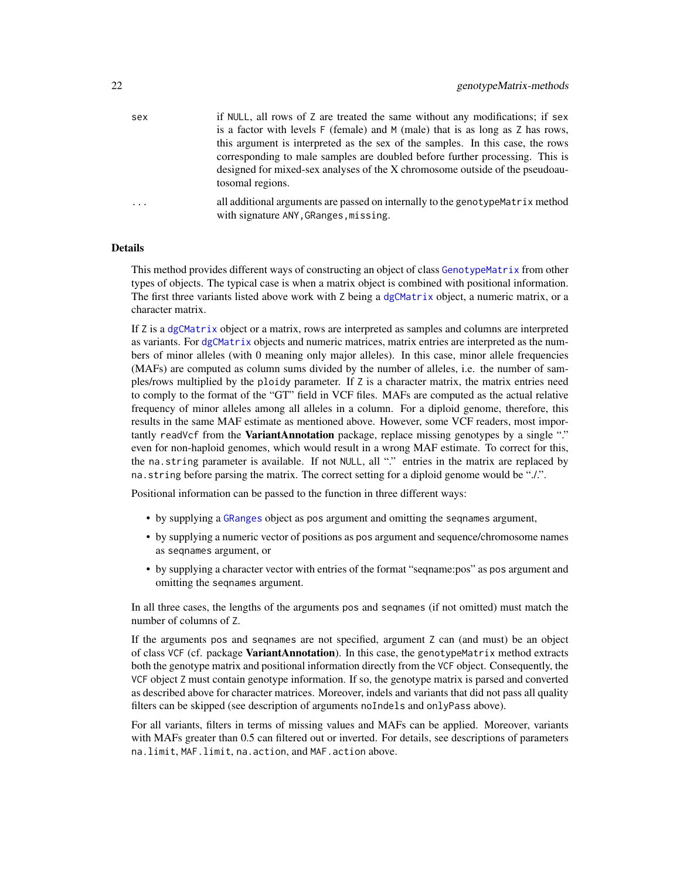| | |
|---|---|
| `sex` | if `NULL`, all rows of `Z` are treated the same without any modifications; if `sex` is a factor with levels `F` (female) and `M` (male) that is as long as `Z` has rows, this argument is interpreted as the sex of the samples. In this case, the rows corresponding to male samples are doubled before further processing. This is designed for mixed-sex analyses of the X chromosome outside of the pseudoautosomal regions. |
| `...` | all additional arguments are passed on internally to the `genotypeMatrix` method with signature `ANY,GRanges,missing`. |

## Details

This method provides different ways of constructing an object of class `GenotypeMatrix` from other types of objects. The typical case is when a matrix object is combined with positional information. The first three variants listed above work with `Z` being a `dgCMatrix` object, a numeric matrix, or a character matrix.

If `Z` is a `dgCMatrix` object or a matrix, rows are interpreted as samples and columns are interpreted as variants. For `dgCMatrix` objects and numeric matrices, matrix entries are interpreted as the numbers of minor alleles (with 0 meaning only major alleles). In this case, minor allele frequencies (MAFs) are computed as column sums divided by the number of alleles, i.e. the number of samples/rows multiplied by the `ploidy` parameter. If `Z` is a character matrix, the matrix entries need to comply to the format of the "GT" field in VCF files. MAFs are computed as the actual relative frequency of minor alleles among all alleles in a column. For a diploid genome, therefore, this results in the same MAF estimate as mentioned above. However, some VCF readers, most importantly `readVcf` from the **VariantAnnotation** package, replace missing genotypes by a single "." even for non-haploid genomes, which would result in a wrong MAF estimate. To correct for this, the `na.string` parameter is available. If not `NULL`, all "." entries in the matrix are replaced by `na.string` before parsing the matrix. The correct setting for a diploid genome would be "./.".

Positional information can be passed to the function in three different ways:

- by supplying a `GRanges` object as `pos` argument and omitting the `seqnames` argument,
- by supplying a numeric vector of positions as `pos` argument and sequence/chromosome names as `seqnames` argument, or
- by supplying a character vector with entries of the format "seqname:pos" as `pos` argument and omitting the `seqnames` argument.

In all three cases, the lengths of the arguments `pos` and `seqnames` (if not omitted) must match the number of columns of `Z`.

If the arguments `pos` and `seqnames` are not specified, argument `Z` can (and must) be an object of class `VCF` (cf. package **VariantAnnotation**). In this case, the `genotypeMatrix` method extracts both the genotype matrix and positional information directly from the `VCF` object. Consequently, the `VCF` object `Z` must contain genotype information. If so, the genotype matrix is parsed and converted as described above for character matrices. Moreover, indels and variants that did not pass all quality filters can be skipped (see description of arguments `noIndels` and `onlyPass` above).

For all variants, filters in terms of missing values and MAFs can be applied. Moreover, variants with MAFs greater than 0.5 can filtered out or inverted. For details, see descriptions of parameters `na.limit`, `MAF.limit`, `na.action`, and `MAF.action` above.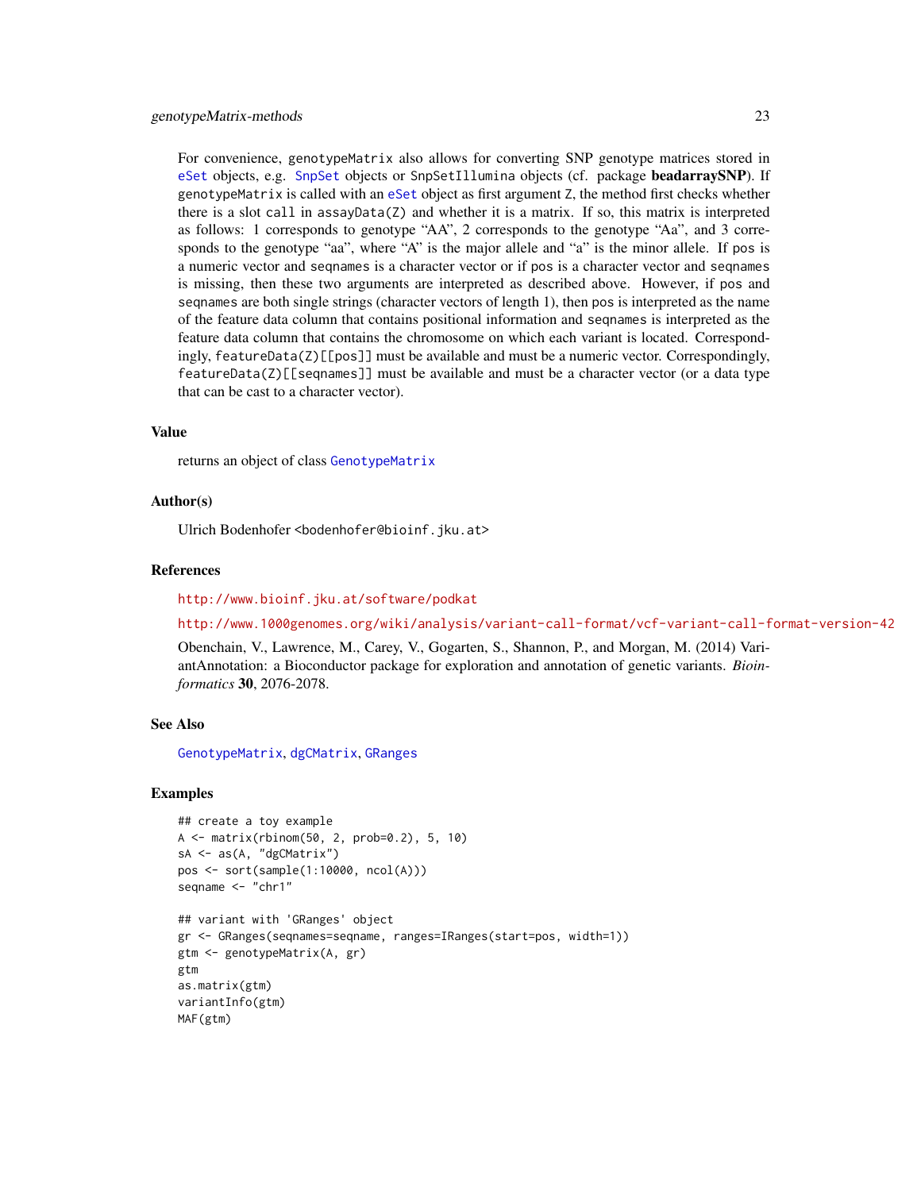For convenience, `genotypeMatrix` also allows for converting SNP genotype matrices stored in `eSet` objects, e.g. `SnpSet` objects or `SnpSetIllumina` objects (cf. package **beadarraySNP**). If `genotypeMatrix` is called with an `eSet` object as first argument `Z`, the method first checks whether there is a slot `call` in `assayData(Z)` and whether it is a matrix. If so, this matrix is interpreted as follows: 1 corresponds to genotype “AA”, 2 corresponds to the genotype “Aa”, and 3 corresponds to the genotype “aa”, where “A” is the major allele and “a” is the minor allele. If `pos` is a numeric vector and `seqnames` is a character vector or if `pos` is a character vector and `seqnames` is missing, then these two arguments are interpreted as described above. However, if `pos` and `seqnames` are both single strings (character vectors of length 1), then `pos` is interpreted as the name of the feature data column that contains positional information and `seqnames` is interpreted as the feature data column that contains the chromosome on which each variant is located. Correspondingly, `featureData(Z)[[pos]]` must be available and must be a numeric vector. Correspondingly, `featureData(Z)[[seqnames]]` must be available and must be a character vector (or a data type that can be cast to a character vector).

## Value

returns an object of class `GenotypeMatrix`

## Author(s)

Ulrich Bodenhofer <bodenhofer@bioinf.jku.at>

## References

http://www.bioinf.jku.at/software/podkat

http://www.1000genomes.org/wiki/analysis/variant-call-format/vcf-variant-call-format-version-42

Obenchain, V., Lawrence, M., Carey, V., Gogarten, S., Shannon, P., and Morgan, M. (2014) VariantAnnotation: a Bioconductor package for exploration and annotation of genetic variants. *Bioinformatics* **30**, 2076-2078.

## See Also

`GenotypeMatrix`, `dgCMatrix`, `GRanges`

## Examples

```
## create a toy example
A <- matrix(rbinom(50, 2, prob=0.2), 5, 10)
sA <- as(A, "dgCMatrix")
pos <- sort(sample(1:10000, ncol(A)))
seqname <- "chr1"

## variant with 'GRanges' object
gr <- GRanges(seqnames=seqname, ranges=IRanges(start=pos, width=1))
gtm <- genotypeMatrix(A, gr)
gtm
as.matrix(gtm)
variantInfo(gtm)
MAF(gtm)
```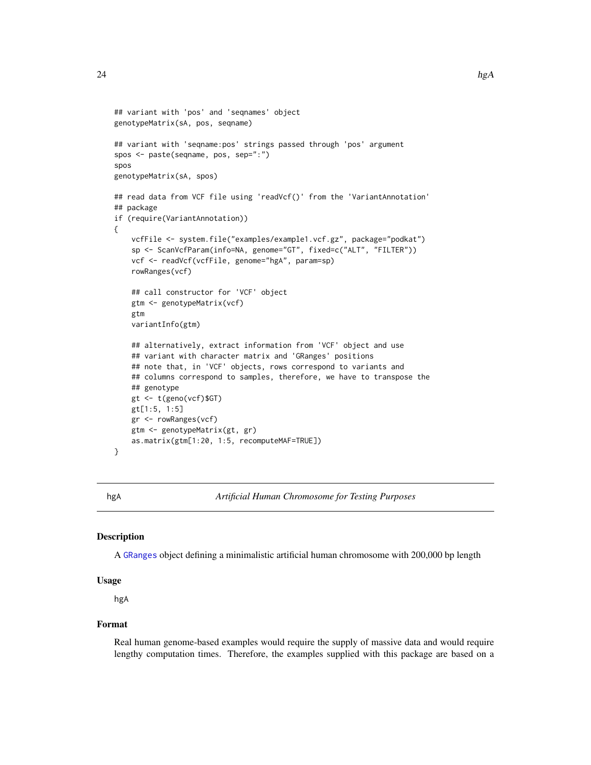```
## variant with 'pos' and 'seqnames' object
genotypeMatrix(sA, pos, seqname)

## variant with 'seqname:pos' strings passed through 'pos' argument
spos <- paste(seqname, pos, sep=":")
spos
genotypeMatrix(sA, spos)

## read data from VCF file using 'readVcf()' from the 'VariantAnnotation'
## package
if (require(VariantAnnotation))
{
    vcfFile <- system.file("examples/example1.vcf.gz", package="podkat")
    sp <- ScanVcfParam(info=NA, genome="GT", fixed=c("ALT", "FILTER"))
    vcf <- readVcf(vcfFile, genome="hgA", param=sp)
    rowRanges(vcf)

    ## call constructor for 'VCF' object
    gtm <- genotypeMatrix(vcf)
    gtm
    variantInfo(gtm)

    ## alternatively, extract information from 'VCF' object and use
    ## variant with character matrix and 'GRanges' positions
    ## note that, in 'VCF' objects, rows correspond to variants and
    ## columns correspond to samples, therefore, we have to transpose the
    ## genotype
    gt <- t(geno(vcf)$GT)
    gt[1:5, 1:5]
    gr <- rowRanges(vcf)
    gtm <- genotypeMatrix(gt, gr)
    as.matrix(gtm[1:20, 1:5, recomputeMAF=TRUE])
}
```

---

hgA *Artificial Human Chromosome for Testing Purposes*

---

## Description

A GRanges object defining a minimalistic artificial human chromosome with 200,000 bp length

## Usage

hgA

## Format

Real human genome-based examples would require the supply of massive data and would require lengthy computation times. Therefore, the examples supplied with this package are based on a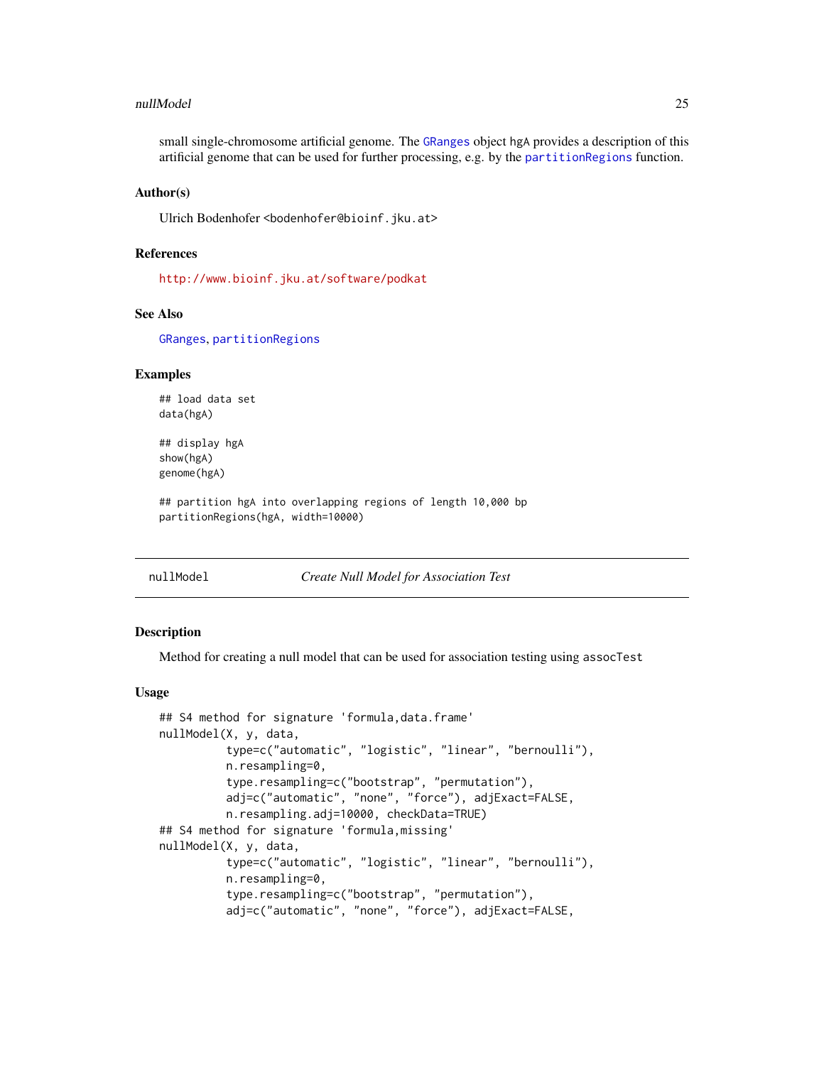small single-chromosome artificial genome. The GRanges object hgA provides a description of this artificial genome that can be used for further processing, e.g. by the partitionRegions function.

### Author(s)

Ulrich Bodenhofer <bodenhofer@bioinf.jku.at>

### References

http://www.bioinf.jku.at/software/podkat

### See Also

GRanges, partitionRegions

### Examples

```
## load data set
data(hgA)

## display hgA
show(hgA)
genome(hgA)

## partition hgA into overlapping regions of length 10,000 bp
partitionRegions(hgA, width=10000)
```

---

## nullModel — *Create Null Model for Association Test*

### Description

Method for creating a null model that can be used for association testing using assocTest

### Usage

```
## S4 method for signature 'formula,data.frame'
nullModel(X, y, data,
          type=c("automatic", "logistic", "linear", "bernoulli"),
          n.resampling=0,
          type.resampling=c("bootstrap", "permutation"),
          adj=c("automatic", "none", "force"), adjExact=FALSE,
          n.resampling.adj=10000, checkData=TRUE)
## S4 method for signature 'formula,missing'
nullModel(X, y, data,
          type=c("automatic", "logistic", "linear", "bernoulli"),
          n.resampling=0,
          type.resampling=c("bootstrap", "permutation"),
          adj=c("automatic", "none", "force"), adjExact=FALSE,
```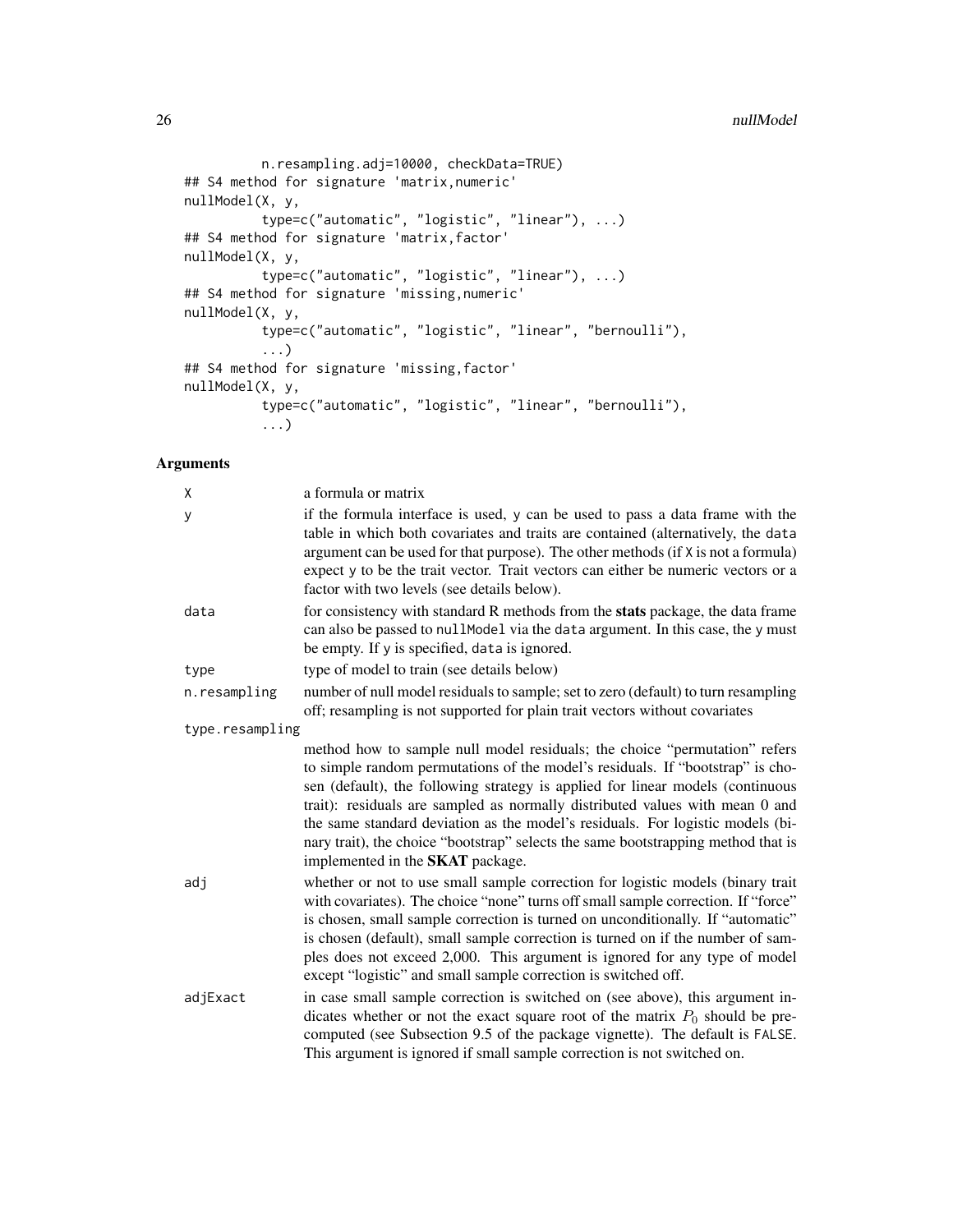```
          n.resampling.adj=10000, checkData=TRUE)
## S4 method for signature 'matrix,numeric'
nullModel(X, y,
          type=c("automatic", "logistic", "linear"), ...)
## S4 method for signature 'matrix,factor'
nullModel(X, y,
          type=c("automatic", "logistic", "linear"), ...)
## S4 method for signature 'missing,numeric'
nullModel(X, y,
          type=c("automatic", "logistic", "linear", "bernoulli"),
          ...)
## S4 method for signature 'missing,factor'
nullModel(X, y,
          type=c("automatic", "logistic", "linear", "bernoulli"),
          ...)
```

## Arguments

`X` — a formula or matrix

`y` — if the formula interface is used, `y` can be used to pass a data frame with the table in which both covariates and traits are contained (alternatively, the `data` argument can be used for that purpose). The other methods (if `X` is not a formula) expect `y` to be the trait vector. Trait vectors can either be numeric vectors or a factor with two levels (see details below).

`data` — for consistency with standard R methods from the **stats** package, the data frame can also be passed to `nullModel` via the `data` argument. In this case, the `y` must be empty. If `y` is specified, `data` is ignored.

`type` — type of model to train (see details below)

`n.resampling` — number of null model residuals to sample; set to zero (default) to turn resampling off; resampling is not supported for plain trait vectors without covariates

`type.resampling` — method how to sample null model residuals; the choice "permutation" refers to simple random permutations of the model's residuals. If "bootstrap" is chosen (default), the following strategy is applied for linear models (continuous trait): residuals are sampled as normally distributed values with mean 0 and the same standard deviation as the model's residuals. For logistic models (binary trait), the choice "bootstrap" selects the same bootstrapping method that is implemented in the **SKAT** package.

`adj` — whether or not to use small sample correction for logistic models (binary trait with covariates). The choice "none" turns off small sample correction. If "force" is chosen, small sample correction is turned on unconditionally. If "automatic" is chosen (default), small sample correction is turned on if the number of samples does not exceed 2,000. This argument is ignored for any type of model except "logistic" and small sample correction is switched off.

`adjExact` — in case small sample correction is switched on (see above), this argument indicates whether or not the exact square root of the matrix $P_0$ should be pre-computed (see Subsection 9.5 of the package vignette). The default is `FALSE`. This argument is ignored if small sample correction is not switched on.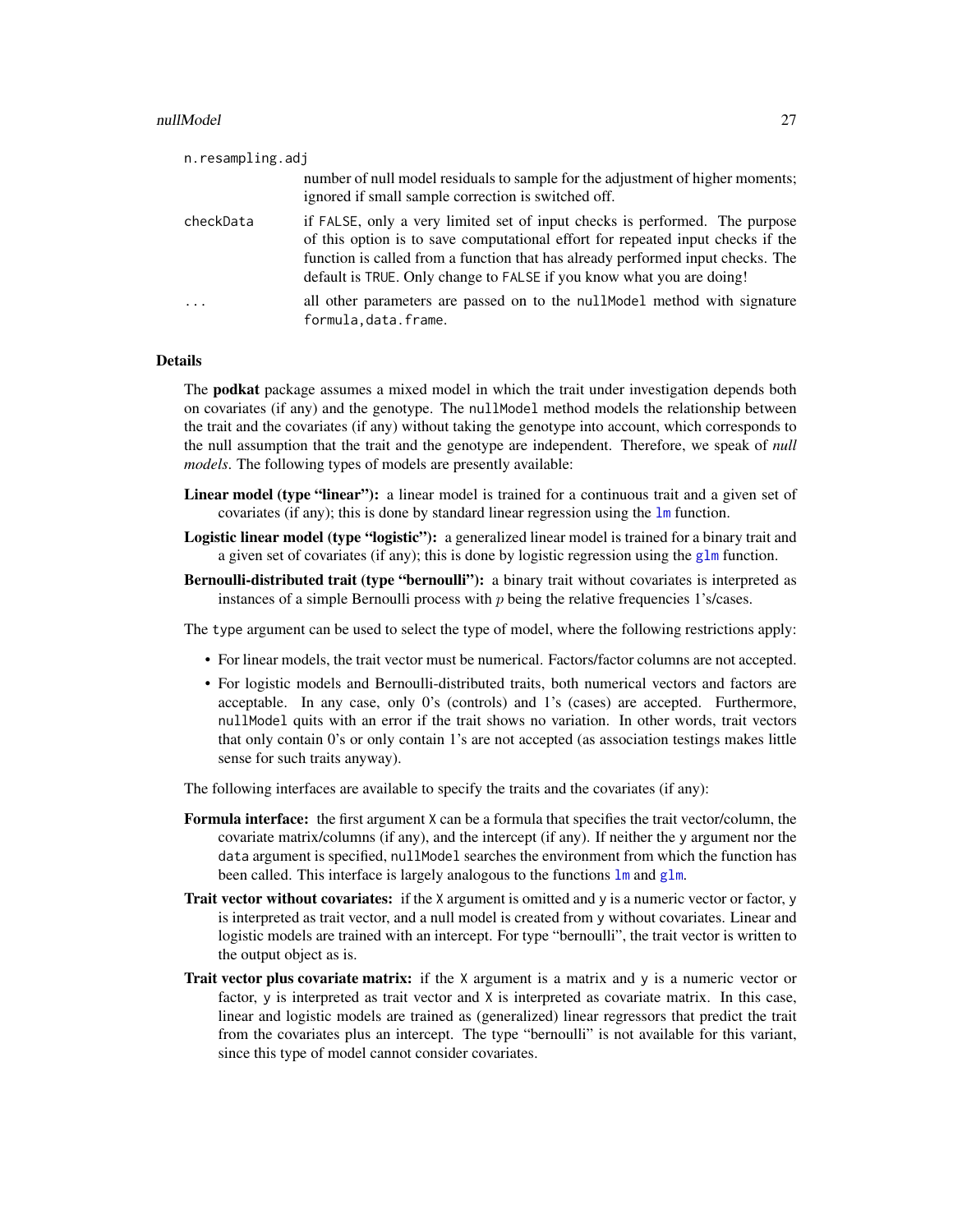`n.resampling.adj`
: number of null model residuals to sample for the adjustment of higher moments; ignored if small sample correction is switched off.

`checkData`
: if `FALSE`, only a very limited set of input checks is performed. The purpose of this option is to save computational effort for repeated input checks if the function is called from a function that has already performed input checks. The default is `TRUE`. Only change to `FALSE` if you know what you are doing!

`...`
: all other parameters are passed on to the `nullModel` method with signature `formula,data.frame`.

## Details

The **podkat** package assumes a mixed model in which the trait under investigation depends both on covariates (if any) and the genotype. The `nullModel` method models the relationship between the trait and the covariates (if any) without taking the genotype into account, which corresponds to the null assumption that the trait and the genotype are independent. Therefore, we speak of *null models*. The following types of models are presently available:

**Linear model (type "linear"):** a linear model is trained for a continuous trait and a given set of covariates (if any); this is done by standard linear regression using the `lm` function.

**Logistic linear model (type "logistic"):** a generalized linear model is trained for a binary trait and a given set of covariates (if any); this is done by logistic regression using the `glm` function.

**Bernoulli-distributed trait (type "bernoulli"):** a binary trait without covariates is interpreted as instances of a simple Bernoulli process with $p$ being the relative frequencies 1's/cases.

The `type` argument can be used to select the type of model, where the following restrictions apply:

- For linear models, the trait vector must be numerical. Factors/factor columns are not accepted.
- For logistic models and Bernoulli-distributed traits, both numerical vectors and factors are acceptable. In any case, only 0's (controls) and 1's (cases) are accepted. Furthermore, `nullModel` quits with an error if the trait shows no variation. In other words, trait vectors that only contain 0's or only contain 1's are not accepted (as association testings makes little sense for such traits anyway).

The following interfaces are available to specify the traits and the covariates (if any):

**Formula interface:** the first argument `X` can be a formula that specifies the trait vector/column, the covariate matrix/columns (if any), and the intercept (if any). If neither the `y` argument nor the `data` argument is specified, `nullModel` searches the environment from which the function has been called. This interface is largely analogous to the functions `lm` and `glm`.

**Trait vector without covariates:** if the `X` argument is omitted and `y` is a numeric vector or factor, `y` is interpreted as trait vector, and a null model is created from `y` without covariates. Linear and logistic models are trained with an intercept. For type "bernoulli", the trait vector is written to the output object as is.

**Trait vector plus covariate matrix:** if the `X` argument is a matrix and `y` is a numeric vector or factor, `y` is interpreted as trait vector and `X` is interpreted as covariate matrix. In this case, linear and logistic models are trained as (generalized) linear regressors that predict the trait from the covariates plus an intercept. The type "bernoulli" is not available for this variant, since this type of model cannot consider covariates.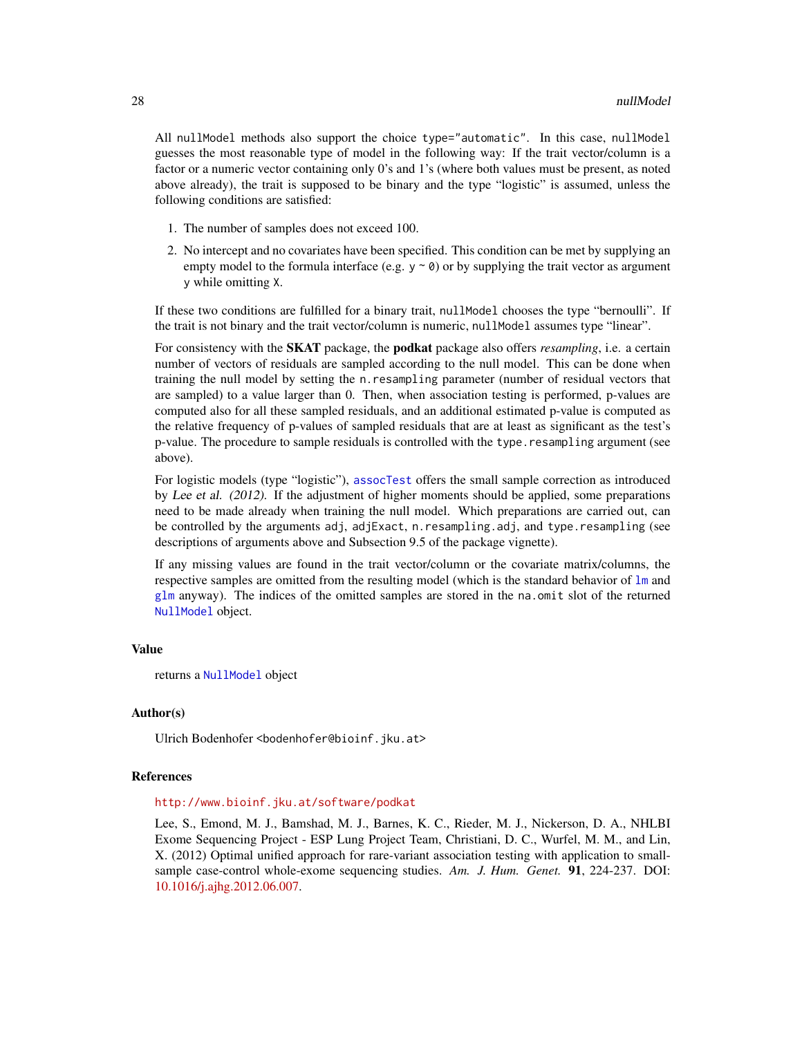All `nullModel` methods also support the choice `type="automatic"`. In this case, `nullModel` guesses the most reasonable type of model in the following way: If the trait vector/column is a factor or a numeric vector containing only 0's and 1's (where both values must be present, as noted above already), the trait is supposed to be binary and the type "logistic" is assumed, unless the following conditions are satisfied:

1. The number of samples does not exceed 100.
2. No intercept and no covariates have been specified. This condition can be met by supplying an empty model to the formula interface (e.g. `y ~ 0`) or by supplying the trait vector as argument `y` while omitting `X`.

If these two conditions are fulfilled for a binary trait, `nullModel` chooses the type "bernoulli". If the trait is not binary and the trait vector/column is numeric, `nullModel` assumes type "linear".

For consistency with the **SKAT** package, the **podkat** package also offers *resampling*, i.e. a certain number of vectors of residuals are sampled according to the null model. This can be done when training the null model by setting the `n.resampling` parameter (number of residual vectors that are sampled) to a value larger than 0. Then, when association testing is performed, p-values are computed also for all these sampled residuals, and an additional estimated p-value is computed as the relative frequency of p-values of sampled residuals that are at least as significant as the test's p-value. The procedure to sample residuals is controlled with the `type.resampling` argument (see above).

For logistic models (type "logistic"), `assocTest` offers the small sample correction as introduced by *Lee et al. (2012)*. If the adjustment of higher moments should be applied, some preparations need to be made already when training the null model. Which preparations are carried out, can be controlled by the arguments `adj`, `adjExact`, `n.resampling.adj`, and `type.resampling` (see descriptions of arguments above and Subsection 9.5 of the package vignette).

If any missing values are found in the trait vector/column or the covariate matrix/columns, the respective samples are omitted from the resulting model (which is the standard behavior of `lm` and `glm` anyway). The indices of the omitted samples are stored in the `na.omit` slot of the returned `NullModel` object.

## Value

returns a `NullModel` object

## Author(s)

Ulrich Bodenhofer <bodenhofer@bioinf.jku.at>

## References

http://www.bioinf.jku.at/software/podkat

Lee, S., Emond, M. J., Bamshad, M. J., Barnes, K. C., Rieder, M. J., Nickerson, D. A., NHLBI Exome Sequencing Project - ESP Lung Project Team, Christiani, D. C., Wurfel, M. M., and Lin, X. (2012) Optimal unified approach for rare-variant association testing with application to small-sample case-control whole-exome sequencing studies. *Am. J. Hum. Genet.* **91**, 224-237. DOI: 10.1016/j.ajhg.2012.06.007.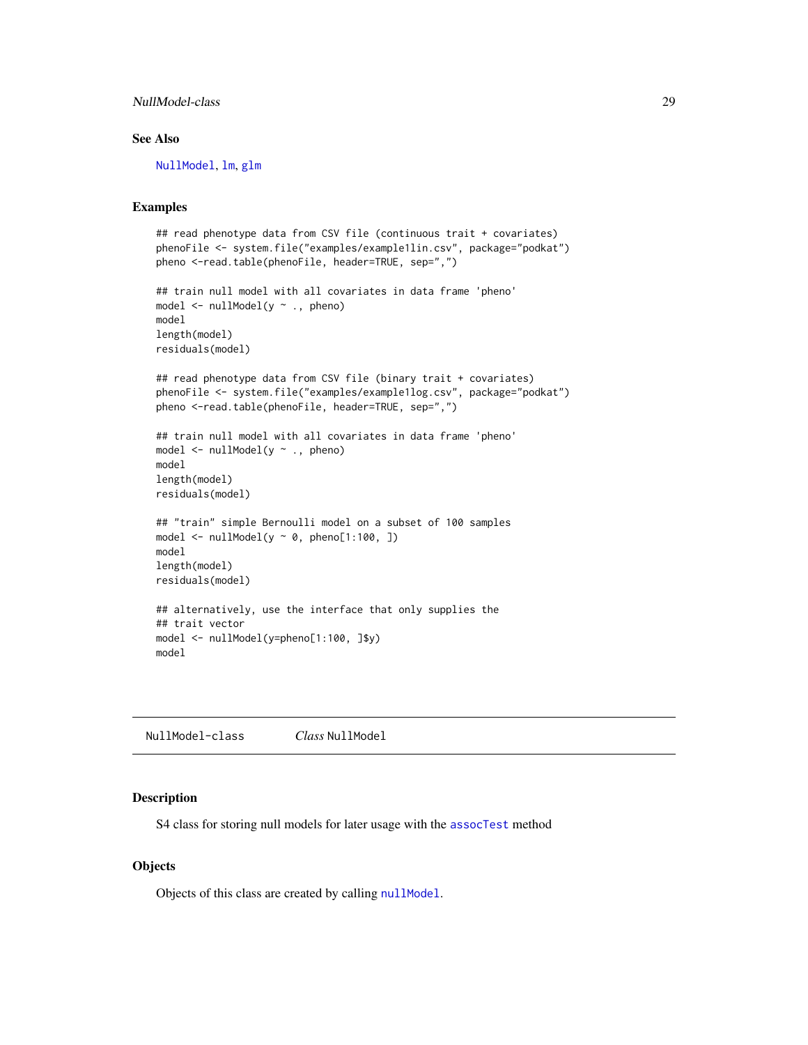## See Also

NullModel, lm, glm

## Examples

```
## read phenotype data from CSV file (continuous trait + covariates)
phenoFile <- system.file("examples/example1lin.csv", package="podkat")
pheno <-read.table(phenoFile, header=TRUE, sep=",")

## train null model with all covariates in data frame 'pheno'
model <- nullModel(y ~ ., pheno)
model
length(model)
residuals(model)

## read phenotype data from CSV file (binary trait + covariates)
phenoFile <- system.file("examples/example1log.csv", package="podkat")
pheno <-read.table(phenoFile, header=TRUE, sep=",")

## train null model with all covariates in data frame 'pheno'
model <- nullModel(y ~ ., pheno)
model
length(model)
residuals(model)

## "train" simple Bernoulli model on a subset of 100 samples
model <- nullModel(y ~ 0, pheno[1:100, ])
model
length(model)
residuals(model)

## alternatively, use the interface that only supplies the
## trait vector
model <- nullModel(y=pheno[1:100, ]$y)
model
```

---

NullModel-class    *Class* NullModel

---

## Description

S4 class for storing null models for later usage with the assocTest method

## Objects

Objects of this class are created by calling nullModel.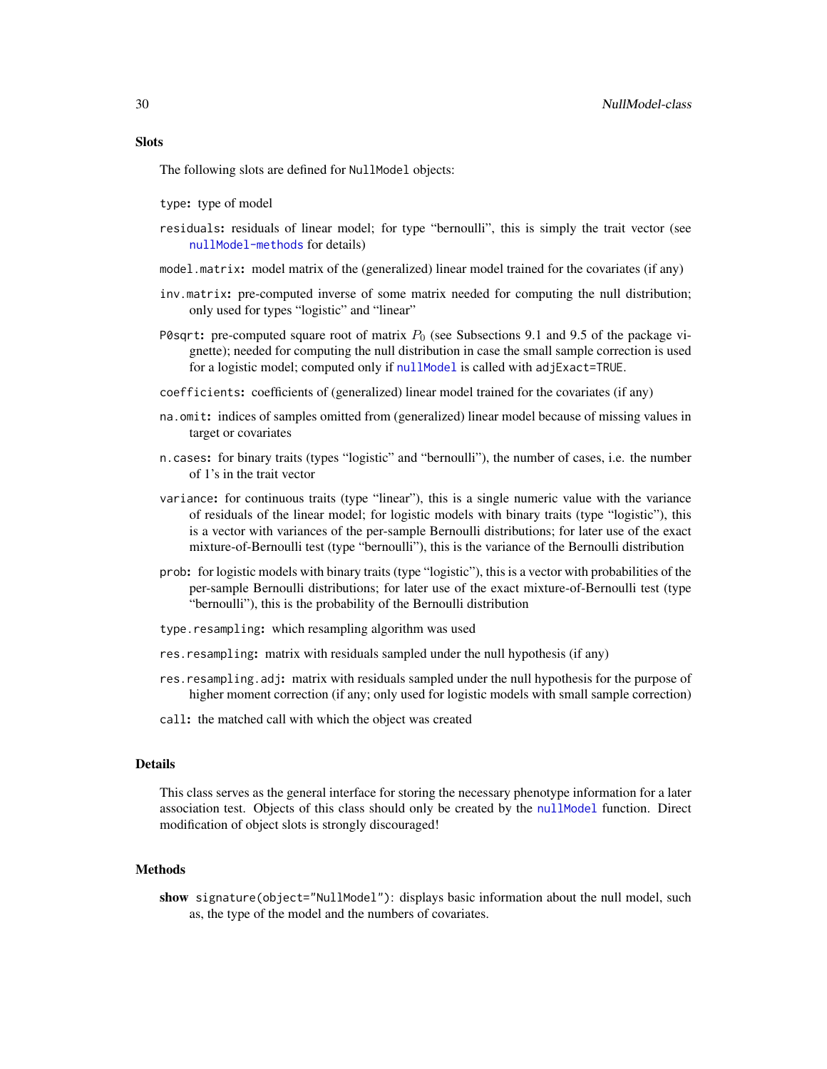## Slots

The following slots are defined for `NullModel` objects:

`type`: type of model

`residuals`: residuals of linear model; for type "bernoulli", this is simply the trait vector (see `nullModel-methods` for details)

`model.matrix`: model matrix of the (generalized) linear model trained for the covariates (if any)

`inv.matrix`: pre-computed inverse of some matrix needed for computing the null distribution; only used for types "logistic" and "linear"

`P0sqrt`: pre-computed square root of matrix $P_0$ (see Subsections 9.1 and 9.5 of the package vignette); needed for computing the null distribution in case the small sample correction is used for a logistic model; computed only if `nullModel` is called with `adjExact=TRUE`.

`coefficients`: coefficients of (generalized) linear model trained for the covariates (if any)

`na.omit`: indices of samples omitted from (generalized) linear model because of missing values in target or covariates

`n.cases`: for binary traits (types "logistic" and "bernoulli"), the number of cases, i.e. the number of 1's in the trait vector

`variance`: for continuous traits (type "linear"), this is a single numeric value with the variance of residuals of the linear model; for logistic models with binary traits (type "logistic"), this is a vector with variances of the per-sample Bernoulli distributions; for later use of the exact mixture-of-Bernoulli test (type "bernoulli"), this is the variance of the Bernoulli distribution

`prob`: for logistic models with binary traits (type "logistic"), this is a vector with probabilities of the per-sample Bernoulli distributions; for later use of the exact mixture-of-Bernoulli test (type "bernoulli"), this is the probability of the Bernoulli distribution

`type.resampling`: which resampling algorithm was used

`res.resampling`: matrix with residuals sampled under the null hypothesis (if any)

`res.resampling.adj`: matrix with residuals sampled under the null hypothesis for the purpose of higher moment correction (if any; only used for logistic models with small sample correction)

`call`: the matched call with which the object was created

## Details

This class serves as the general interface for storing the necessary phenotype information for a later association test. Objects of this class should only be created by the `nullModel` function. Direct modification of object slots is strongly discouraged!

## Methods

**show** `signature(object="NullModel")`: displays basic information about the null model, such as, the type of the model and the numbers of covariates.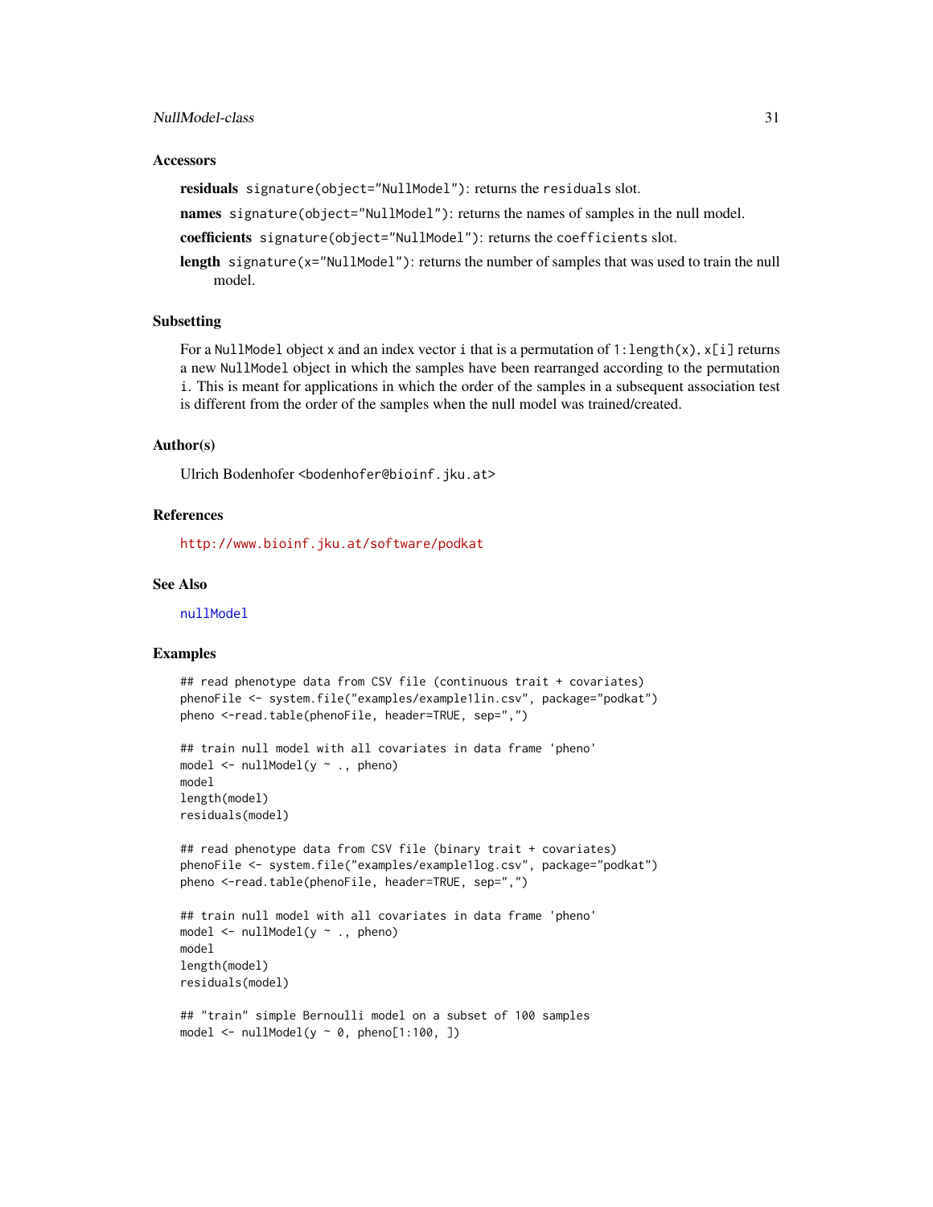### Accessors

**residuals** `signature(object="NullModel")`: returns the `residuals` slot.

**names** `signature(object="NullModel")`: returns the names of samples in the null model.

**coefficients** `signature(object="NullModel")`: returns the `coefficients` slot.

**length** `signature(x="NullModel")`: returns the number of samples that was used to train the null model.

### Subsetting

For a `NullModel` object `x` and an index vector `i` that is a permutation of `1:length(x)`, `x[i]` returns a new `NullModel` object in which the samples have been rearranged according to the permutation `i`. This is meant for applications in which the order of the samples in a subsequent association test is different from the order of the samples when the null model was trained/created.

### Author(s)

Ulrich Bodenhofer <bodenhofer@bioinf.jku.at>

### References

http://www.bioinf.jku.at/software/podkat

### See Also

nullModel

### Examples

```
## read phenotype data from CSV file (continuous trait + covariates)
phenoFile <- system.file("examples/example1lin.csv", package="podkat")
pheno <-read.table(phenoFile, header=TRUE, sep=",")

## train null model with all covariates in data frame 'pheno'
model <- nullModel(y ~ ., pheno)
model
length(model)
residuals(model)

## read phenotype data from CSV file (binary trait + covariates)
phenoFile <- system.file("examples/example1log.csv", package="podkat")
pheno <-read.table(phenoFile, header=TRUE, sep=",")

## train null model with all covariates in data frame 'pheno'
model <- nullModel(y ~ ., pheno)
model
length(model)
residuals(model)

## "train" simple Bernoulli model on a subset of 100 samples
model <- nullModel(y ~ 0, pheno[1:100, ])
```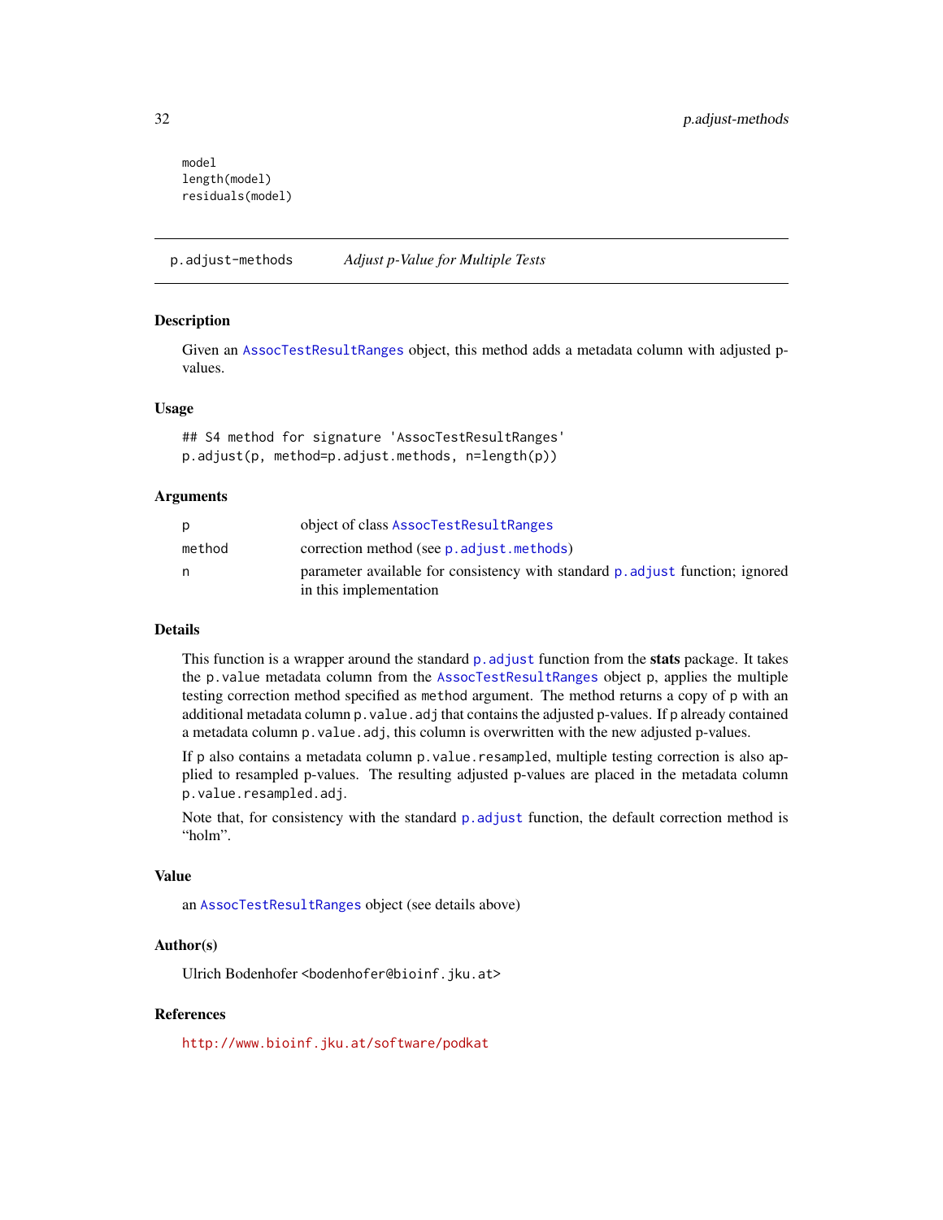```
model
length(model)
residuals(model)
```

---

p.adjust-methods *Adjust p-Value for Multiple Tests*

---

## Description

Given an `AssocTestResultRanges` object, this method adds a metadata column with adjusted p-values.

## Usage

```
## S4 method for signature 'AssocTestResultRanges'
p.adjust(p, method=p.adjust.methods, n=length(p))
```

## Arguments

| | |
|---|---|
| `p` | object of class `AssocTestResultRanges` |
| `method` | correction method (see `p.adjust.methods`) |
| `n` | parameter available for consistency with standard `p.adjust` function; ignored in this implementation |

## Details

This function is a wrapper around the standard `p.adjust` function from the **stats** package. It takes the `p.value` metadata column from the `AssocTestResultRanges` object `p`, applies the multiple testing correction method specified as `method` argument. The method returns a copy of `p` with an additional metadata column `p.value.adj` that contains the adjusted p-values. If `p` already contained a metadata column `p.value.adj`, this column is overwritten with the new adjusted p-values.

If `p` also contains a metadata column `p.value.resampled`, multiple testing correction is also applied to resampled p-values. The resulting adjusted p-values are placed in the metadata column `p.value.resampled.adj`.

Note that, for consistency with the standard `p.adjust` function, the default correction method is "holm".

## Value

an `AssocTestResultRanges` object (see details above)

## Author(s)

Ulrich Bodenhofer <bodenhofer@bioinf.jku.at>

## References

http://www.bioinf.jku.at/software/podkat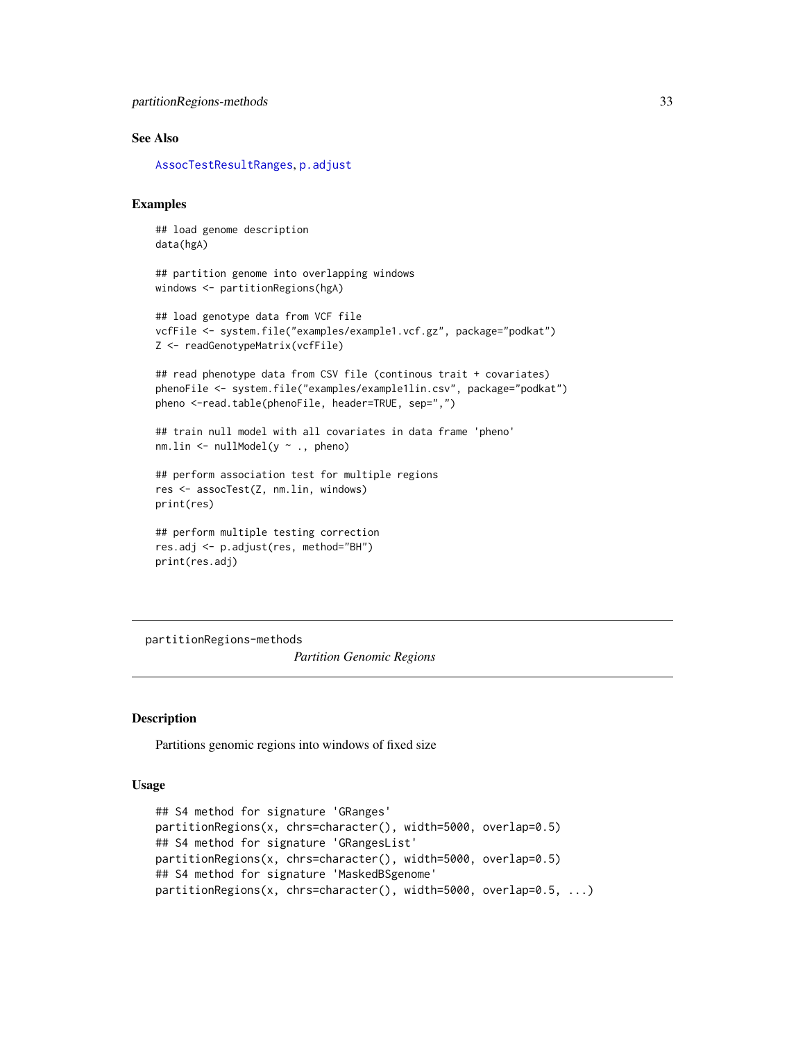### See Also

AssocTestResultRanges, p.adjust

### Examples

```
## load genome description
data(hgA)

## partition genome into overlapping windows
windows <- partitionRegions(hgA)

## load genotype data from VCF file
vcfFile <- system.file("examples/example1.vcf.gz", package="podkat")
Z <- readGenotypeMatrix(vcfFile)

## read phenotype data from CSV file (continous trait + covariates)
phenoFile <- system.file("examples/example1lin.csv", package="podkat")
pheno <-read.table(phenoFile, header=TRUE, sep=",")

## train null model with all covariates in data frame 'pheno'
nm.lin <- nullModel(y ~ ., pheno)

## perform association test for multiple regions
res <- assocTest(Z, nm.lin, windows)
print(res)

## perform multiple testing correction
res.adj <- p.adjust(res, method="BH")
print(res.adj)
```

---

partitionRegions-methods *Partition Genomic Regions*

---

### Description

Partitions genomic regions into windows of fixed size

### Usage

```
## S4 method for signature 'GRanges'
partitionRegions(x, chrs=character(), width=5000, overlap=0.5)
## S4 method for signature 'GRangesList'
partitionRegions(x, chrs=character(), width=5000, overlap=0.5)
## S4 method for signature 'MaskedBSgenome'
partitionRegions(x, chrs=character(), width=5000, overlap=0.5, ...)
```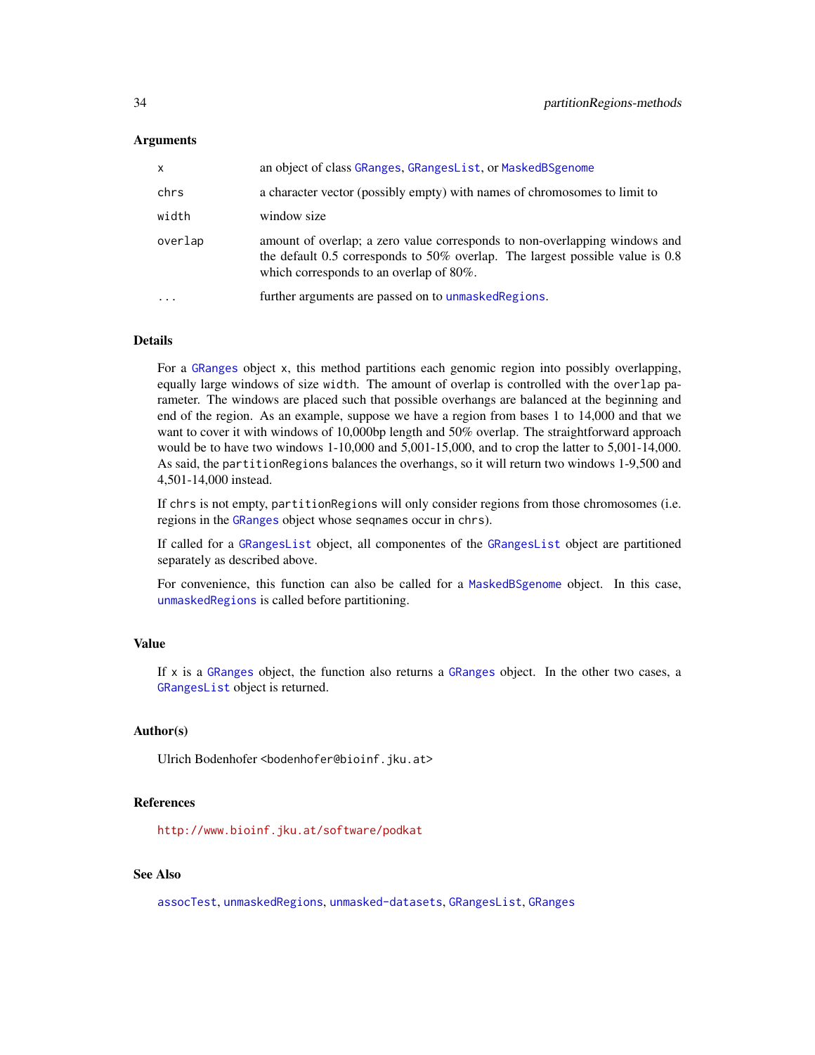## Arguments

| | |
|---|---|
| `x` | an object of class `GRanges`, `GRangesList`, or `MaskedBSgenome` |
| `chrs` | a character vector (possibly empty) with names of chromosomes to limit to |
| `width` | window size |
| `overlap` | amount of overlap; a zero value corresponds to non-overlapping windows and the default 0.5 corresponds to 50% overlap. The largest possible value is 0.8 which corresponds to an overlap of 80%. |
| `...` | further arguments are passed on to `unmaskedRegions`. |

## Details

For a `GRanges` object `x`, this method partitions each genomic region into possibly overlapping, equally large windows of size `width`. The amount of overlap is controlled with the `overlap` parameter. The windows are placed such that possible overhangs are balanced at the beginning and end of the region. As an example, suppose we have a region from bases 1 to 14,000 and that we want to cover it with windows of 10,000bp length and 50% overlap. The straightforward approach would be to have two windows 1-10,000 and 5,001-15,000, and to crop the latter to 5,001-14,000. As said, the `partitionRegions` balances the overhangs, so it will return two windows 1-9,500 and 4,501-14,000 instead.

If `chrs` is not empty, `partitionRegions` will only consider regions from those chromosomes (i.e. regions in the `GRanges` object whose `seqnames` occur in `chrs`).

If called for a `GRangesList` object, all componentes of the `GRangesList` object are partitioned separately as described above.

For convenience, this function can also be called for a `MaskedBSgenome` object. In this case, `unmaskedRegions` is called before partitioning.

## Value

If `x` is a `GRanges` object, the function also returns a `GRanges` object. In the other two cases, a `GRangesList` object is returned.

## Author(s)

Ulrich Bodenhofer <bodenhofer@bioinf.jku.at>

## References

http://www.bioinf.jku.at/software/podkat

## See Also

`assocTest`, `unmaskedRegions`, `unmasked-datasets`, `GRangesList`, `GRanges`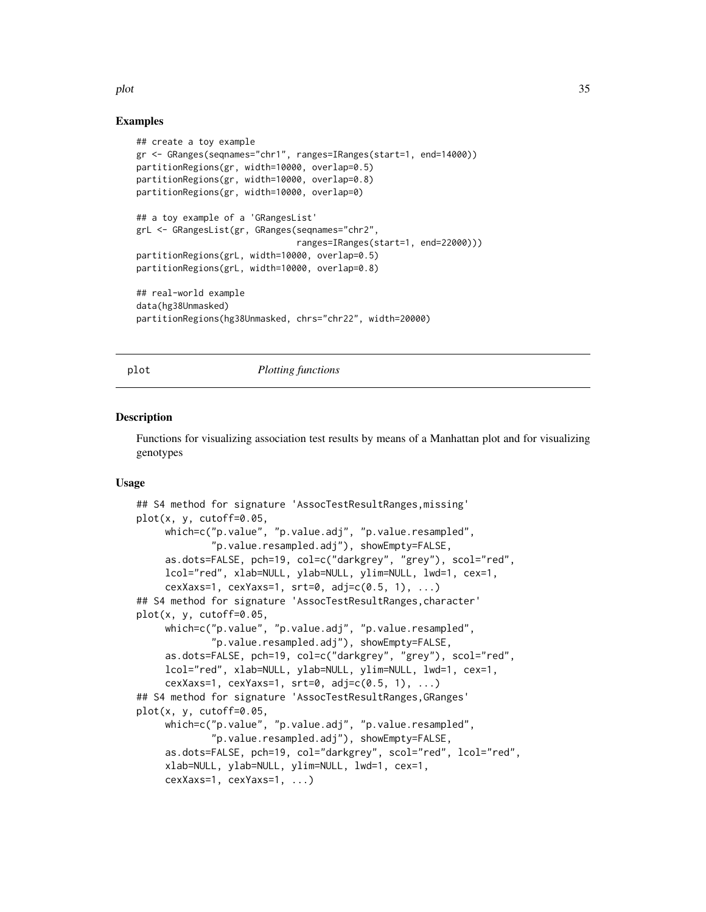### Examples

```
## create a toy example
gr <- GRanges(seqnames="chr1", ranges=IRanges(start=1, end=14000))
partitionRegions(gr, width=10000, overlap=0.5)
partitionRegions(gr, width=10000, overlap=0.8)
partitionRegions(gr, width=10000, overlap=0)

## a toy example of a 'GRangesList'
grL <- GRangesList(gr, GRanges(seqnames="chr2",
                               ranges=IRanges(start=1, end=22000)))
partitionRegions(grL, width=10000, overlap=0.5)
partitionRegions(grL, width=10000, overlap=0.8)

## real-world example
data(hg38Unmasked)
partitionRegions(hg38Unmasked, chrs="chr22", width=20000)
```

---

## plot *Plotting functions*

---

### Description

Functions for visualizing association test results by means of a Manhattan plot and for visualizing genotypes

### Usage

```
## S4 method for signature 'AssocTestResultRanges,missing'
plot(x, y, cutoff=0.05,
     which=c("p.value", "p.value.adj", "p.value.resampled",
             "p.value.resampled.adj"), showEmpty=FALSE,
     as.dots=FALSE, pch=19, col=c("darkgrey", "grey"), scol="red",
     lcol="red", xlab=NULL, ylab=NULL, ylim=NULL, lwd=1, cex=1,
     cexXaxs=1, cexYaxs=1, srt=0, adj=c(0.5, 1), ...)
## S4 method for signature 'AssocTestResultRanges,character'
plot(x, y, cutoff=0.05,
     which=c("p.value", "p.value.adj", "p.value.resampled",
             "p.value.resampled.adj"), showEmpty=FALSE,
     as.dots=FALSE, pch=19, col=c("darkgrey", "grey"), scol="red",
     lcol="red", xlab=NULL, ylab=NULL, ylim=NULL, lwd=1, cex=1,
     cexXaxs=1, cexYaxs=1, srt=0, adj=c(0.5, 1), ...)
## S4 method for signature 'AssocTestResultRanges,GRanges'
plot(x, y, cutoff=0.05,
     which=c("p.value", "p.value.adj", "p.value.resampled",
             "p.value.resampled.adj"), showEmpty=FALSE,
     as.dots=FALSE, pch=19, col="darkgrey", scol="red", lcol="red",
     xlab=NULL, ylab=NULL, ylim=NULL, lwd=1, cex=1,
     cexXaxs=1, cexYaxs=1, ...)
```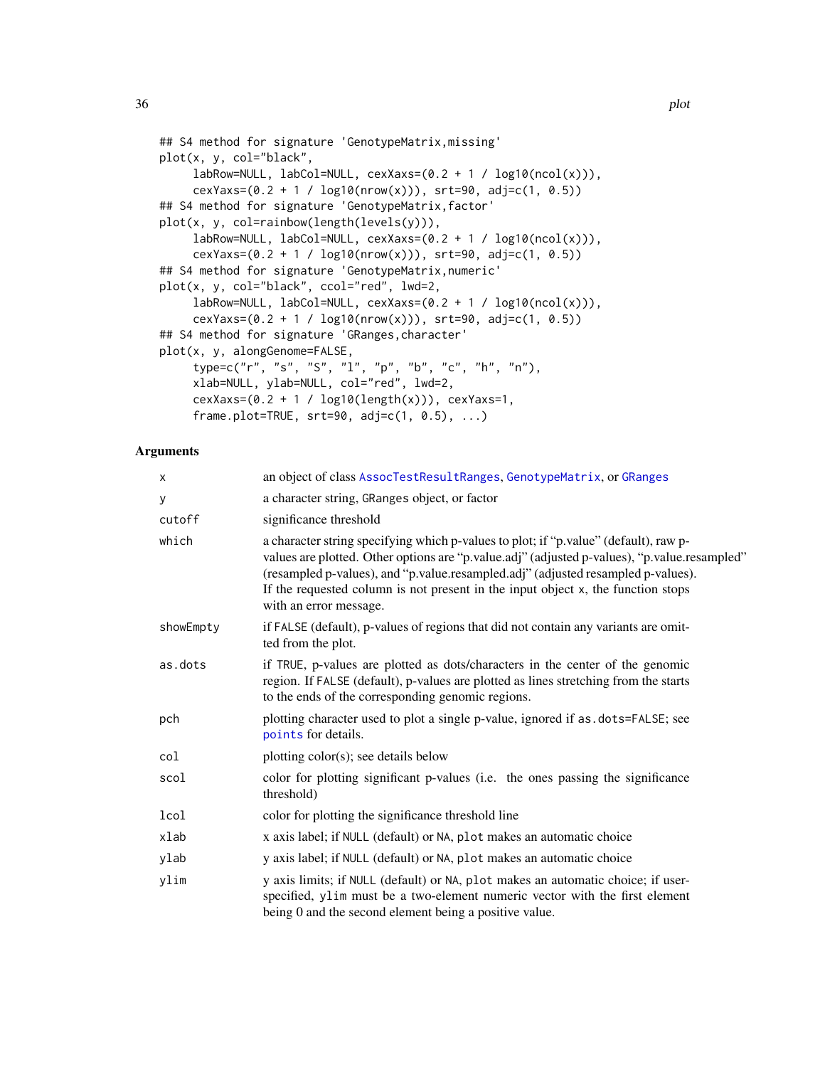```
## S4 method for signature 'GenotypeMatrix,missing'
plot(x, y, col="black",
     labRow=NULL, labCol=NULL, cexXaxs=(0.2 + 1 / log10(ncol(x))),
     cexYaxs=(0.2 + 1 / log10(nrow(x))), srt=90, adj=c(1, 0.5))
## S4 method for signature 'GenotypeMatrix,factor'
plot(x, y, col=rainbow(length(levels(y))),
     labRow=NULL, labCol=NULL, cexXaxs=(0.2 + 1 / log10(ncol(x))),
     cexYaxs=(0.2 + 1 / log10(nrow(x))), srt=90, adj=c(1, 0.5))
## S4 method for signature 'GenotypeMatrix,numeric'
plot(x, y, col="black", ccol="red", lwd=2,
     labRow=NULL, labCol=NULL, cexXaxs=(0.2 + 1 / log10(ncol(x))),
     cexYaxs=(0.2 + 1 / log10(nrow(x))), srt=90, adj=c(1, 0.5))
## S4 method for signature 'GRanges,character'
plot(x, y, alongGenome=FALSE,
     type=c("r", "s", "S", "l", "p", "b", "c", "h", "n"),
     xlab=NULL, ylab=NULL, col="red", lwd=2,
     cexXaxs=(0.2 + 1 / log10(length(x))), cexYaxs=1,
     frame.plot=TRUE, srt=90, adj=c(1, 0.5), ...)
```

## Arguments

| | |
|---|---|
| x | an object of class AssocTestResultRanges, GenotypeMatrix, or GRanges |
| y | a character string, GRanges object, or factor |
| cutoff | significance threshold |
| which | a character string specifying which p-values to plot; if "p.value" (default), raw p-values are plotted. Other options are "p.value.adj" (adjusted p-values), "p.value.resampled" (resampled p-values), and "p.value.resampled.adj" (adjusted resampled p-values). If the requested column is not present in the input object x, the function stops with an error message. |
| showEmpty | if FALSE (default), p-values of regions that did not contain any variants are omitted from the plot. |
| as.dots | if TRUE, p-values are plotted as dots/characters in the center of the genomic region. If FALSE (default), p-values are plotted as lines stretching from the starts to the ends of the corresponding genomic regions. |
| pch | plotting character used to plot a single p-value, ignored if as.dots=FALSE; see points for details. |
| col | plotting color(s); see details below |
| scol | color for plotting significant p-values (i.e. the ones passing the significance threshold) |
| lcol | color for plotting the significance threshold line |
| xlab | x axis label; if NULL (default) or NA, plot makes an automatic choice |
| ylab | y axis label; if NULL (default) or NA, plot makes an automatic choice |
| ylim | y axis limits; if NULL (default) or NA, plot makes an automatic choice; if user-specified, ylim must be a two-element numeric vector with the first element being 0 and the second element being a positive value. |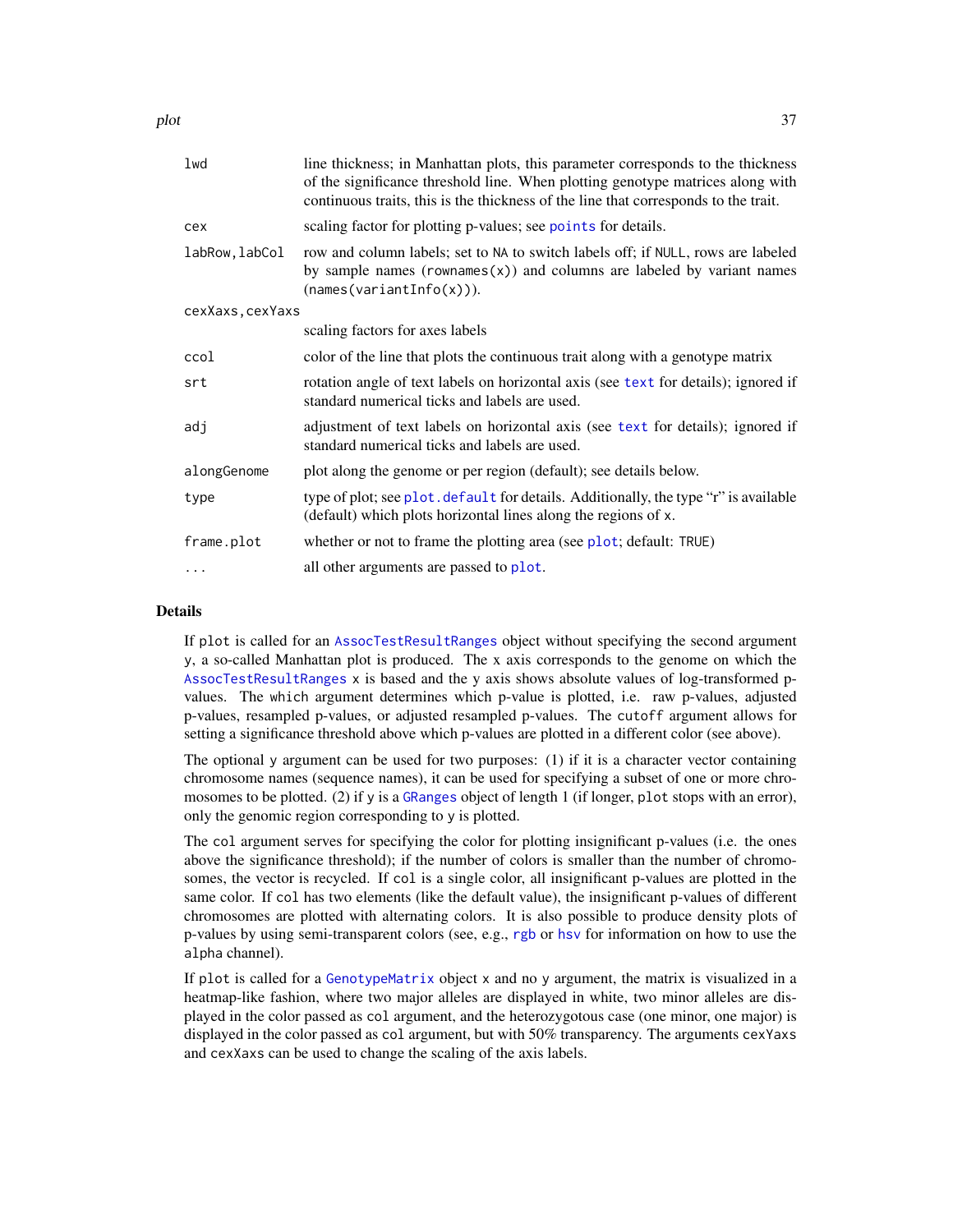| | |
|---|---|
| `lwd` | line thickness; in Manhattan plots, this parameter corresponds to the thickness of the significance threshold line. When plotting genotype matrices along with continuous traits, this is the thickness of the line that corresponds to the trait. |
| `cex` | scaling factor for plotting p-values; see `points` for details. |
| `labRow,labCol` | row and column labels; set to `NA` to switch labels off; if `NULL`, rows are labeled by sample names (`rownames(x)`) and columns are labeled by variant names (`names(variantInfo(x))`). |
| `cexXaxs,cexYaxs` | scaling factors for axes labels |
| `ccol` | color of the line that plots the continuous trait along with a genotype matrix |
| `srt` | rotation angle of text labels on horizontal axis (see `text` for details); ignored if standard numerical ticks and labels are used. |
| `adj` | adjustment of text labels on horizontal axis (see `text` for details); ignored if standard numerical ticks and labels are used. |
| `alongGenome` | plot along the genome or per region (default); see details below. |
| `type` | type of plot; see `plot.default` for details. Additionally, the type "r" is available (default) which plots horizontal lines along the regions of `x`. |
| `frame.plot` | whether or not to frame the plotting area (see `plot`; default: `TRUE`) |
| `...` | all other arguments are passed to `plot`. |

## Details

If `plot` is called for an `AssocTestResultRanges` object without specifying the second argument `y`, a so-called Manhattan plot is produced. The x axis corresponds to the genome on which the `AssocTestResultRanges` `x` is based and the y axis shows absolute values of log-transformed p-values. The `which` argument determines which p-value is plotted, i.e. raw p-values, adjusted p-values, resampled p-values, or adjusted resampled p-values. The `cutoff` argument allows for setting a significance threshold above which p-values are plotted in a different color (see above).

The optional `y` argument can be used for two purposes: (1) if it is a character vector containing chromosome names (sequence names), it can be used for specifying a subset of one or more chromosomes to be plotted. (2) if `y` is a `GRanges` object of length 1 (if longer, `plot` stops with an error), only the genomic region corresponding to `y` is plotted.

The `col` argument serves for specifying the color for plotting insignificant p-values (i.e. the ones above the significance threshold); if the number of colors is smaller than the number of chromosomes, the vector is recycled. If `col` is a single color, all insignificant p-values are plotted in the same color. If `col` has two elements (like the default value), the insignificant p-values of different chromosomes are plotted with alternating colors. It is also possible to produce density plots of p-values by using semi-transparent colors (see, e.g., `rgb` or `hsv` for information on how to use the `alpha` channel).

If `plot` is called for a `GenotypeMatrix` object `x` and no `y` argument, the matrix is visualized in a heatmap-like fashion, where two major alleles are displayed in white, two minor alleles are displayed in the color passed as `col` argument, and the heterozygotous case (one minor, one major) is displayed in the color passed as `col` argument, but with 50% transparency. The arguments `cexYaxs` and `cexXaxs` can be used to change the scaling of the axis labels.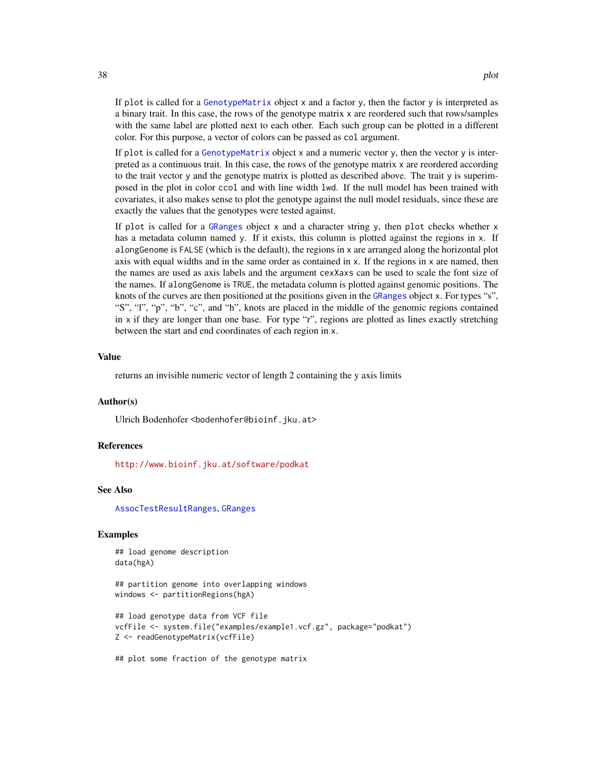If plot is called for a GenotypeMatrix object x and a factor y, then the factor y is interpreted as a binary trait. In this case, the rows of the genotype matrix x are reordered such that rows/samples with the same label are plotted next to each other. Each such group can be plotted in a different color. For this purpose, a vector of colors can be passed as col argument.

If plot is called for a GenotypeMatrix object x and a numeric vector y, then the vector y is interpreted as a continuous trait. In this case, the rows of the genotype matrix x are reordered according to the trait vector y and the genotype matrix is plotted as described above. The trait y is superimposed in the plot in color ccol and with line width lwd. If the null model has been trained with covariates, it also makes sense to plot the genotype against the null model residuals, since these are exactly the values that the genotypes were tested against.

If plot is called for a GRanges object x and a character string y, then plot checks whether x has a metadata column named y. If it exists, this column is plotted against the regions in x. If alongGenome is FALSE (which is the default), the regions in x are arranged along the horizontal plot axis with equal widths and in the same order as contained in x. If the regions in x are named, then the names are used as axis labels and the argument cexXaxs can be used to scale the font size of the names. If alongGenome is TRUE, the metadata column is plotted against genomic positions. The knots of the curves are then positioned at the positions given in the GRanges object x. For types "s", "S", "l", "p", "b", "c", and "h", knots are placed in the middle of the genomic regions contained in x if they are longer than one base. For type "r", regions are plotted as lines exactly stretching between the start and end coordinates of each region in x.

## Value

returns an invisible numeric vector of length 2 containing the y axis limits

## Author(s)

Ulrich Bodenhofer <bodenhofer@bioinf.jku.at>

## References

http://www.bioinf.jku.at/software/podkat

## See Also

AssocTestResultRanges, GRanges

## Examples

```
## load genome description
data(hgA)

## partition genome into overlapping windows
windows <- partitionRegions(hgA)

## load genotype data from VCF file
vcfFile <- system.file("examples/example1.vcf.gz", package="podkat")
Z <- readGenotypeMatrix(vcfFile)

## plot some fraction of the genotype matrix
```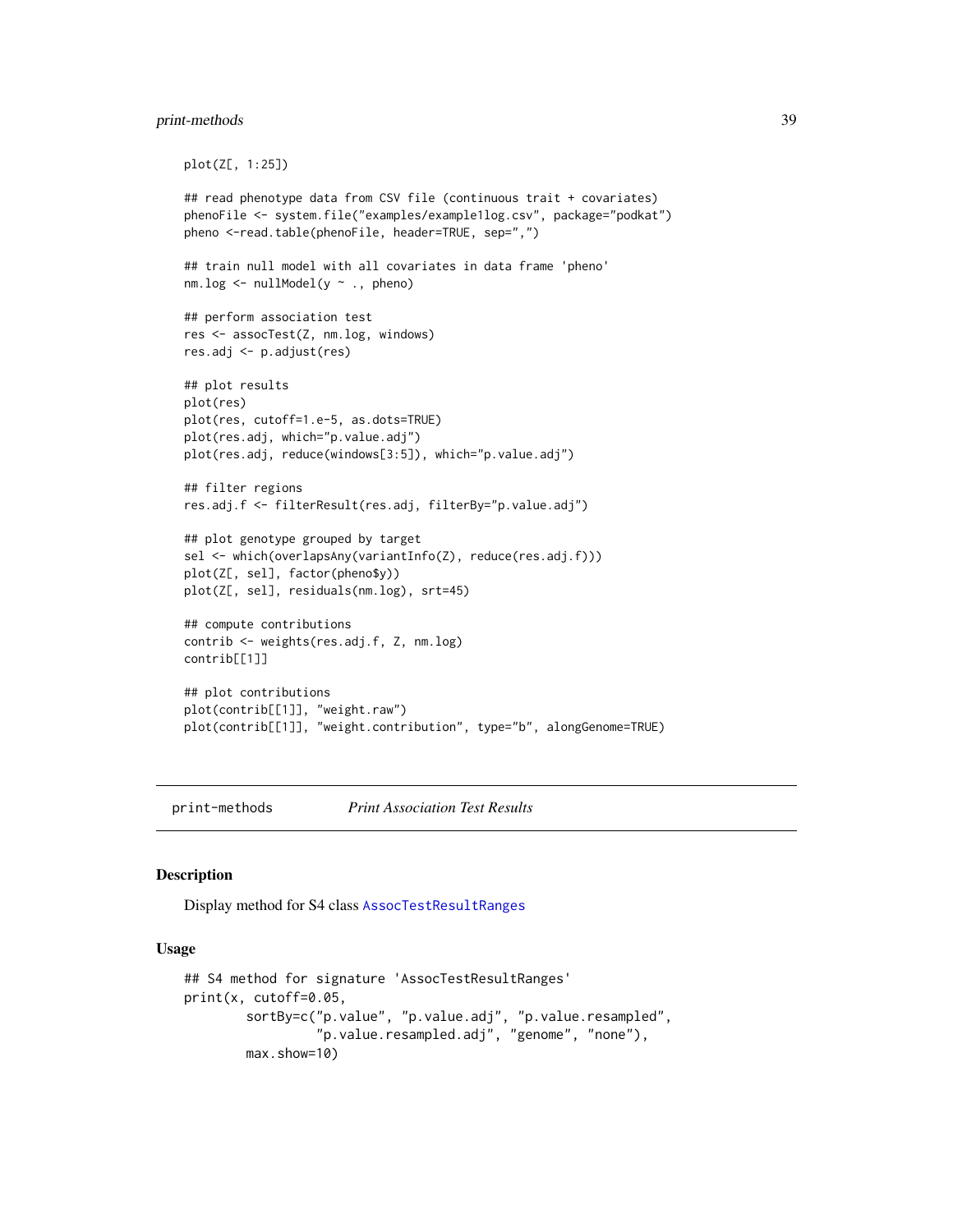```
plot(Z[, 1:25])

## read phenotype data from CSV file (continuous trait + covariates)
phenoFile <- system.file("examples/example1log.csv", package="podkat")
pheno <-read.table(phenoFile, header=TRUE, sep=",")

## train null model with all covariates in data frame 'pheno'
nm.log <- nullModel(y ~ ., pheno)

## perform association test
res <- assocTest(Z, nm.log, windows)
res.adj <- p.adjust(res)

## plot results
plot(res)
plot(res, cutoff=1.e-5, as.dots=TRUE)
plot(res.adj, which="p.value.adj")
plot(res.adj, reduce(windows[3:5]), which="p.value.adj")

## filter regions
res.adj.f <- filterResult(res.adj, filterBy="p.value.adj")

## plot genotype grouped by target
sel <- which(overlapsAny(variantInfo(Z), reduce(res.adj.f)))
plot(Z[, sel], factor(pheno$y))
plot(Z[, sel], residuals(nm.log), srt=45)

## compute contributions
contrib <- weights(res.adj.f, Z, nm.log)
contrib[[1]]

## plot contributions
plot(contrib[[1]], "weight.raw")
plot(contrib[[1]], "weight.contribution", type="b", alongGenome=TRUE)
```

---

# print-methods *Print Association Test Results*

## Description

Display method for S4 class AssocTestResultRanges

## Usage

```
## S4 method for signature 'AssocTestResultRanges'
print(x, cutoff=0.05,
        sortBy=c("p.value", "p.value.adj", "p.value.resampled",
                 "p.value.resampled.adj", "genome", "none"),
        max.show=10)
```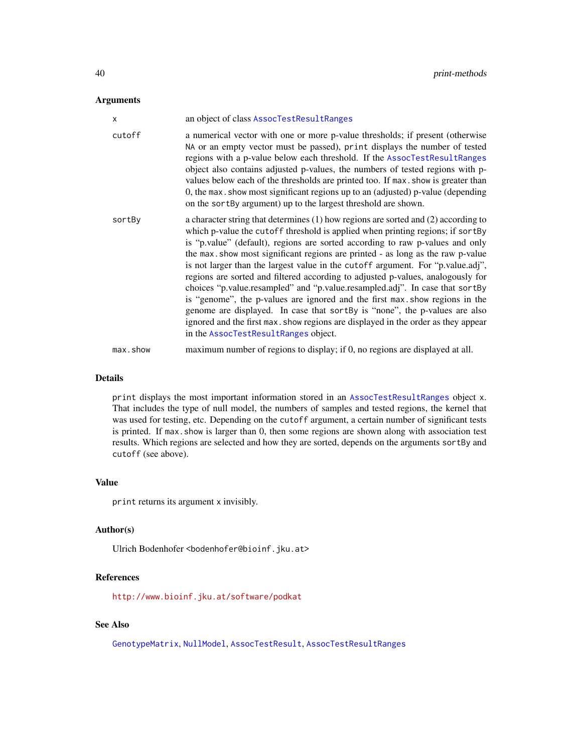## Arguments

| | |
|---|---|
| `x` | an object of class `AssocTestResultRanges` |
| `cutoff` | a numerical vector with one or more p-value thresholds; if present (otherwise `NA` or an empty vector must be passed), `print` displays the number of tested regions with a p-value below each threshold. If the `AssocTestResultRanges` object also contains adjusted p-values, the numbers of tested regions with p-values below each of the thresholds are printed too. If `max.show` is greater than 0, the `max.show` most significant regions up to an (adjusted) p-value (depending on the `sortBy` argument) up to the largest threshold are shown. |
| `sortBy` | a character string that determines (1) how regions are sorted and (2) according to which p-value the `cutoff` threshold is applied when printing regions; if `sortBy` is "p.value" (default), regions are sorted according to raw p-values and only the `max.show` most significant regions are printed - as long as the raw p-value is not larger than the largest value in the `cutoff` argument. For "p.value.adj", regions are sorted and filtered according to adjusted p-values, analogously for choices "p.value.resampled" and "p.value.resampled.adj". In case that `sortBy` is "genome", the p-values are ignored and the first `max.show` regions in the genome are displayed. In case that `sortBy` is "none", the p-values are also ignored and the first `max.show` regions are displayed in the order as they appear in the `AssocTestResultRanges` object. |
| `max.show` | maximum number of regions to display; if 0, no regions are displayed at all. |

## Details

`print` displays the most important information stored in an `AssocTestResultRanges` object `x`. That includes the type of null model, the numbers of samples and tested regions, the kernel that was used for testing, etc. Depending on the `cutoff` argument, a certain number of significant tests is printed. If `max.show` is larger than 0, then some regions are shown along with association test results. Which regions are selected and how they are sorted, depends on the arguments `sortBy` and `cutoff` (see above).

## Value

`print` returns its argument `x` invisibly.

## Author(s)

Ulrich Bodenhofer <bodenhofer@bioinf.jku.at>

## References

http://www.bioinf.jku.at/software/podkat

## See Also

`GenotypeMatrix`, `NullModel`, `AssocTestResult`, `AssocTestResultRanges`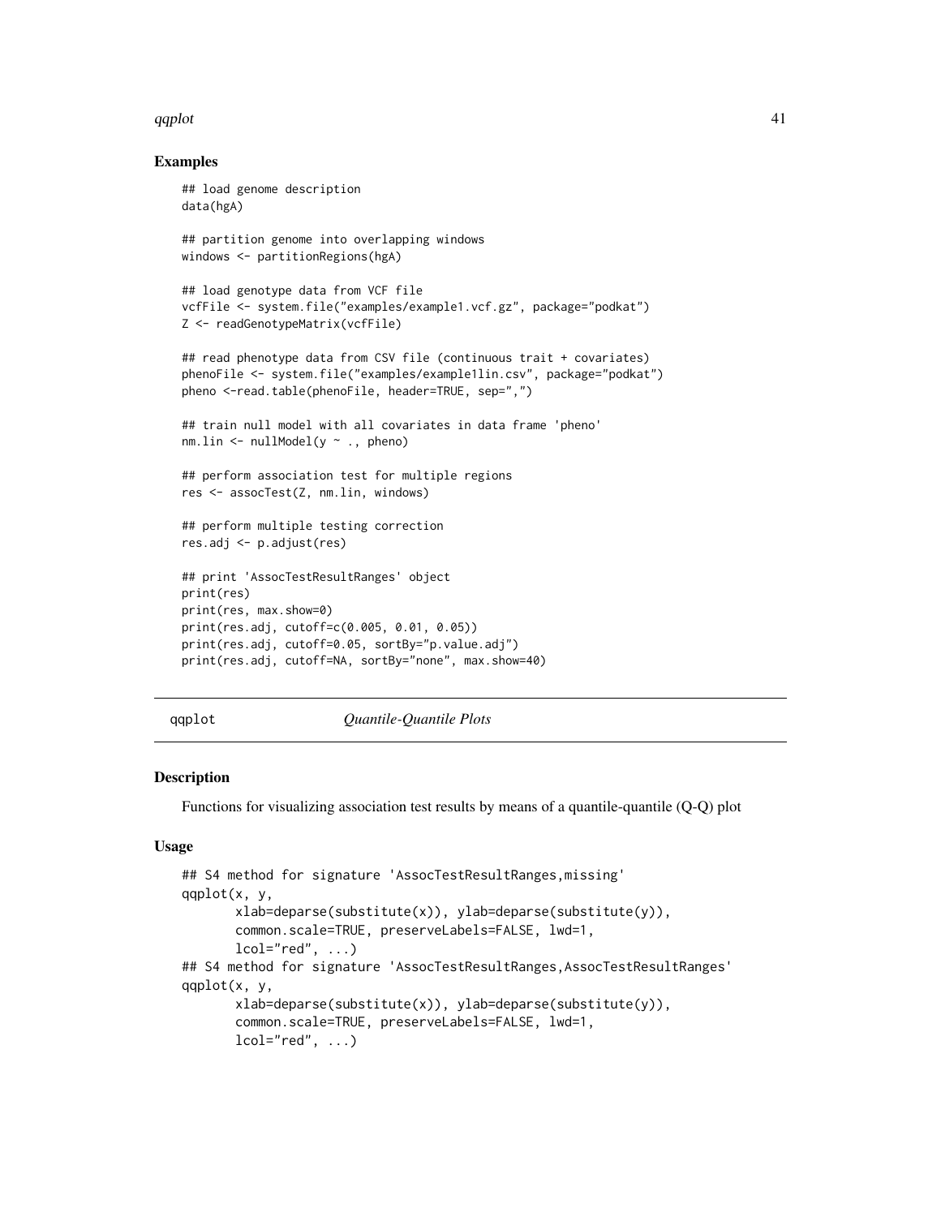## Examples

```
## load genome description
data(hgA)

## partition genome into overlapping windows
windows <- partitionRegions(hgA)

## load genotype data from VCF file
vcfFile <- system.file("examples/example1.vcf.gz", package="podkat")
Z <- readGenotypeMatrix(vcfFile)

## read phenotype data from CSV file (continuous trait + covariates)
phenoFile <- system.file("examples/example1lin.csv", package="podkat")
pheno <-read.table(phenoFile, header=TRUE, sep=",")

## train null model with all covariates in data frame 'pheno'
nm.lin <- nullModel(y ~ ., pheno)

## perform association test for multiple regions
res <- assocTest(Z, nm.lin, windows)

## perform multiple testing correction
res.adj <- p.adjust(res)

## print 'AssocTestResultRanges' object
print(res)
print(res, max.show=0)
print(res.adj, cutoff=c(0.005, 0.01, 0.05))
print(res.adj, cutoff=0.05, sortBy="p.value.adj")
print(res.adj, cutoff=NA, sortBy="none", max.show=40)
```

---

# qqplot *Quantile-Quantile Plots*

## Description

Functions for visualizing association test results by means of a quantile-quantile (Q-Q) plot

## Usage

```
## S4 method for signature 'AssocTestResultRanges,missing'
qqplot(x, y,
       xlab=deparse(substitute(x)), ylab=deparse(substitute(y)),
       common.scale=TRUE, preserveLabels=FALSE, lwd=1,
       lcol="red", ...)
## S4 method for signature 'AssocTestResultRanges,AssocTestResultRanges'
qqplot(x, y,
       xlab=deparse(substitute(x)), ylab=deparse(substitute(y)),
       common.scale=TRUE, preserveLabels=FALSE, lwd=1,
       lcol="red", ...)
```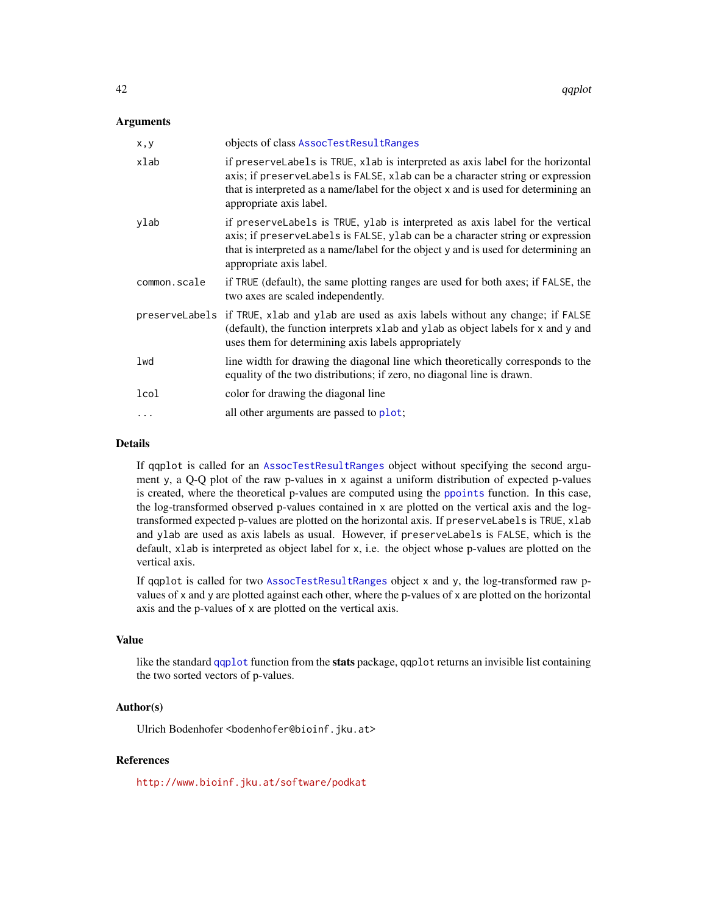### Arguments

| | |
|---|---|
| `x,y` | objects of class `AssocTestResultRanges` |
| `xlab` | if `preserveLabels` is `TRUE`, `xlab` is interpreted as axis label for the horizontal axis; if `preserveLabels` is `FALSE`, `xlab` can be a character string or expression that is interpreted as a name/label for the object `x` and is used for determining an appropriate axis label. |
| `ylab` | if `preserveLabels` is `TRUE`, `ylab` is interpreted as axis label for the vertical axis; if `preserveLabels` is `FALSE`, `ylab` can be a character string or expression that is interpreted as a name/label for the object `y` and is used for determining an appropriate axis label. |
| `common.scale` | if `TRUE` (default), the same plotting ranges are used for both axes; if `FALSE`, the two axes are scaled independently. |
| `preserveLabels` | if `TRUE`, `xlab` and `ylab` are used as axis labels without any change; if `FALSE` (default), the function interprets `xlab` and `ylab` as object labels for `x` and `y` and uses them for determining axis labels appropriately |
| `lwd` | line width for drawing the diagonal line which theoretically corresponds to the equality of the two distributions; if zero, no diagonal line is drawn. |
| `lcol` | color for drawing the diagonal line |
| `...` | all other arguments are passed to `plot`; |

### Details

If `qqplot` is called for an `AssocTestResultRanges` object without specifying the second argument `y`, a Q-Q plot of the raw p-values in `x` against a uniform distribution of expected p-values is created, where the theoretical p-values are computed using the `ppoints` function. In this case, the log-transformed observed p-values contained in `x` are plotted on the vertical axis and the log-transformed expected p-values are plotted on the horizontal axis. If `preserveLabels` is `TRUE`, `xlab` and `ylab` are used as axis labels as usual. However, if `preserveLabels` is `FALSE`, which is the default, `xlab` is interpreted as object label for `x`, i.e. the object whose p-values are plotted on the vertical axis.

If `qqplot` is called for two `AssocTestResultRanges` object `x` and `y`, the log-transformed raw p-values of `x` and `y` are plotted against each other, where the p-values of `x` are plotted on the horizontal axis and the p-values of `x` are plotted on the vertical axis.

### Value

like the standard `qqplot` function from the **stats** package, `qqplot` returns an invisible list containing the two sorted vectors of p-values.

### Author(s)

Ulrich Bodenhofer <bodenhofer@bioinf.jku.at>

### References

http://www.bioinf.jku.at/software/podkat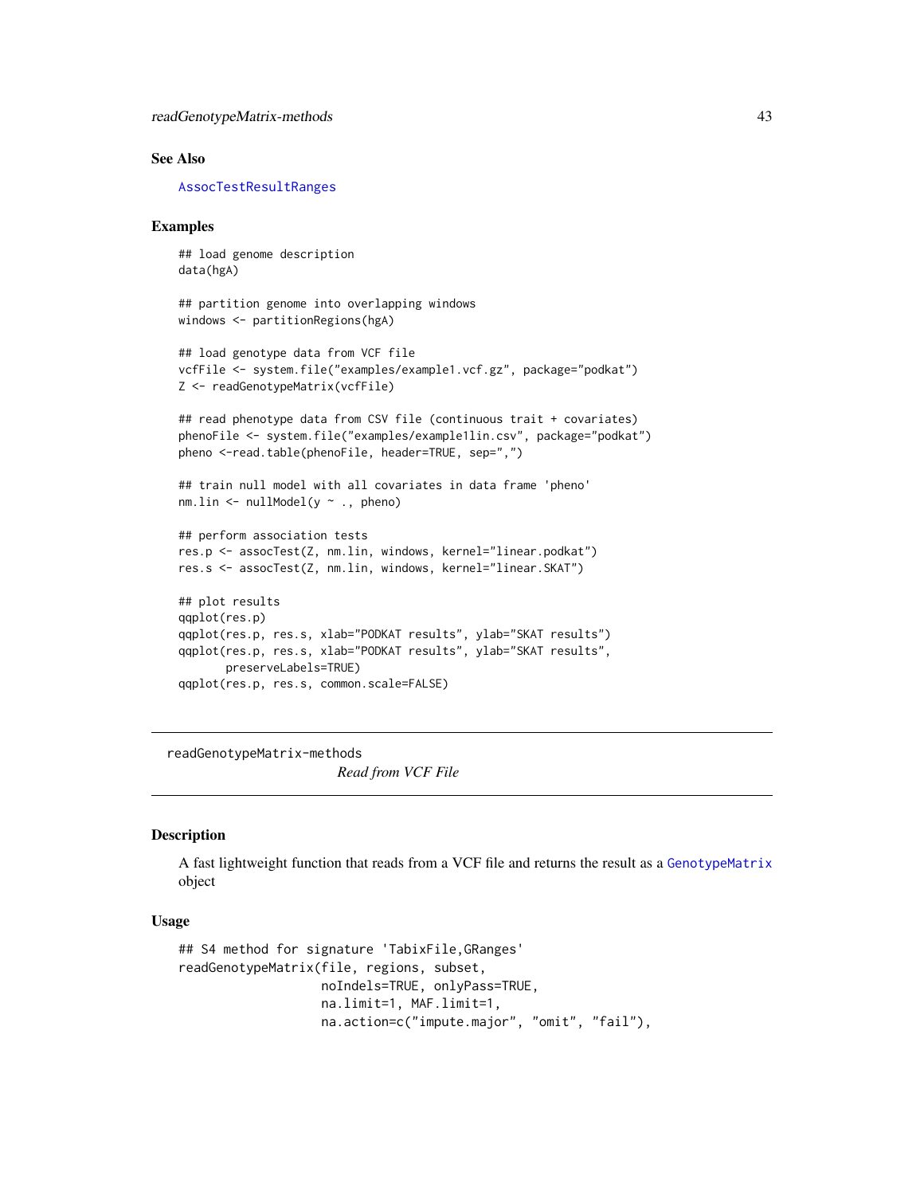### See Also

AssocTestResultRanges

### Examples

```
## load genome description
data(hgA)

## partition genome into overlapping windows
windows <- partitionRegions(hgA)

## load genotype data from VCF file
vcfFile <- system.file("examples/example1.vcf.gz", package="podkat")
Z <- readGenotypeMatrix(vcfFile)

## read phenotype data from CSV file (continuous trait + covariates)
phenoFile <- system.file("examples/example1lin.csv", package="podkat")
pheno <-read.table(phenoFile, header=TRUE, sep=",")

## train null model with all covariates in data frame 'pheno'
nm.lin <- nullModel(y ~ ., pheno)

## perform association tests
res.p <- assocTest(Z, nm.lin, windows, kernel="linear.podkat")
res.s <- assocTest(Z, nm.lin, windows, kernel="linear.SKAT")

## plot results
qqplot(res.p)
qqplot(res.p, res.s, xlab="PODKAT results", ylab="SKAT results")
qqplot(res.p, res.s, xlab="PODKAT results", ylab="SKAT results",
       preserveLabels=TRUE)
qqplot(res.p, res.s, common.scale=FALSE)
```

---

## readGenotypeMatrix-methods

*Read from VCF File*

---

### Description

A fast lightweight function that reads from a VCF file and returns the result as a GenotypeMatrix object

### Usage

```
## S4 method for signature 'TabixFile,GRanges'
readGenotypeMatrix(file, regions, subset,
                   noIndels=TRUE, onlyPass=TRUE,
                   na.limit=1, MAF.limit=1,
                   na.action=c("impute.major", "omit", "fail"),
```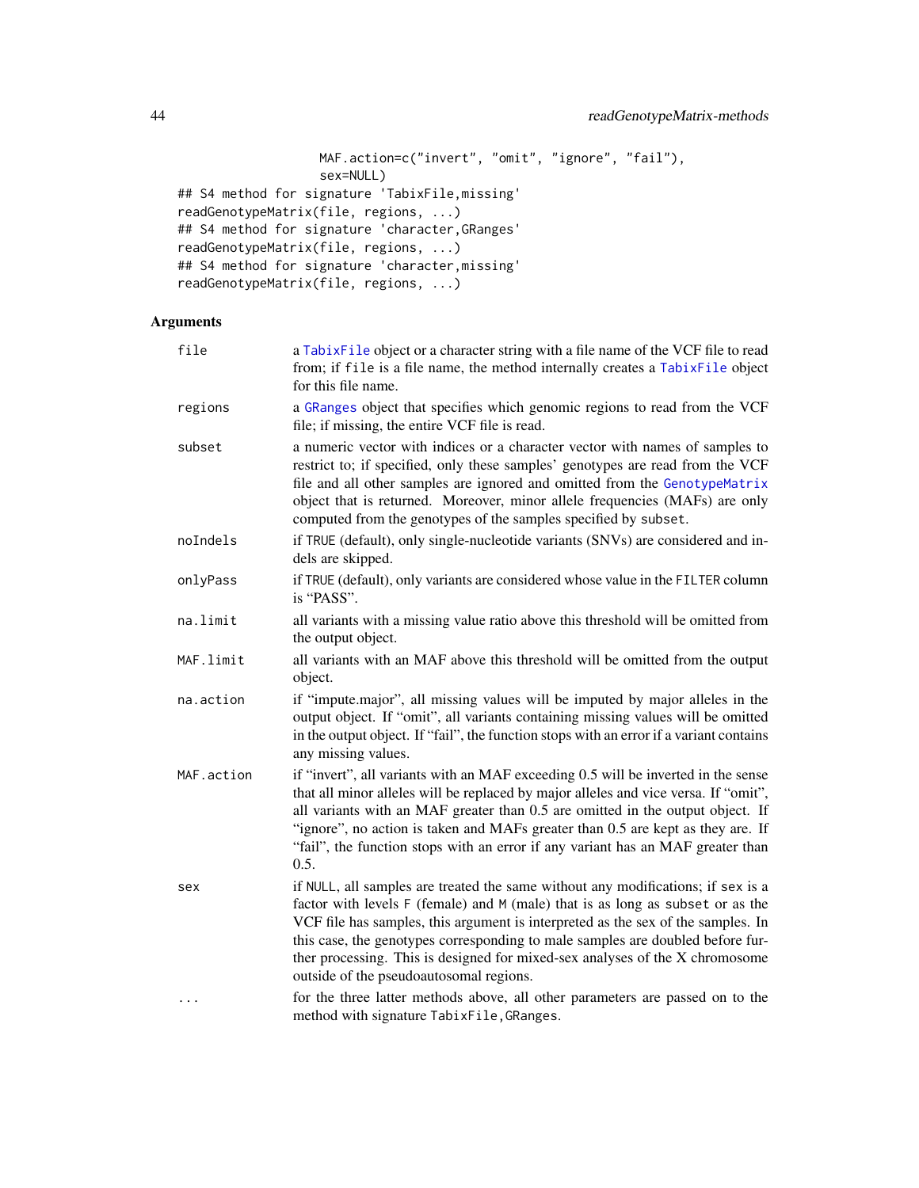```
                   MAF.action=c("invert", "omit", "ignore", "fail"),
                   sex=NULL)
## S4 method for signature 'TabixFile,missing'
readGenotypeMatrix(file, regions, ...)
## S4 method for signature 'character,GRanges'
readGenotypeMatrix(file, regions, ...)
## S4 method for signature 'character,missing'
readGenotypeMatrix(file, regions, ...)
```

### Arguments

| | |
|---|---|
| file | a TabixFile object or a character string with a file name of the VCF file to read from; if file is a file name, the method internally creates a TabixFile object for this file name. |
| regions | a GRanges object that specifies which genomic regions to read from the VCF file; if missing, the entire VCF file is read. |
| subset | a numeric vector with indices or a character vector with names of samples to restrict to; if specified, only these samples' genotypes are read from the VCF file and all other samples are ignored and omitted from the GenotypeMatrix object that is returned. Moreover, minor allele frequencies (MAFs) are only computed from the genotypes of the samples specified by subset. |
| noIndels | if TRUE (default), only single-nucleotide variants (SNVs) are considered and indels are skipped. |
| onlyPass | if TRUE (default), only variants are considered whose value in the FILTER column is "PASS". |
| na.limit | all variants with a missing value ratio above this threshold will be omitted from the output object. |
| MAF.limit | all variants with an MAF above this threshold will be omitted from the output object. |
| na.action | if "impute.major", all missing values will be imputed by major alleles in the output object. If "omit", all variants containing missing values will be omitted in the output object. If "fail", the function stops with an error if a variant contains any missing values. |
| MAF.action | if "invert", all variants with an MAF exceeding 0.5 will be inverted in the sense that all minor alleles will be replaced by major alleles and vice versa. If "omit", all variants with an MAF greater than 0.5 are omitted in the output object. If "ignore", no action is taken and MAFs greater than 0.5 are kept as they are. If "fail", the function stops with an error if any variant has an MAF greater than 0.5. |
| sex | if NULL, all samples are treated the same without any modifications; if sex is a factor with levels F (female) and M (male) that is as long as subset or as the VCF file has samples, this argument is interpreted as the sex of the samples. In this case, the genotypes corresponding to male samples are doubled before further processing. This is designed for mixed-sex analyses of the X chromosome outside of the pseudoautosomal regions. |
| ... | for the three latter methods above, all other parameters are passed on to the method with signature TabixFile,GRanges. |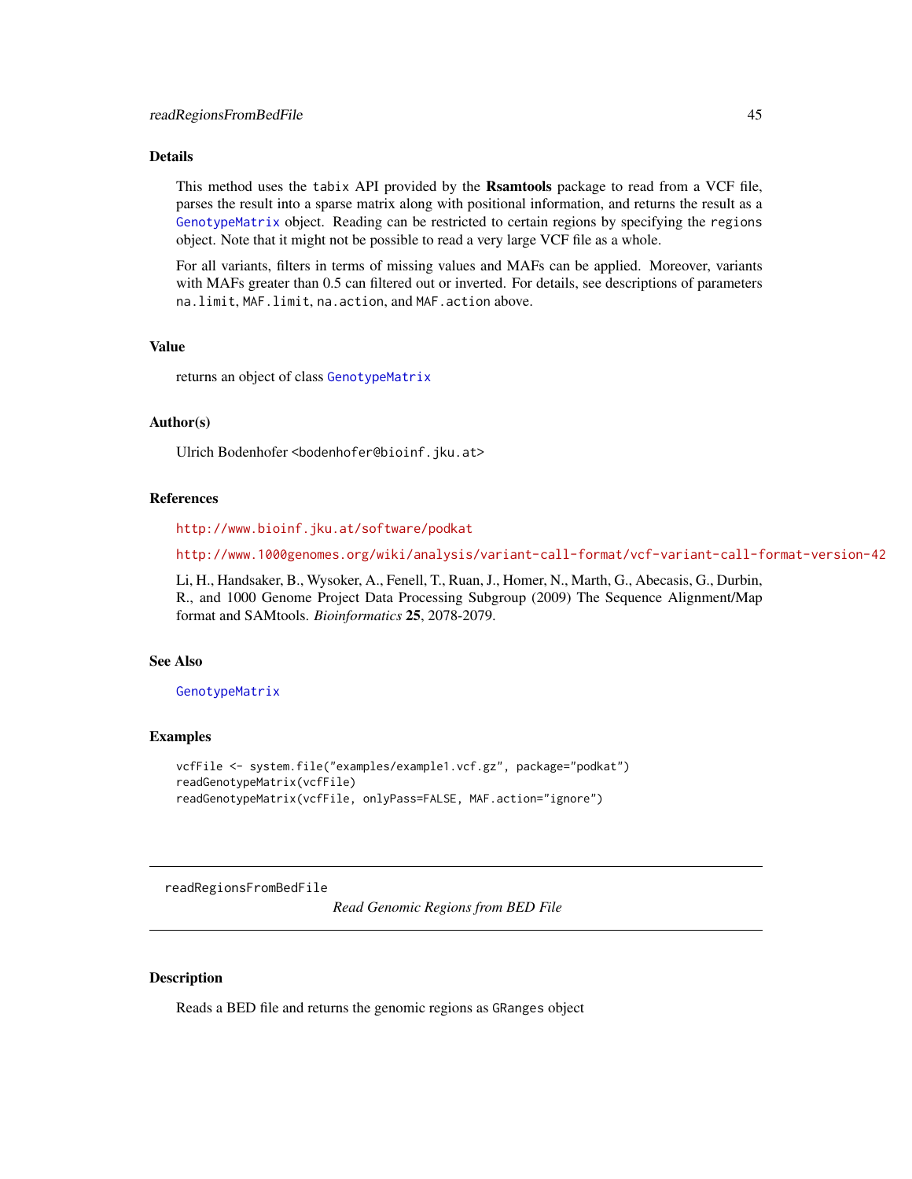## Details

This method uses the `tabix` API provided by the **Rsamtools** package to read from a VCF file, parses the result into a sparse matrix along with positional information, and returns the result as a `GenotypeMatrix` object. Reading can be restricted to certain regions by specifying the `regions` object. Note that it might not be possible to read a very large VCF file as a whole.

For all variants, filters in terms of missing values and MAFs can be applied. Moreover, variants with MAFs greater than 0.5 can filtered out or inverted. For details, see descriptions of parameters `na.limit`, `MAF.limit`, `na.action`, and `MAF.action` above.

## Value

returns an object of class `GenotypeMatrix`

## Author(s)

Ulrich Bodenhofer <bodenhofer@bioinf.jku.at>

## References

http://www.bioinf.jku.at/software/podkat

http://www.1000genomes.org/wiki/analysis/variant-call-format/vcf-variant-call-format-version-42

Li, H., Handsaker, B., Wysoker, A., Fenell, T., Ruan, J., Homer, N., Marth, G., Abecasis, G., Durbin, R., and 1000 Genome Project Data Processing Subgroup (2009) The Sequence Alignment/Map format and SAMtools. *Bioinformatics* **25**, 2078-2079.

## See Also

`GenotypeMatrix`

## Examples

```
vcfFile <- system.file("examples/example1.vcf.gz", package="podkat")
readGenotypeMatrix(vcfFile)
readGenotypeMatrix(vcfFile, onlyPass=FALSE, MAF.action="ignore")
```

---

# readRegionsFromBedFile — *Read Genomic Regions from BED File*

---

## Description

Reads a BED file and returns the genomic regions as `GRanges` object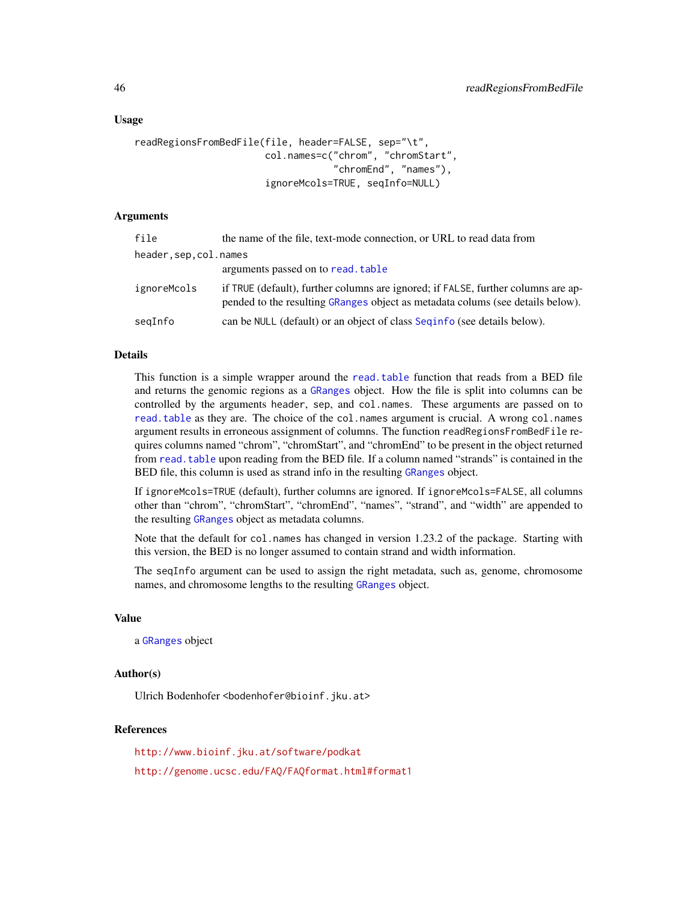### Usage

```
readRegionsFromBedFile(file, header=FALSE, sep="\t",
                       col.names=c("chrom", "chromStart",
                                   "chromEnd", "names"),
                       ignoreMcols=TRUE, seqInfo=NULL)
```

### Arguments

| | |
|---|---|
| `file` | the name of the file, text-mode connection, or URL to read data from |
| `header,sep,col.names` | arguments passed on to `read.table` |
| `ignoreMcols` | if `TRUE` (default), further columns are ignored; if `FALSE`, further columns are appended to the resulting `GRanges` object as metadata colums (see details below). |
| `seqInfo` | can be `NULL` (default) or an object of class `Seqinfo` (see details below). |

### Details

This function is a simple wrapper around the `read.table` function that reads from a BED file and returns the genomic regions as a `GRanges` object. How the file is split into columns can be controlled by the arguments `header`, `sep`, and `col.names`. These arguments are passed on to `read.table` as they are. The choice of the `col.names` argument is crucial. A wrong `col.names` argument results in erroneous assignment of columns. The function `readRegionsFromBedFile` requires columns named "chrom", "chromStart", and "chromEnd" to be present in the object returned from `read.table` upon reading from the BED file. If a column named "strands" is contained in the BED file, this column is used as strand info in the resulting `GRanges` object.

If `ignoreMcols=TRUE` (default), further columns are ignored. If `ignoreMcols=FALSE`, all columns other than "chrom", "chromStart", "chromEnd", "names", "strand", and "width" are appended to the resulting `GRanges` object as metadata columns.

Note that the default for `col.names` has changed in version 1.23.2 of the package. Starting with this version, the BED is no longer assumed to contain strand and width information.

The `seqInfo` argument can be used to assign the right metadata, such as, genome, chromosome names, and chromosome lengths to the resulting `GRanges` object.

### Value

a `GRanges` object

### Author(s)

Ulrich Bodenhofer <bodenhofer@bioinf.jku.at>

### References

http://www.bioinf.jku.at/software/podkat

http://genome.ucsc.edu/FAQ/FAQformat.html#format1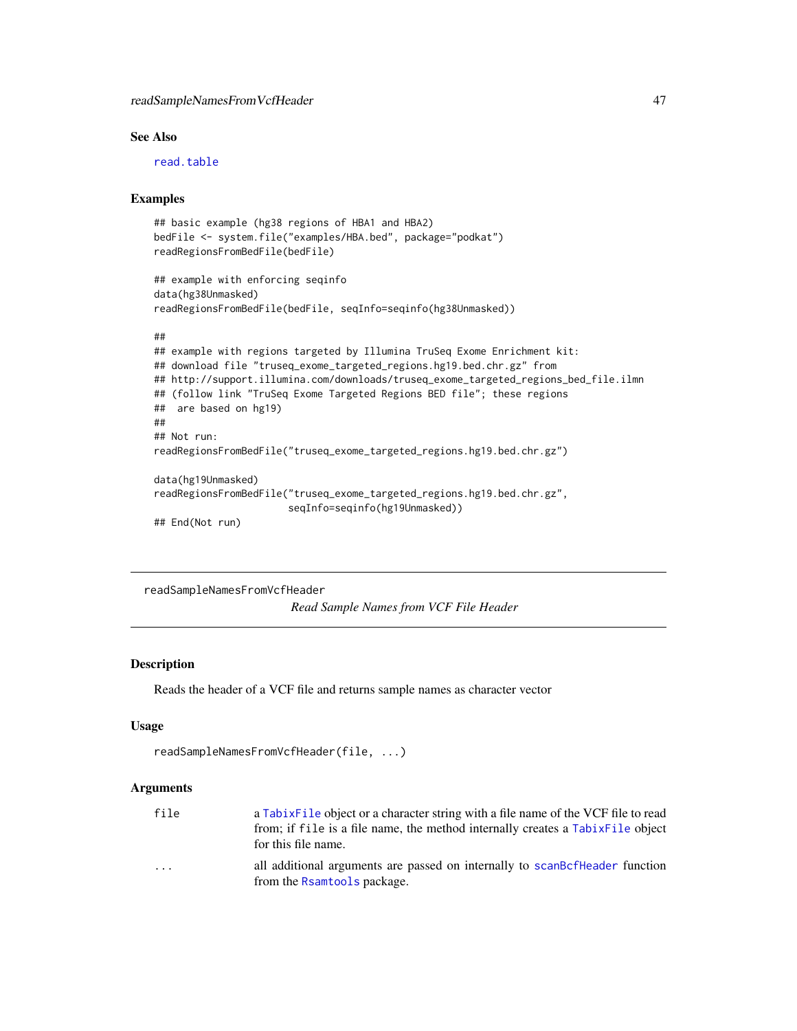## See Also

read.table

## Examples

```
## basic example (hg38 regions of HBA1 and HBA2)
bedFile <- system.file("examples/HBA.bed", package="podkat")
readRegionsFromBedFile(bedFile)

## example with enforcing seqinfo
data(hg38Unmasked)
readRegionsFromBedFile(bedFile, seqInfo=seqinfo(hg38Unmasked))

##
## example with regions targeted by Illumina TruSeq Exome Enrichment kit:
## download file "truseq_exome_targeted_regions.hg19.bed.chr.gz" from
## http://support.illumina.com/downloads/truseq_exome_targeted_regions_bed_file.ilmn
## (follow link "TruSeq Exome Targeted Regions BED file"; these regions
##  are based on hg19)
##
## Not run:
readRegionsFromBedFile("truseq_exome_targeted_regions.hg19.bed.chr.gz")

data(hg19Unmasked)
readRegionsFromBedFile("truseq_exome_targeted_regions.hg19.bed.chr.gz",
                       seqInfo=seqinfo(hg19Unmasked))
## End(Not run)
```

---

# readSampleNamesFromVcfHeader

*Read Sample Names from VCF File Header*

---

## Description

Reads the header of a VCF file and returns sample names as character vector

## Usage

```
readSampleNamesFromVcfHeader(file, ...)
```

## Arguments

| | |
|---|---|
| file | a TabixFile object or a character string with a file name of the VCF file to read from; if file is a file name, the method internally creates a TabixFile object for this file name. |
| ... | all additional arguments are passed on internally to scanBcfHeader function from the Rsamtools package. |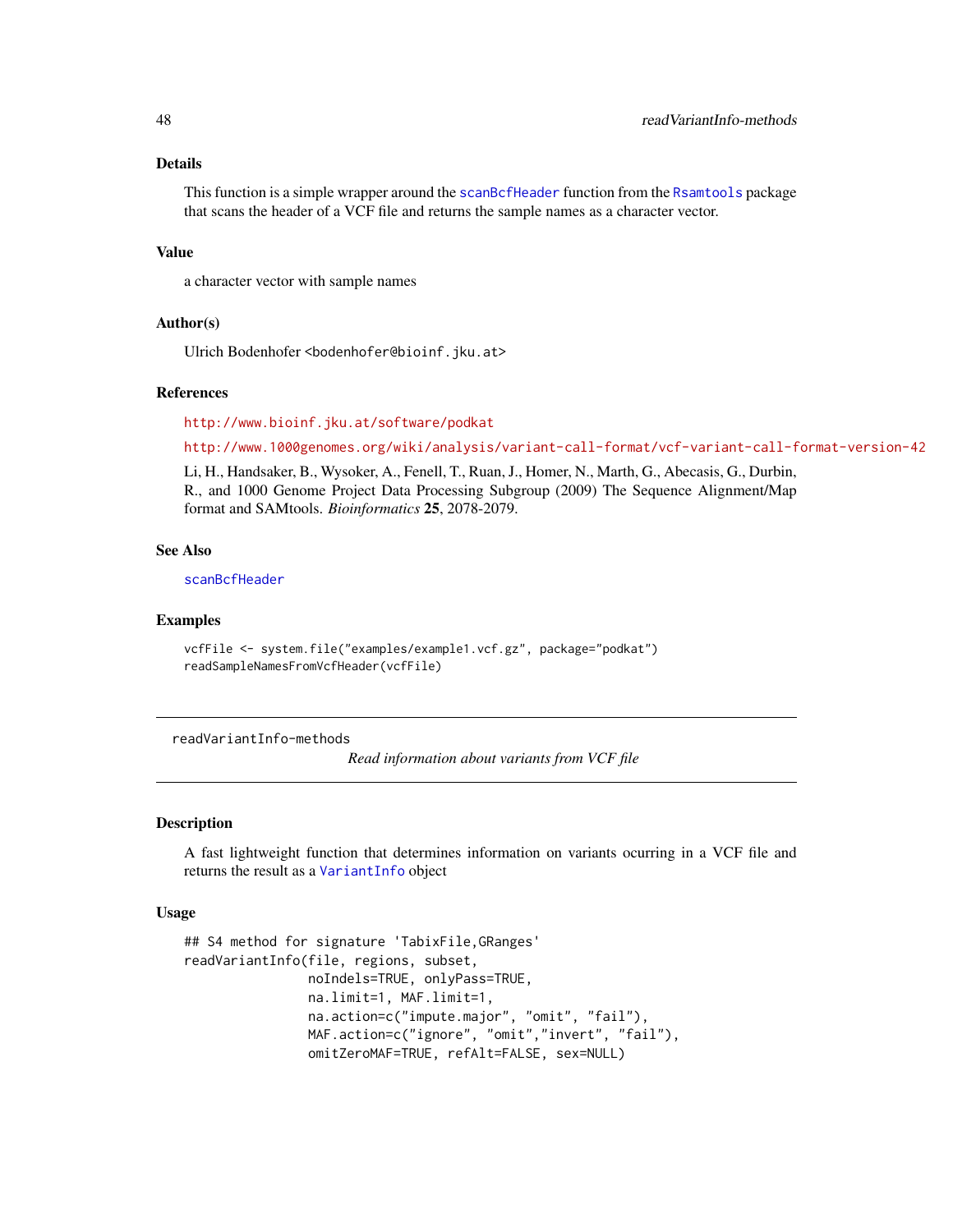### Details

This function is a simple wrapper around the `scanBcfHeader` function from the `Rsamtools` package that scans the header of a VCF file and returns the sample names as a character vector.

### Value

a character vector with sample names

### Author(s)

Ulrich Bodenhofer <bodenhofer@bioinf.jku.at>

### References

http://www.bioinf.jku.at/software/podkat

http://www.1000genomes.org/wiki/analysis/variant-call-format/vcf-variant-call-format-version-42

Li, H., Handsaker, B., Wysoker, A., Fenell, T., Ruan, J., Homer, N., Marth, G., Abecasis, G., Durbin, R., and 1000 Genome Project Data Processing Subgroup (2009) The Sequence Alignment/Map format and SAMtools. *Bioinformatics* **25**, 2078-2079.

### See Also

`scanBcfHeader`

### Examples

```
vcfFile <- system.file("examples/example1.vcf.gz", package="podkat")
readSampleNamesFromVcfHeader(vcfFile)
```

---

## readVariantInfo-methods

*Read information about variants from VCF file*

---

### Description

A fast lightweight function that determines information on variants ocurring in a VCF file and returns the result as a `VariantInfo` object

### Usage

```
## S4 method for signature 'TabixFile,GRanges'
readVariantInfo(file, regions, subset,
                noIndels=TRUE, onlyPass=TRUE,
                na.limit=1, MAF.limit=1,
                na.action=c("impute.major", "omit", "fail"),
                MAF.action=c("ignore", "omit","invert", "fail"),
                omitZeroMAF=TRUE, refAlt=FALSE, sex=NULL)
```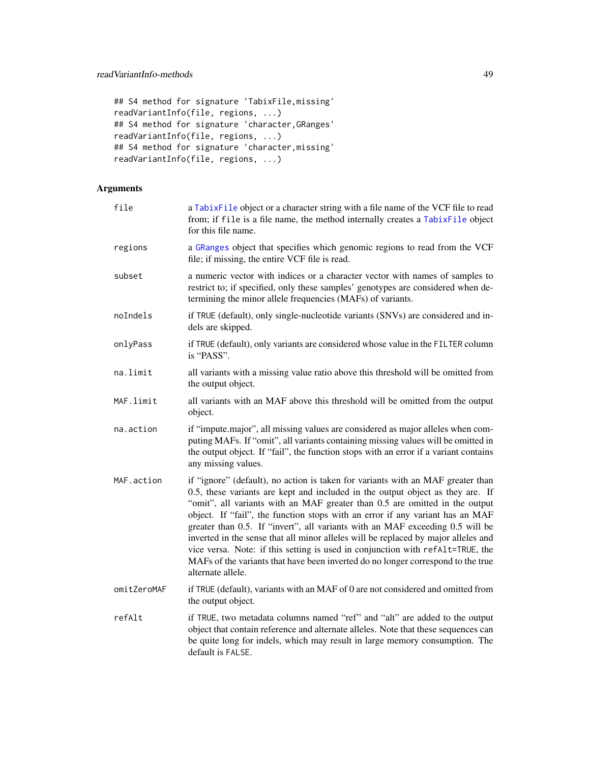```
## S4 method for signature 'TabixFile,missing'
readVariantInfo(file, regions, ...)
## S4 method for signature 'character,GRanges'
readVariantInfo(file, regions, ...)
## S4 method for signature 'character,missing'
readVariantInfo(file, regions, ...)
```

## Arguments

| | |
|---|---|
| `file` | a `TabixFile` object or a character string with a file name of the VCF file to read from; if `file` is a file name, the method internally creates a `TabixFile` object for this file name. |
| `regions` | a `GRanges` object that specifies which genomic regions to read from the VCF file; if missing, the entire VCF file is read. |
| `subset` | a numeric vector with indices or a character vector with names of samples to restrict to; if specified, only these samples' genotypes are considered when determining the minor allele frequencies (MAFs) of variants. |
| `noIndels` | if `TRUE` (default), only single-nucleotide variants (SNVs) are considered and indels are skipped. |
| `onlyPass` | if `TRUE` (default), only variants are considered whose value in the `FILTER` column is "PASS". |
| `na.limit` | all variants with a missing value ratio above this threshold will be omitted from the output object. |
| `MAF.limit` | all variants with an MAF above this threshold will be omitted from the output object. |
| `na.action` | if "impute.major", all missing values are considered as major alleles when computing MAFs. If "omit", all variants containing missing values will be omitted in the output object. If "fail", the function stops with an error if a variant contains any missing values. |
| `MAF.action` | if "ignore" (default), no action is taken for variants with an MAF greater than 0.5, these variants are kept and included in the output object as they are. If "omit", all variants with an MAF greater than 0.5 are omitted in the output object. If "fail", the function stops with an error if any variant has an MAF greater than 0.5. If "invert", all variants with an MAF exceeding 0.5 will be inverted in the sense that all minor alleles will be replaced by major alleles and vice versa. Note: if this setting is used in conjunction with `refAlt=TRUE`, the MAFs of the variants that have been inverted do no longer correspond to the true alternate allele. |
| `omitZeroMAF` | if `TRUE` (default), variants with an MAF of 0 are not considered and omitted from the output object. |
| `refAlt` | if `TRUE`, two metadata columns named "ref" and "alt" are added to the output object that contain reference and alternate alleles. Note that these sequences can be quite long for indels, which may result in large memory consumption. The default is `FALSE`. |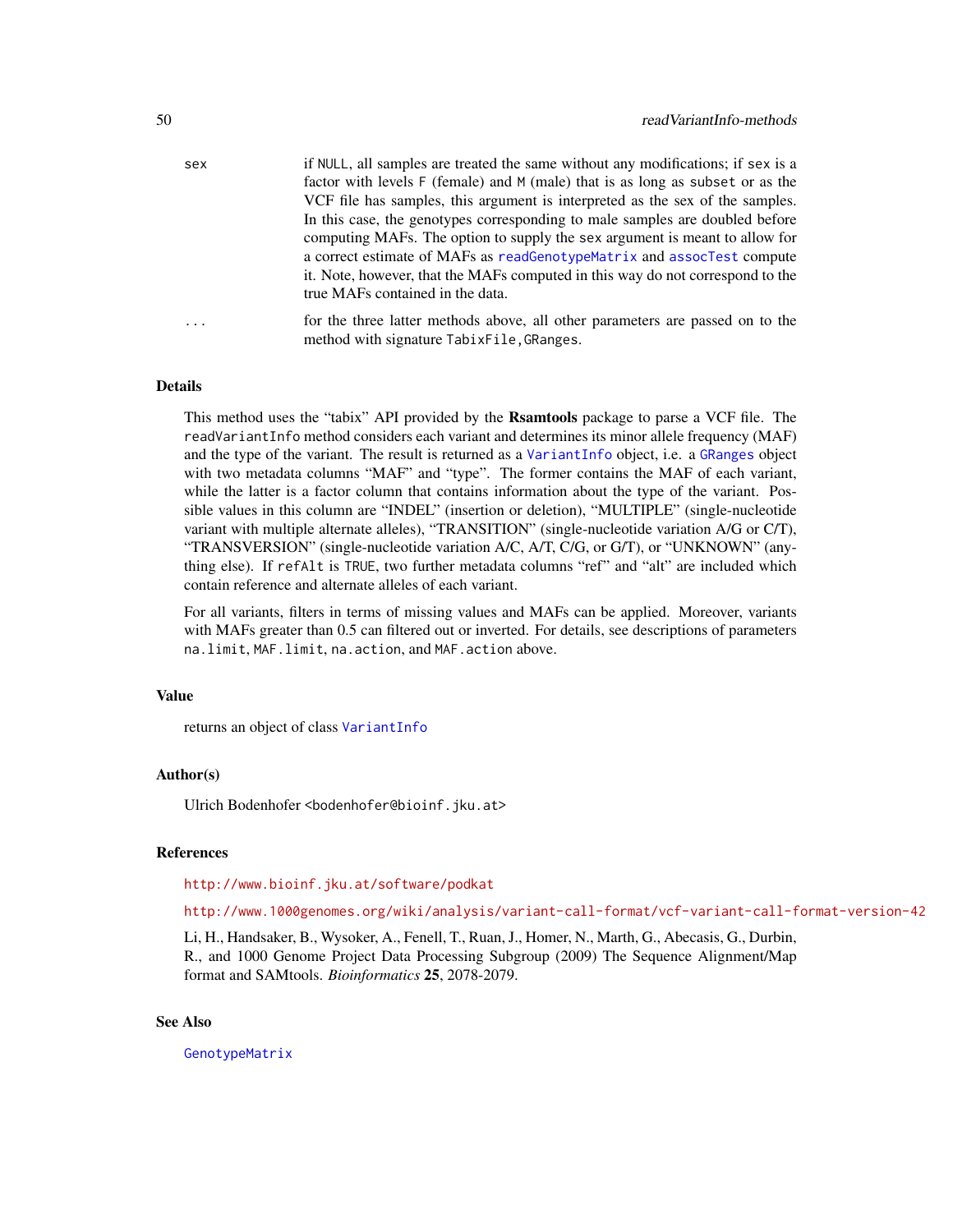sex — if NULL, all samples are treated the same without any modifications; if sex is a factor with levels F (female) and M (male) that is as long as subset or as the VCF file has samples, this argument is interpreted as the sex of the samples. In this case, the genotypes corresponding to male samples are doubled before computing MAFs. The option to supply the sex argument is meant to allow for a correct estimate of MAFs as readGenotypeMatrix and assocTest compute it. Note, however, that the MAFs computed in this way do not correspond to the true MAFs contained in the data.

... — for the three latter methods above, all other parameters are passed on to the method with signature TabixFile,GRanges.

## Details

This method uses the "tabix" API provided by the **Rsamtools** package to parse a VCF file. The readVariantInfo method considers each variant and determines its minor allele frequency (MAF) and the type of the variant. The result is returned as a VariantInfo object, i.e. a GRanges object with two metadata columns "MAF" and "type". The former contains the MAF of each variant, while the latter is a factor column that contains information about the type of the variant. Possible values in this column are "INDEL" (insertion or deletion), "MULTIPLE" (single-nucleotide variant with multiple alternate alleles), "TRANSITION" (single-nucleotide variation A/G or C/T), "TRANSVERSION" (single-nucleotide variation A/C, A/T, C/G, or G/T), or "UNKNOWN" (anything else). If refAlt is TRUE, two further metadata columns "ref" and "alt" are included which contain reference and alternate alleles of each variant.

For all variants, filters in terms of missing values and MAFs can be applied. Moreover, variants with MAFs greater than 0.5 can filtered out or inverted. For details, see descriptions of parameters na.limit, MAF.limit, na.action, and MAF.action above.

## Value

returns an object of class VariantInfo

## Author(s)

Ulrich Bodenhofer <bodenhofer@bioinf.jku.at>

## References

http://www.bioinf.jku.at/software/podkat

http://www.1000genomes.org/wiki/analysis/variant-call-format/vcf-variant-call-format-version-42

Li, H., Handsaker, B., Wysoker, A., Fenell, T., Ruan, J., Homer, N., Marth, G., Abecasis, G., Durbin, R., and 1000 Genome Project Data Processing Subgroup (2009) The Sequence Alignment/Map format and SAMtools. *Bioinformatics* **25**, 2078-2079.

## See Also

GenotypeMatrix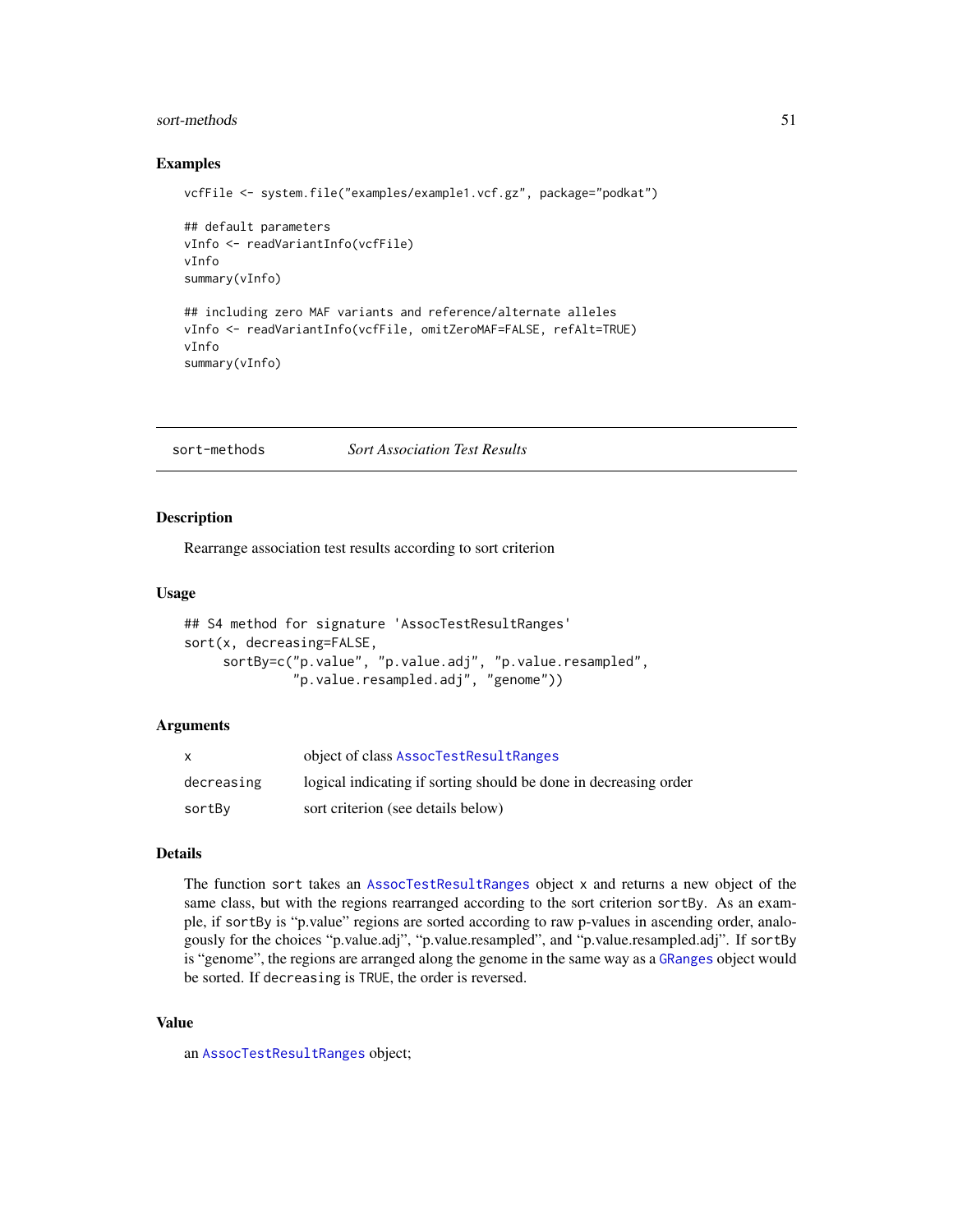## Examples

```
vcfFile <- system.file("examples/example1.vcf.gz", package="podkat")

## default parameters
vInfo <- readVariantInfo(vcfFile)
vInfo
summary(vInfo)

## including zero MAF variants and reference/alternate alleles
vInfo <- readVariantInfo(vcfFile, omitZeroMAF=FALSE, refAlt=TRUE)
vInfo
summary(vInfo)
```

---

# sort-methods *Sort Association Test Results*

---

## Description

Rearrange association test results according to sort criterion

## Usage

```
## S4 method for signature 'AssocTestResultRanges'
sort(x, decreasing=FALSE,
     sortBy=c("p.value", "p.value.adj", "p.value.resampled",
              "p.value.resampled.adj", "genome"))
```

## Arguments

| | |
|---|---|
| `x` | object of class `AssocTestResultRanges` |
| `decreasing` | logical indicating if sorting should be done in decreasing order |
| `sortBy` | sort criterion (see details below) |

## Details

The function `sort` takes an `AssocTestResultRanges` object `x` and returns a new object of the same class, but with the regions rearranged according to the sort criterion `sortBy`. As an example, if `sortBy` is "p.value" regions are sorted according to raw p-values in ascending order, analogously for the choices "p.value.adj", "p.value.resampled", and "p.value.resampled.adj". If `sortBy` is "genome", the regions are arranged along the genome in the same way as a `GRanges` object would be sorted. If `decreasing` is `TRUE`, the order is reversed.

## Value

an `AssocTestResultRanges` object;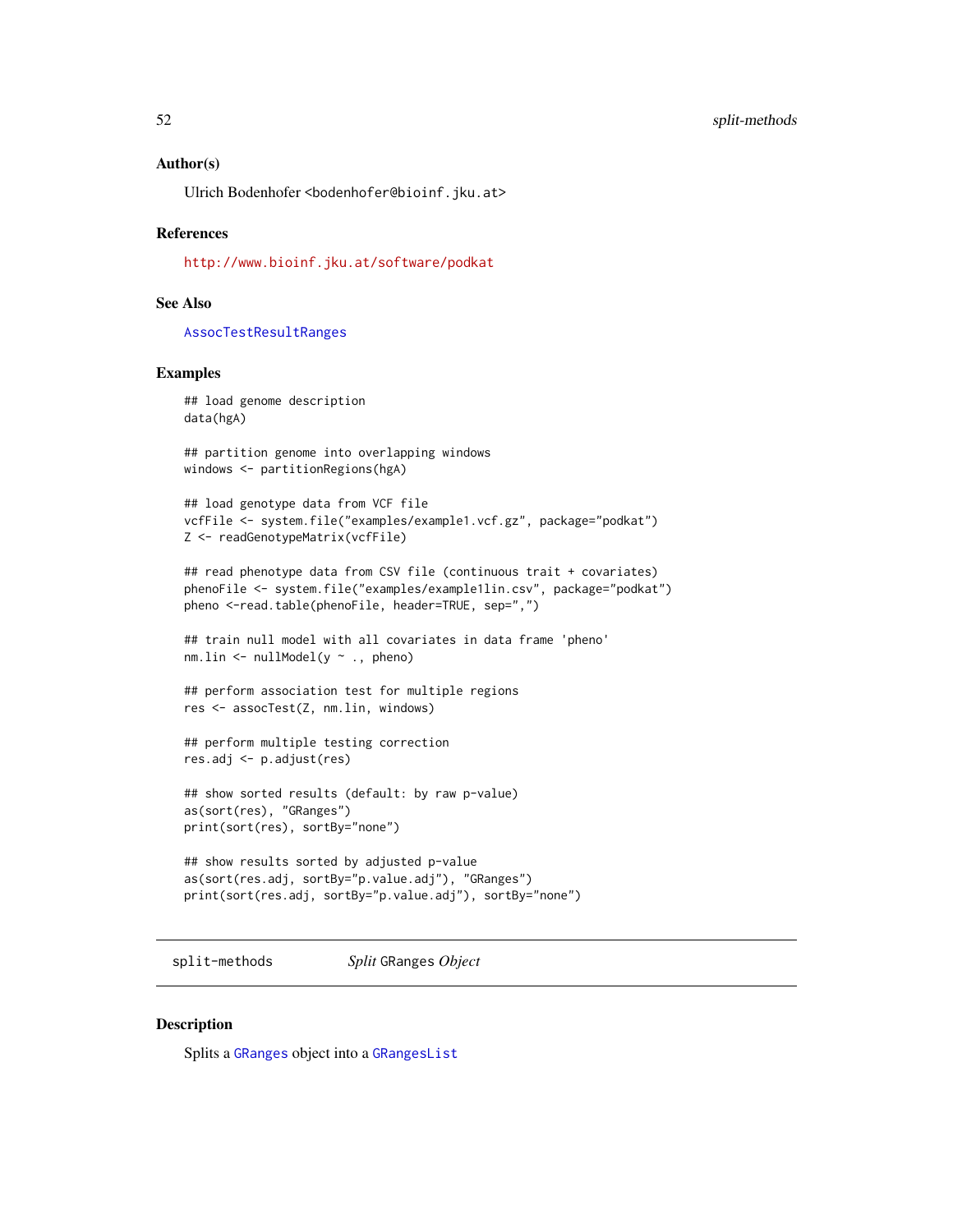### Author(s)

Ulrich Bodenhofer <bodenhofer@bioinf.jku.at>

### References

http://www.bioinf.jku.at/software/podkat

### See Also

AssocTestResultRanges

### Examples

```
## load genome description
data(hgA)

## partition genome into overlapping windows
windows <- partitionRegions(hgA)

## load genotype data from VCF file
vcfFile <- system.file("examples/example1.vcf.gz", package="podkat")
Z <- readGenotypeMatrix(vcfFile)

## read phenotype data from CSV file (continuous trait + covariates)
phenoFile <- system.file("examples/example1lin.csv", package="podkat")
pheno <-read.table(phenoFile, header=TRUE, sep=",")

## train null model with all covariates in data frame 'pheno'
nm.lin <- nullModel(y ~ ., pheno)

## perform association test for multiple regions
res <- assocTest(Z, nm.lin, windows)

## perform multiple testing correction
res.adj <- p.adjust(res)

## show sorted results (default: by raw p-value)
as(sort(res), "GRanges")
print(sort(res), sortBy="none")

## show results sorted by adjusted p-value
as(sort(res.adj, sortBy="p.value.adj"), "GRanges")
print(sort(res.adj, sortBy="p.value.adj"), sortBy="none")
```

---

## split-methods — *Split* GRanges *Object*

### Description

Splits a GRanges object into a GRangesList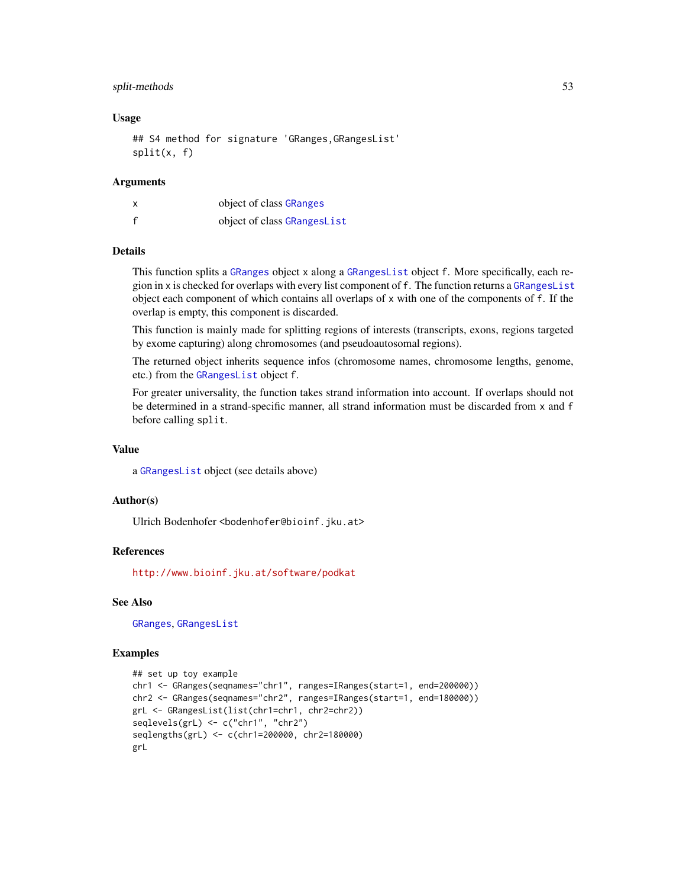## Usage

```
## S4 method for signature 'GRanges,GRangesList'
split(x, f)
```

## Arguments

| | |
|---|---|
| x | object of class GRanges |
| f | object of class GRangesList |

## Details

This function splits a GRanges object x along a GRangesList object f. More specifically, each region in x is checked for overlaps with every list component of f. The function returns a GRangesList object each component of which contains all overlaps of x with one of the components of f. If the overlap is empty, this component is discarded.

This function is mainly made for splitting regions of interests (transcripts, exons, regions targeted by exome capturing) along chromosomes (and pseudoautosomal regions).

The returned object inherits sequence infos (chromosome names, chromosome lengths, genome, etc.) from the GRangesList object f.

For greater universality, the function takes strand information into account. If overlaps should not be determined in a strand-specific manner, all strand information must be discarded from x and f before calling split.

## Value

a GRangesList object (see details above)

## Author(s)

Ulrich Bodenhofer <bodenhofer@bioinf.jku.at>

## References

http://www.bioinf.jku.at/software/podkat

## See Also

GRanges, GRangesList

## Examples

```
## set up toy example
chr1 <- GRanges(seqnames="chr1", ranges=IRanges(start=1, end=200000))
chr2 <- GRanges(seqnames="chr2", ranges=IRanges(start=1, end=180000))
grL <- GRangesList(list(chr1=chr1, chr2=chr2))
seqlevels(grL) <- c("chr1", "chr2")
seqlengths(grL) <- c(chr1=200000, chr2=180000)
grL
```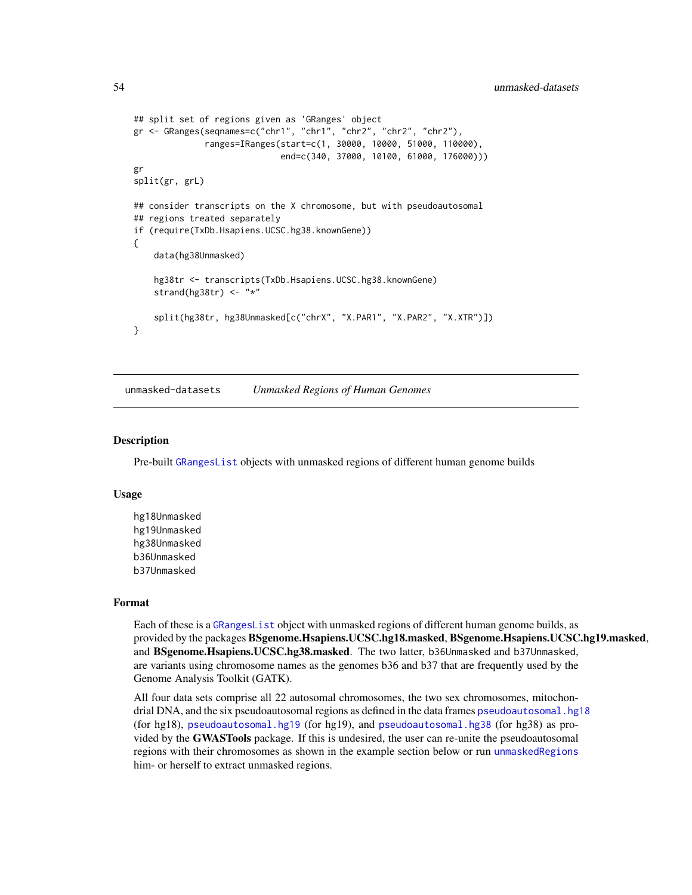```
## split set of regions given as 'GRanges' object
gr <- GRanges(seqnames=c("chr1", "chr1", "chr2", "chr2", "chr2"),
              ranges=IRanges(start=c(1, 30000, 10000, 51000, 110000),
                             end=c(340, 37000, 10100, 61000, 176000)))
gr
split(gr, grL)

## consider transcripts on the X chromosome, but with pseudoautosomal
## regions treated separately
if (require(TxDb.Hsapiens.UCSC.hg38.knownGene))
{
    data(hg38Unmasked)

    hg38tr <- transcripts(TxDb.Hsapiens.UCSC.hg38.knownGene)
    strand(hg38tr) <- "*"

    split(hg38tr, hg38Unmasked[c("chrX", "X.PAR1", "X.PAR2", "X.XTR")])
}
```

## unmasked-datasets *Unmasked Regions of Human Genomes*

### Description

Pre-built `GRangesList` objects with unmasked regions of different human genome builds

### Usage

```
hg18Unmasked
hg19Unmasked
hg38Unmasked
b36Unmasked
b37Unmasked
```

### Format

Each of these is a `GRangesList` object with unmasked regions of different human genome builds, as provided by the packages **BSgenome.Hsapiens.UCSC.hg18.masked**, **BSgenome.Hsapiens.UCSC.hg19.masked**, and **BSgenome.Hsapiens.UCSC.hg38.masked**. The two latter, `b36Unmasked` and `b37Unmasked`, are variants using chromosome names as the genomes b36 and b37 that are frequently used by the Genome Analysis Toolkit (GATK).

All four data sets comprise all 22 autosomal chromosomes, the two sex chromosomes, mitochondrial DNA, and the six pseudoautosomal regions as defined in the data frames `pseudoautosomal.hg18` (for hg18), `pseudoautosomal.hg19` (for hg19), and `pseudoautosomal.hg38` (for hg38) as provided by the **GWASTools** package. If this is undesired, the user can re-unite the pseudoautosomal regions with their chromosomes as shown in the example section below or run `unmaskedRegions` him- or herself to extract unmasked regions.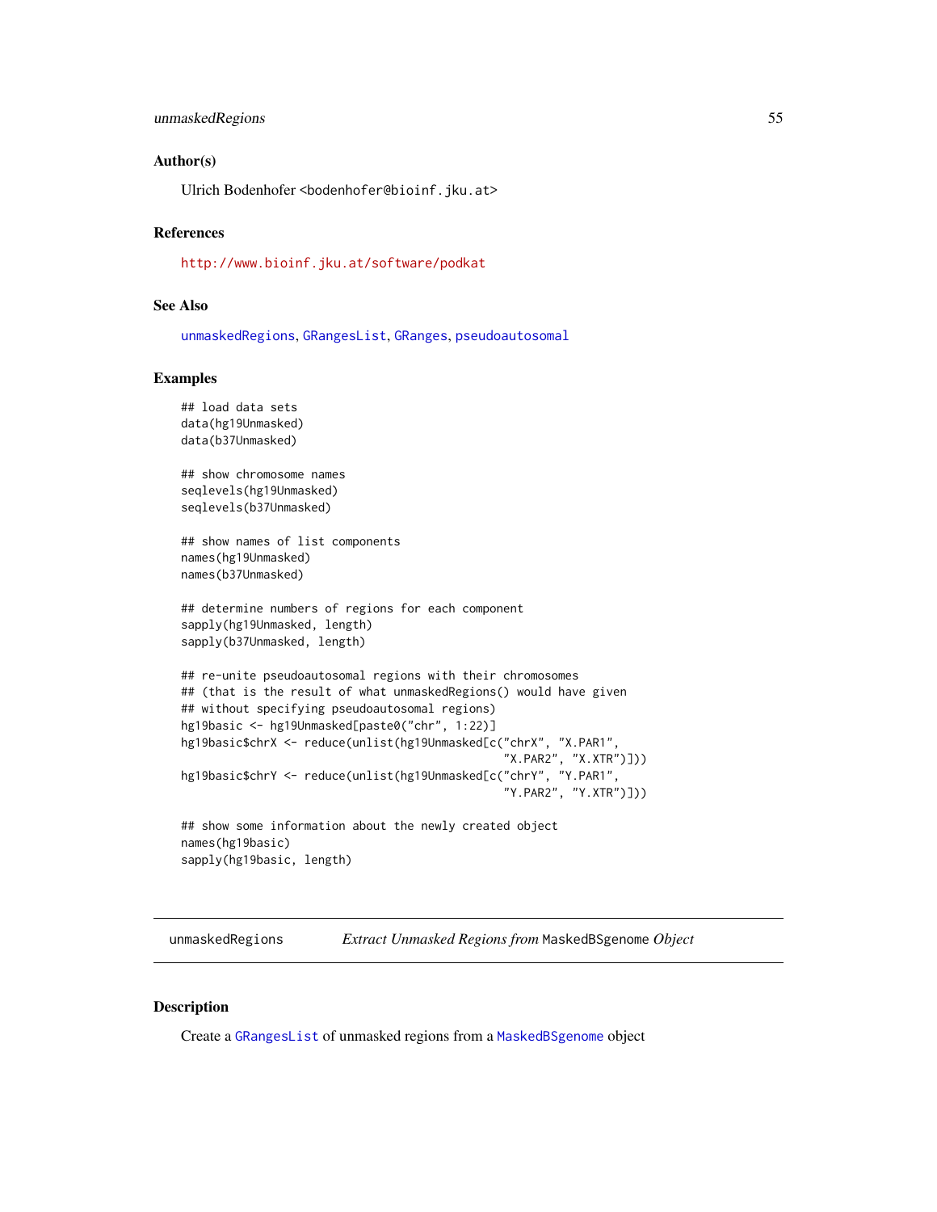### Author(s)

Ulrich Bodenhofer <bodenhofer@bioinf.jku.at>

### References

http://www.bioinf.jku.at/software/podkat

### See Also

unmaskedRegions, GRangesList, GRanges, pseudoautosomal

### Examples

```
## load data sets
data(hg19Unmasked)
data(b37Unmasked)

## show chromosome names
seqlevels(hg19Unmasked)
seqlevels(b37Unmasked)

## show names of list components
names(hg19Unmasked)
names(b37Unmasked)

## determine numbers of regions for each component
sapply(hg19Unmasked, length)
sapply(b37Unmasked, length)

## re-unite pseudoautosomal regions with their chromosomes
## (that is the result of what unmaskedRegions() would have given
## without specifying pseudoautosomal regions)
hg19basic <- hg19Unmasked[paste0("chr", 1:22)]
hg19basic$chrX <- reduce(unlist(hg19Unmasked[c("chrX", "X.PAR1",
                                               "X.PAR2", "X.XTR")]))
hg19basic$chrY <- reduce(unlist(hg19Unmasked[c("chrY", "Y.PAR1",
                                               "Y.PAR2", "Y.XTR")]))

## show some information about the newly created object
names(hg19basic)
sapply(hg19basic, length)
```

---

## unmaskedRegions — *Extract Unmasked Regions from* `MaskedBSgenome` *Object*

### Description

Create a GRangesList of unmasked regions from a MaskedBSgenome object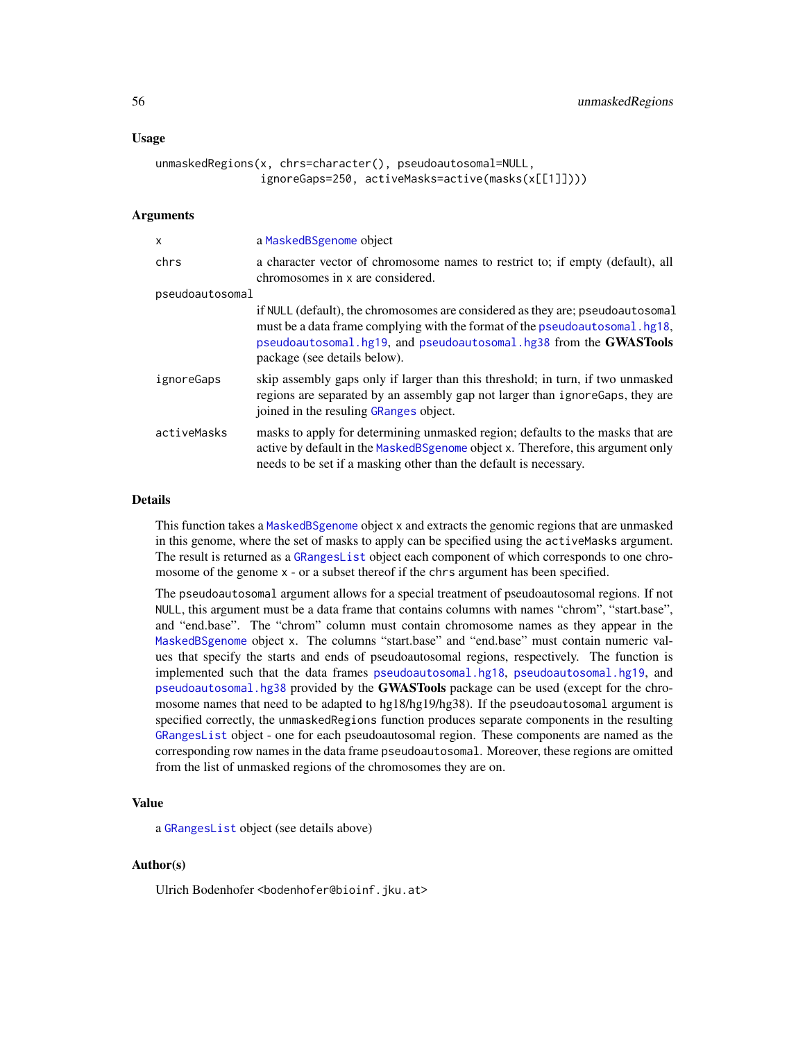### Usage

```
unmaskedRegions(x, chrs=character(), pseudoautosomal=NULL,
                ignoreGaps=250, activeMasks=active(masks(x[[1]])))
```

### Arguments

| | |
|---|---|
| `x` | a `MaskedBSgenome` object |
| `chrs` | a character vector of chromosome names to restrict to; if empty (default), all chromosomes in `x` are considered. |
| `pseudoautosomal` | if `NULL` (default), the chromosomes are considered as they are; `pseudoautosomal` must be a data frame complying with the format of the `pseudoautosomal.hg18`, `pseudoautosomal.hg19`, and `pseudoautosomal.hg38` from the **GWASTools** package (see details below). |
| `ignoreGaps` | skip assembly gaps only if larger than this threshold; in turn, if two unmasked regions are separated by an assembly gap not larger than `ignoreGaps`, they are joined in the resuling `GRanges` object. |
| `activeMasks` | masks to apply for determining unmasked region; defaults to the masks that are active by default in the `MaskedBSgenome` object `x`. Therefore, this argument only needs to be set if a masking other than the default is necessary. |

### Details

This function takes a `MaskedBSgenome` object `x` and extracts the genomic regions that are unmasked in this genome, where the set of masks to apply can be specified using the `activeMasks` argument. The result is returned as a `GRangesList` object each component of which corresponds to one chromosome of the genome `x` - or a subset thereof if the `chrs` argument has been specified.

The `pseudoautosomal` argument allows for a special treatment of pseudoautosomal regions. If not `NULL`, this argument must be a data frame that contains columns with names "chrom", "start.base", and "end.base". The "chrom" column must contain chromosome names as they appear in the `MaskedBSgenome` object `x`. The columns "start.base" and "end.base" must contain numeric values that specify the starts and ends of pseudoautosomal regions, respectively. The function is implemented such that the data frames `pseudoautosomal.hg18`, `pseudoautosomal.hg19`, and `pseudoautosomal.hg38` provided by the **GWASTools** package can be used (except for the chromosome names that need to be adapted to hg18/hg19/hg38). If the `pseudoautosomal` argument is specified correctly, the `unmaskedRegions` function produces separate components in the resulting `GRangesList` object - one for each pseudoautosomal region. These components are named as the corresponding row names in the data frame `pseudoautosomal`. Moreover, these regions are omitted from the list of unmasked regions of the chromosomes they are on.

### Value

a `GRangesList` object (see details above)

### Author(s)

Ulrich Bodenhofer <bodenhofer@bioinf.jku.at>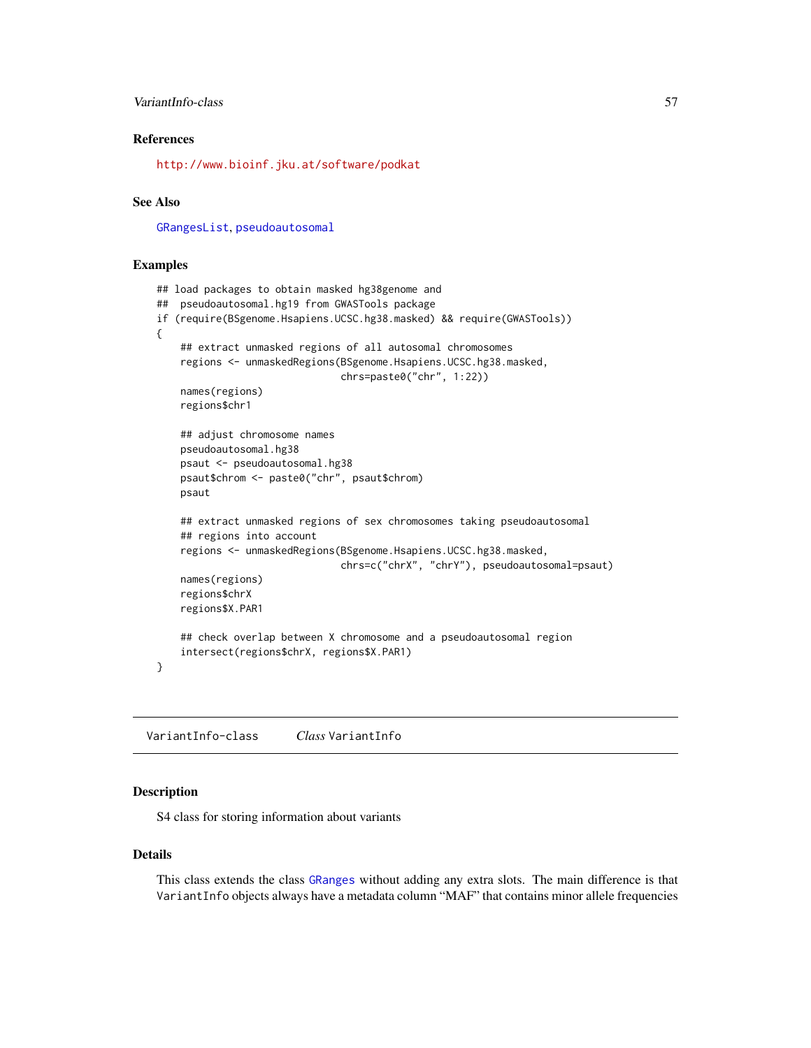### References

http://www.bioinf.jku.at/software/podkat

### See Also

GRangesList, pseudoautosomal

### Examples

```
## load packages to obtain masked hg38genome and
##  pseudoautosomal.hg19 from GWASTools package
if (require(BSgenome.Hsapiens.UCSC.hg38.masked) && require(GWASTools))
{
    ## extract unmasked regions of all autosomal chromosomes
    regions <- unmaskedRegions(BSgenome.Hsapiens.UCSC.hg38.masked,
                               chrs=paste0("chr", 1:22))
    names(regions)
    regions$chr1

    ## adjust chromosome names
    pseudoautosomal.hg38
    psaut <- pseudoautosomal.hg38
    psaut$chrom <- paste0("chr", psaut$chrom)
    psaut

    ## extract unmasked regions of sex chromosomes taking pseudoautosomal
    ## regions into account
    regions <- unmaskedRegions(BSgenome.Hsapiens.UCSC.hg38.masked,
                               chrs=c("chrX", "chrY"), pseudoautosomal=psaut)
    names(regions)
    regions$chrX
    regions$X.PAR1

    ## check overlap between X chromosome and a pseudoautosomal region
    intersect(regions$chrX, regions$X.PAR1)
}
```

---

## VariantInfo-class    *Class* VariantInfo

### Description

S4 class for storing information about variants

### Details

This class extends the class GRanges without adding any extra slots. The main difference is that `VariantInfo` objects always have a metadata column "MAF" that contains minor allele frequencies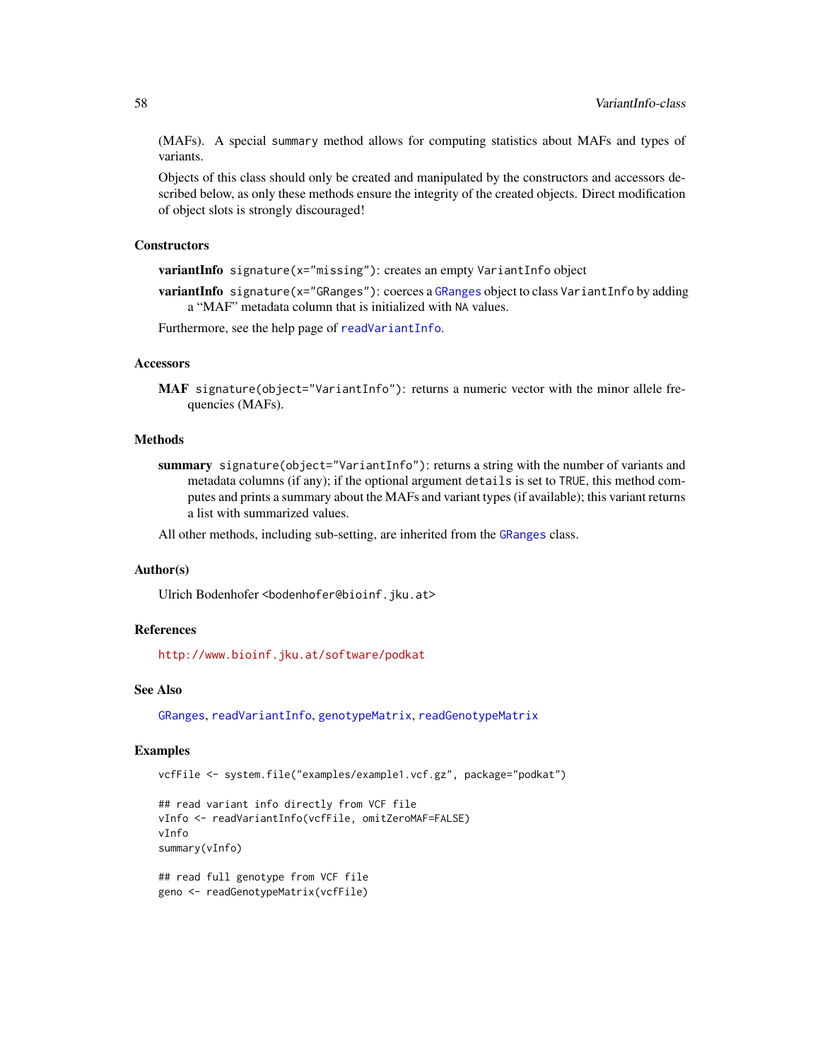(MAFs). A special summary method allows for computing statistics about MAFs and types of variants.

Objects of this class should only be created and manipulated by the constructors and accessors described below, as only these methods ensure the integrity of the created objects. Direct modification of object slots is strongly discouraged!

## Constructors

**variantInfo** `signature(x="missing")`: creates an empty VariantInfo object

**variantInfo** `signature(x="GRanges")`: coerces a GRanges object to class VariantInfo by adding a "MAF" metadata column that is initialized with NA values.

Furthermore, see the help page of readVariantInfo.

## Accessors

**MAF** `signature(object="VariantInfo")`: returns a numeric vector with the minor allele frequencies (MAFs).

## Methods

**summary** `signature(object="VariantInfo")`: returns a string with the number of variants and metadata columns (if any); if the optional argument details is set to TRUE, this method computes and prints a summary about the MAFs and variant types (if available); this variant returns a list with summarized values.

All other methods, including sub-setting, are inherited from the GRanges class.

## Author(s)

Ulrich Bodenhofer <bodenhofer@bioinf.jku.at>

## References

http://www.bioinf.jku.at/software/podkat

## See Also

GRanges, readVariantInfo, genotypeMatrix, readGenotypeMatrix

## Examples

```
vcfFile <- system.file("examples/example1.vcf.gz", package="podkat")

## read variant info directly from VCF file
vInfo <- readVariantInfo(vcfFile, omitZeroMAF=FALSE)
vInfo
summary(vInfo)

## read full genotype from VCF file
geno <- readGenotypeMatrix(vcfFile)
```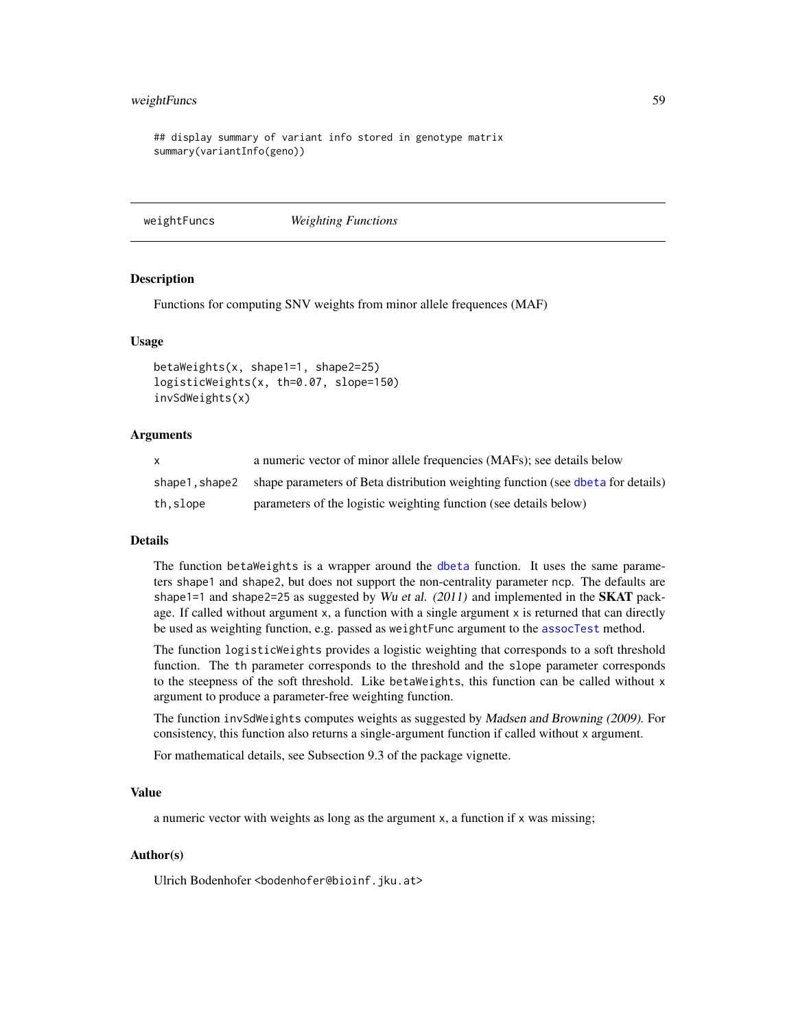```
## display summary of variant info stored in genotype matrix
summary(variantInfo(geno))
```

---

## weightFuncs *Weighting Functions*

---

### Description

Functions for computing SNV weights from minor allele frequences (MAF)

### Usage

```
betaWeights(x, shape1=1, shape2=25)
logisticWeights(x, th=0.07, slope=150)
invSdWeights(x)
```

### Arguments

| | |
|---|---|
| `x` | a numeric vector of minor allele frequencies (MAFs); see details below |
| `shape1,shape2` | shape parameters of Beta distribution weighting function (see `dbeta` for details) |
| `th,slope` | parameters of the logistic weighting function (see details below) |

### Details

The function `betaWeights` is a wrapper around the `dbeta` function. It uses the same parameters `shape1` and `shape2`, but does not support the non-centrality parameter `ncp`. The defaults are `shape1=1` and `shape2=25` as suggested by *Wu et al. (2011)* and implemented in the **SKAT** package. If called without argument `x`, a function with a single argument `x` is returned that can directly be used as weighting function, e.g. passed as `weightFunc` argument to the `assocTest` method.

The function `logisticWeights` provides a logistic weighting that corresponds to a soft threshold function. The `th` parameter corresponds to the threshold and the `slope` parameter corresponds to the steepness of the soft threshold. Like `betaWeights`, this function can be called without `x` argument to produce a parameter-free weighting function.

The function `invSdWeights` computes weights as suggested by *Madsen and Browning (2009)*. For consistency, this function also returns a single-argument function if called without `x` argument.

For mathematical details, see Subsection 9.3 of the package vignette.

### Value

a numeric vector with weights as long as the argument `x`, a function if `x` was missing;

### Author(s)

Ulrich Bodenhofer <bodenhofer@bioinf.jku.at>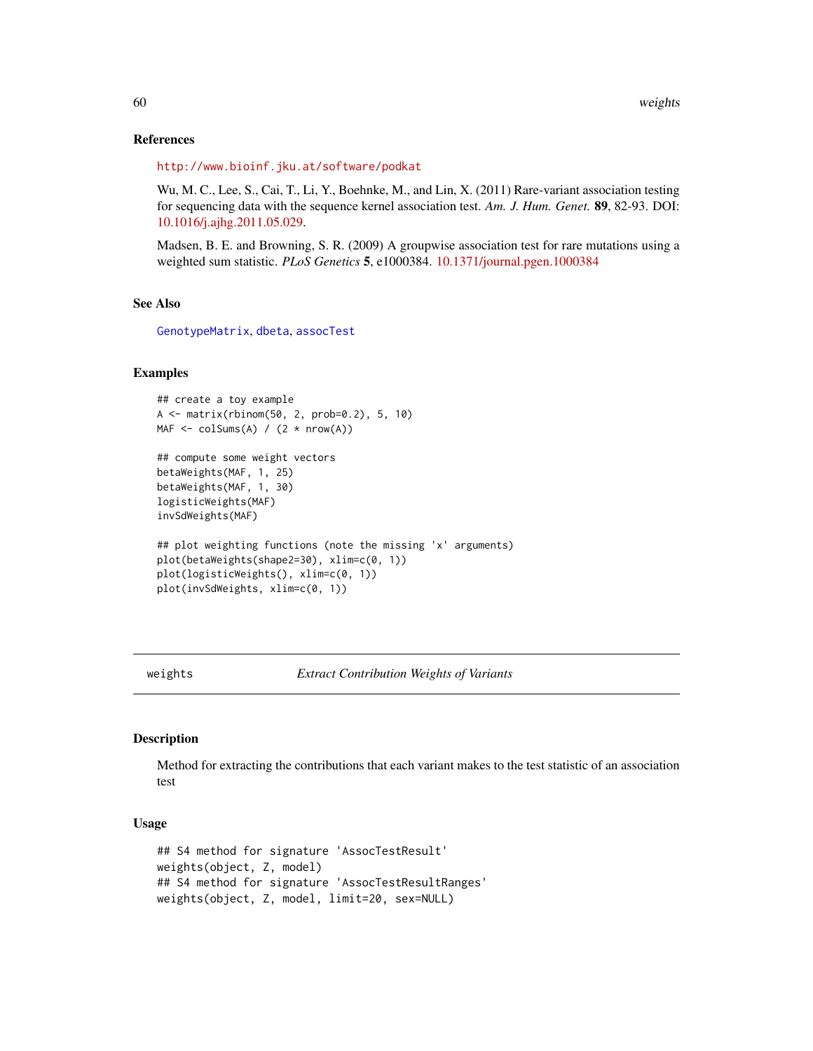### References

http://www.bioinf.jku.at/software/podkat

Wu, M. C., Lee, S., Cai, T., Li, Y., Boehnke, M., and Lin, X. (2011) Rare-variant association testing for sequencing data with the sequence kernel association test. *Am. J. Hum. Genet.* **89**, 82-93. DOI: 10.1016/j.ajhg.2011.05.029.

Madsen, B. E. and Browning, S. R. (2009) A groupwise association test for rare mutations using a weighted sum statistic. *PLoS Genetics* **5**, e1000384. 10.1371/journal.pgen.1000384

### See Also

GenotypeMatrix, dbeta, assocTest

### Examples

```
## create a toy example
A <- matrix(rbinom(50, 2, prob=0.2), 5, 10)
MAF <- colSums(A) / (2 * nrow(A))

## compute some weight vectors
betaWeights(MAF, 1, 25)
betaWeights(MAF, 1, 30)
logisticWeights(MAF)
invSdWeights(MAF)

## plot weighting functions (note the missing 'x' arguments)
plot(betaWeights(shape2=30), xlim=c(0, 1))
plot(logisticWeights(), xlim=c(0, 1))
plot(invSdWeights, xlim=c(0, 1))
```

---

## weights — *Extract Contribution Weights of Variants*

### Description

Method for extracting the contributions that each variant makes to the test statistic of an association test

### Usage

```
## S4 method for signature 'AssocTestResult'
weights(object, Z, model)
## S4 method for signature 'AssocTestResultRanges'
weights(object, Z, model, limit=20, sex=NULL)
```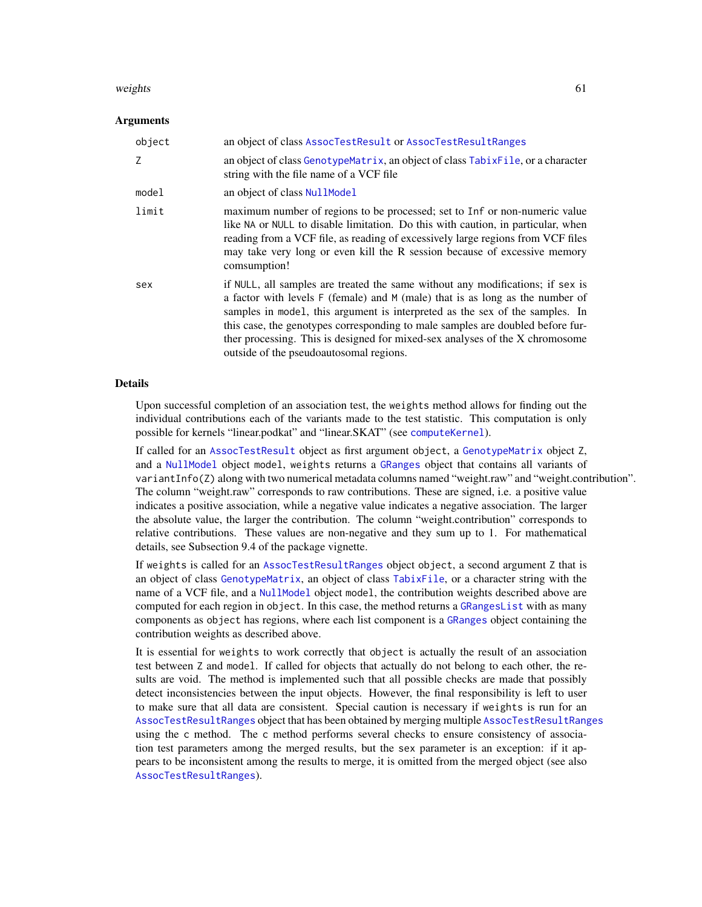### Arguments

| | |
|---|---|
| object | an object of class AssocTestResult or AssocTestResultRanges |
| Z | an object of class GenotypeMatrix, an object of class TabixFile, or a character string with the file name of a VCF file |
| model | an object of class NullModel |
| limit | maximum number of regions to be processed; set to Inf or non-numeric value like NA or NULL to disable limitation. Do this with caution, in particular, when reading from a VCF file, as reading of excessively large regions from VCF files may take very long or even kill the R session because of excessive memory comsumption! |
| sex | if NULL, all samples are treated the same without any modifications; if sex is a factor with levels F (female) and M (male) that is as long as the number of samples in model, this argument is interpreted as the sex of the samples. In this case, the genotypes corresponding to male samples are doubled before further processing. This is designed for mixed-sex analyses of the X chromosome outside of the pseudoautosomal regions. |

### Details

Upon successful completion of an association test, the weights method allows for finding out the individual contributions each of the variants made to the test statistic. This computation is only possible for kernels "linear.podkat" and "linear.SKAT" (see computeKernel).

If called for an AssocTestResult object as first argument object, a GenotypeMatrix object Z, and a NullModel object model, weights returns a GRanges object that contains all variants of variantInfo(Z) along with two numerical metadata columns named "weight.raw" and "weight.contribution". The column "weight.raw" corresponds to raw contributions. These are signed, i.e. a positive value indicates a positive association, while a negative value indicates a negative association. The larger the absolute value, the larger the contribution. The column "weight.contribution" corresponds to relative contributions. These values are non-negative and they sum up to 1. For mathematical details, see Subsection 9.4 of the package vignette.

If weights is called for an AssocTestResultRanges object object, a second argument Z that is an object of class GenotypeMatrix, an object of class TabixFile, or a character string with the name of a VCF file, and a NullModel object model, the contribution weights described above are computed for each region in object. In this case, the method returns a GRangesList with as many components as object has regions, where each list component is a GRanges object containing the contribution weights as described above.

It is essential for weights to work correctly that object is actually the result of an association test between Z and model. If called for objects that actually do not belong to each other, the results are void. The method is implemented such that all possible checks are made that possibly detect inconsistencies between the input objects. However, the final responsibility is left to user to make sure that all data are consistent. Special caution is necessary if weights is run for an AssocTestResultRanges object that has been obtained by merging multiple AssocTestResultRanges using the c method. The c method performs several checks to ensure consistency of association test parameters among the merged results, but the sex parameter is an exception: if it appears to be inconsistent among the results to merge, it is omitted from the merged object (see also AssocTestResultRanges).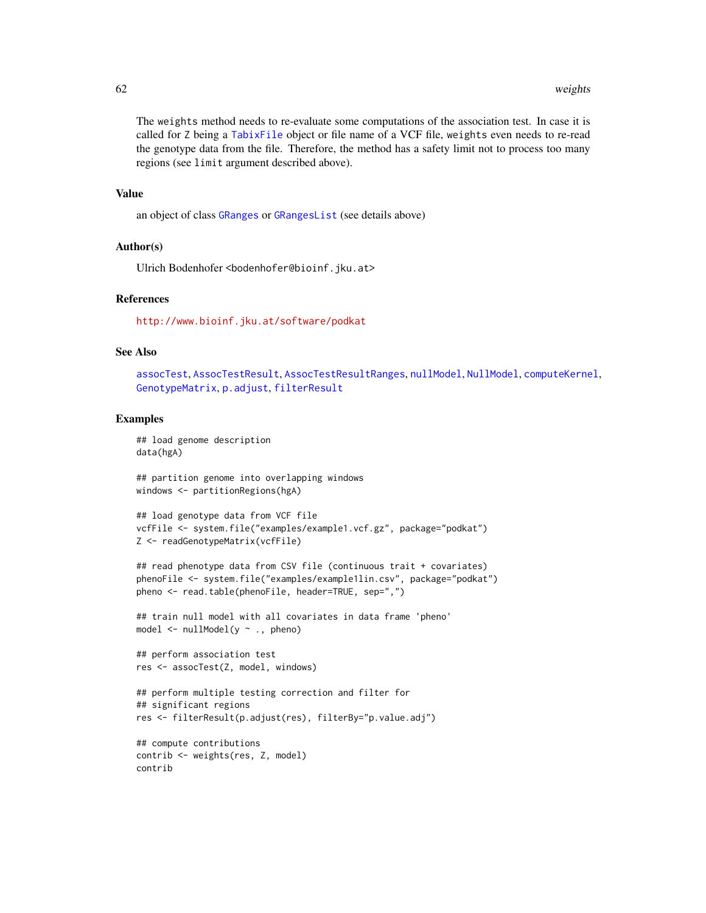The `weights` method needs to re-evaluate some computations of the association test. In case it is called for `Z` being a `TabixFile` object or file name of a VCF file, `weights` even needs to re-read the genotype data from the file. Therefore, the method has a safety limit not to process too many regions (see `limit` argument described above).

## Value

an object of class `GRanges` or `GRangesList` (see details above)

## Author(s)

Ulrich Bodenhofer <bodenhofer@bioinf.jku.at>

## References

http://www.bioinf.jku.at/software/podkat

## See Also

`assocTest`, `AssocTestResult`, `AssocTestResultRanges`, `nullModel`, `NullModel`, `computeKernel`, `GenotypeMatrix`, `p.adjust`, `filterResult`

## Examples

```
## load genome description
data(hgA)

## partition genome into overlapping windows
windows <- partitionRegions(hgA)

## load genotype data from VCF file
vcfFile <- system.file("examples/example1.vcf.gz", package="podkat")
Z <- readGenotypeMatrix(vcfFile)

## read phenotype data from CSV file (continuous trait + covariates)
phenoFile <- system.file("examples/example1lin.csv", package="podkat")
pheno <- read.table(phenoFile, header=TRUE, sep=",")

## train null model with all covariates in data frame 'pheno'
model <- nullModel(y ~ ., pheno)

## perform association test
res <- assocTest(Z, model, windows)

## perform multiple testing correction and filter for
## significant regions
res <- filterResult(p.adjust(res), filterBy="p.value.adj")

## compute contributions
contrib <- weights(res, Z, model)
contrib
```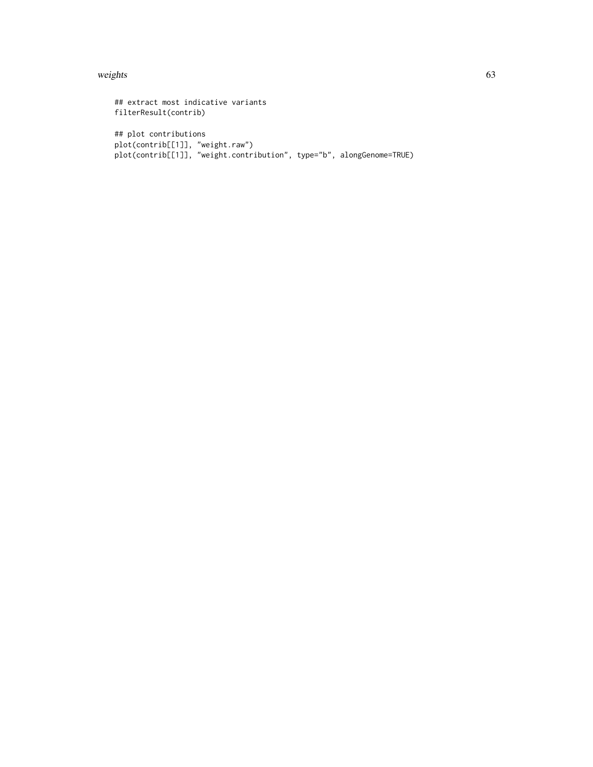```
## extract most indicative variants
filterResult(contrib)

## plot contributions
plot(contrib[[1]], "weight.raw")
plot(contrib[[1]], "weight.contribution", type="b", alongGenome=TRUE)
```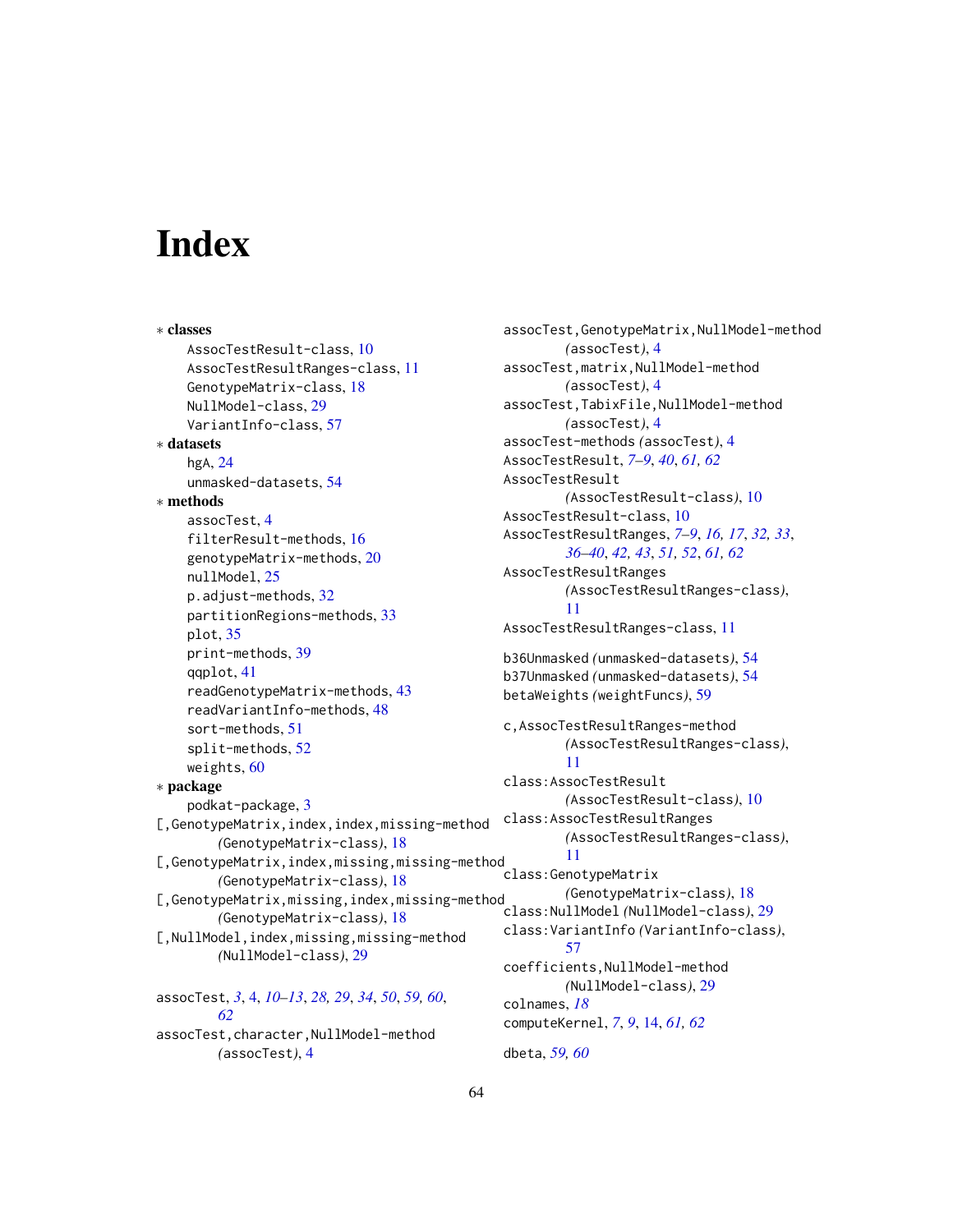# Index

∗ **classes**
AssocTestResult-class, 10
AssocTestResultRanges-class, 11
GenotypeMatrix-class, 18
NullModel-class, 29
VariantInfo-class, 57

∗ **datasets**
hgA, 24
unmasked-datasets, 54

∗ **methods**
assocTest, 4
filterResult-methods, 16
genotypeMatrix-methods, 20
nullModel, 25
p.adjust-methods, 32
partitionRegions-methods, 33
plot, 35
print-methods, 39
qqplot, 41
readGenotypeMatrix-methods, 43
readVariantInfo-methods, 48
sort-methods, 51
split-methods, 52
weights, 60

∗ **package**
podkat-package, 3

[,GenotypeMatrix,index,index,missing-method *(GenotypeMatrix-class)*, 18
[,GenotypeMatrix,index,missing,missing-method *(GenotypeMatrix-class)*, 18
[,GenotypeMatrix,missing,index,missing-method *(GenotypeMatrix-class)*, 18
[,NullModel,index,missing,missing-method *(NullModel-class)*, 29

assocTest, *3*, 4, *10–13*, *28, 29*, *34*, *50*, *59, 60*, *62*
assocTest,character,NullModel-method *(assocTest)*, 4
assocTest,GenotypeMatrix,NullModel-method *(assocTest)*, 4
assocTest,matrix,NullModel-method *(assocTest)*, 4
assocTest,TabixFile,NullModel-method *(assocTest)*, 4
assocTest-methods *(assocTest)*, 4
AssocTestResult, *7–9*, *40*, *61, 62*
AssocTestResult *(AssocTestResult-class)*, 10
AssocTestResult-class, 10
AssocTestResultRanges, *7–9*, *16, 17*, *32, 33*, *36–40*, *42, 43*, *51, 52*, *61, 62*
AssocTestResultRanges *(AssocTestResultRanges-class)*, 11
AssocTestResultRanges-class, 11

b36Unmasked *(unmasked-datasets)*, 54
b37Unmasked *(unmasked-datasets)*, 54
betaWeights *(weightFuncs)*, 59

c,AssocTestResultRanges-method *(AssocTestResultRanges-class)*, 11
class:AssocTestResult *(AssocTestResult-class)*, 10
class:AssocTestResultRanges *(AssocTestResultRanges-class)*, 11
class:GenotypeMatrix *(GenotypeMatrix-class)*, 18
class:NullModel *(NullModel-class)*, 29
class:VariantInfo *(VariantInfo-class)*, 57
coefficients,NullModel-method *(NullModel-class)*, 29
colnames, *18*
computeKernel, *7*, *9*, 14, *61, 62*

dbeta, *59, 60*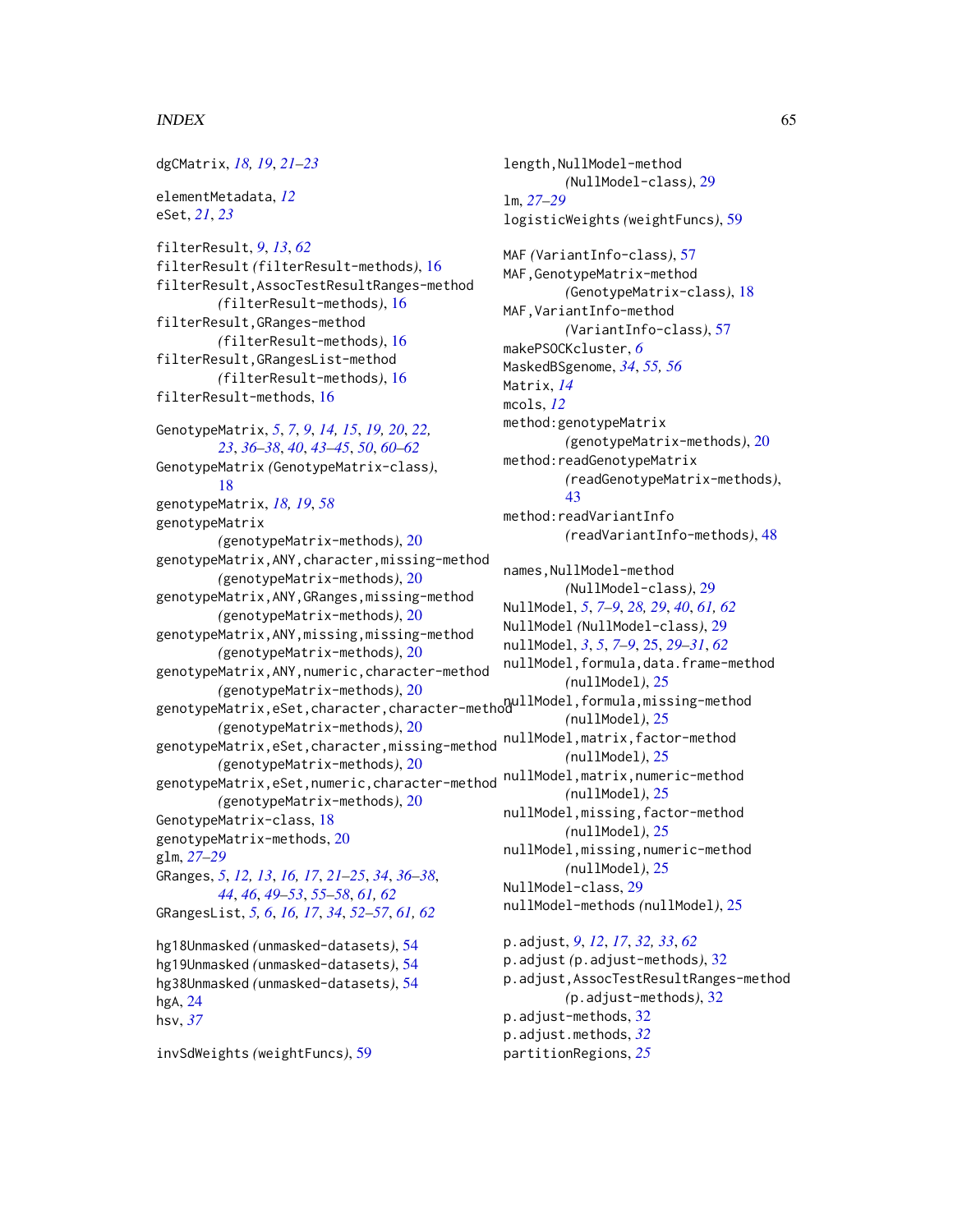dgCMatrix, *18, 19*, *21–23*

elementMetadata, *12*
eSet, *21*, *23*

filterResult, *9*, *13*, *62*
filterResult *(filterResult-methods)*, 16
filterResult,AssocTestResultRanges-method *(filterResult-methods)*, 16
filterResult,GRanges-method *(filterResult-methods)*, 16
filterResult,GRangesList-method *(filterResult-methods)*, 16
filterResult-methods, 16

GenotypeMatrix, *5*, *7*, *9*, *14, 15*, *19, 20*, *22, 23*, *36–38*, *40*, *43–45*, *50*, *60–62*
GenotypeMatrix *(GenotypeMatrix-class)*, 18
genotypeMatrix, *18, 19*, *58*
genotypeMatrix *(genotypeMatrix-methods)*, 20
genotypeMatrix,ANY,character,missing-method *(genotypeMatrix-methods)*, 20
genotypeMatrix,ANY,GRanges,missing-method *(genotypeMatrix-methods)*, 20
genotypeMatrix,ANY,missing,missing-method *(genotypeMatrix-methods)*, 20
genotypeMatrix,ANY,numeric,character-method *(genotypeMatrix-methods)*, 20
genotypeMatrix,eSet,character,character-method *(genotypeMatrix-methods)*, 20
genotypeMatrix,eSet,character,missing-method *(genotypeMatrix-methods)*, 20
genotypeMatrix,eSet,numeric,character-method *(genotypeMatrix-methods)*, 20
GenotypeMatrix-class, 18
genotypeMatrix-methods, 20
glm, *27–29*
GRanges, *5*, *12, 13*, *16, 17*, *21–25*, *34*, *36–38*, *44*, *46*, *49–53*, *55–58*, *61, 62*
GRangesList, *5, 6*, *16, 17*, *34*, *52–57*, *61, 62*

hg18Unmasked *(unmasked-datasets)*, 54
hg19Unmasked *(unmasked-datasets)*, 54
hg38Unmasked *(unmasked-datasets)*, 54
hgA, 24
hsv, *37*

invSdWeights *(weightFuncs)*, 59

length,NullModel-method *(NullModel-class)*, 29
lm, *27–29*
logisticWeights *(weightFuncs)*, 59

MAF *(VariantInfo-class)*, 57
MAF,GenotypeMatrix-method *(GenotypeMatrix-class)*, 18
MAF,VariantInfo-method *(VariantInfo-class)*, 57
makePSOCKcluster, *6*
MaskedBSgenome, *34*, *55, 56*
Matrix, *14*
mcols, *12*
method:genotypeMatrix *(genotypeMatrix-methods)*, 20
method:readGenotypeMatrix *(readGenotypeMatrix-methods)*, 43
method:readVariantInfo *(readVariantInfo-methods)*, 48

names,NullModel-method *(NullModel-class)*, 29
NullModel, *5*, *7–9*, *28, 29*, *40*, *61, 62*
NullModel *(NullModel-class)*, 29
nullModel, *3*, *5*, *7–9*, 25, *29–31*, *62*
nullModel,formula,data.frame-method *(nullModel)*, 25
nullModel,formula,missing-method *(nullModel)*, 25
nullModel,matrix,factor-method *(nullModel)*, 25
nullModel,matrix,numeric-method *(nullModel)*, 25
nullModel,missing,factor-method *(nullModel)*, 25
nullModel,missing,numeric-method *(nullModel)*, 25
NullModel-class, 29
nullModel-methods *(nullModel)*, 25

p.adjust, *9*, *12*, *17*, *32, 33*, *62*
p.adjust *(p.adjust-methods)*, 32
p.adjust,AssocTestResultRanges-method *(p.adjust-methods)*, 32
p.adjust-methods, 32
p.adjust.methods, *32*
partitionRegions, *25*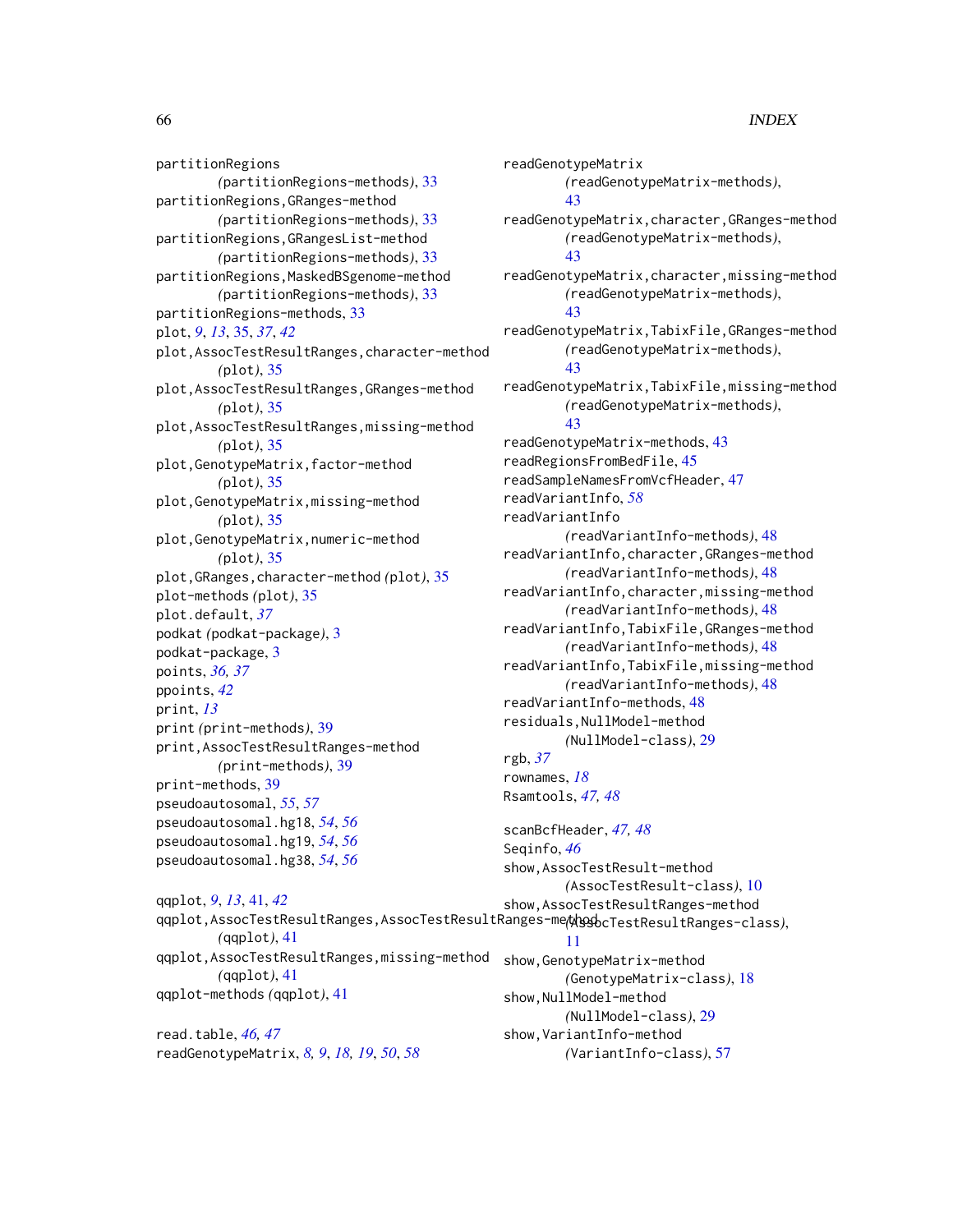partitionRegions
        (partitionRegions-methods), 33
partitionRegions,GRanges-method
        (partitionRegions-methods), 33
partitionRegions,GRangesList-method
        (partitionRegions-methods), 33
partitionRegions,MaskedBSgenome-method
        (partitionRegions-methods), 33
partitionRegions-methods, 33
plot, *9*, *13*, 35, *37*, *42*
plot,AssocTestResultRanges,character-method
        (plot), 35
plot,AssocTestResultRanges,GRanges-method
        (plot), 35
plot,AssocTestResultRanges,missing-method
        (plot), 35
plot,GenotypeMatrix,factor-method
        (plot), 35
plot,GenotypeMatrix,missing-method
        (plot), 35
plot,GenotypeMatrix,numeric-method
        (plot), 35
plot,GRanges,character-method (plot), 35
plot-methods (plot), 35
plot.default, *37*
podkat (podkat-package), 3
podkat-package, 3
points, *36, 37*
ppoints, *42*
print, *13*
print (print-methods), 39
print,AssocTestResultRanges-method
        (print-methods), 39
print-methods, 39
pseudoautosomal, *55*, *57*
pseudoautosomal.hg18, *54*, *56*
pseudoautosomal.hg19, *54*, *56*
pseudoautosomal.hg38, *54*, *56*

qqplot, *9*, *13*, 41, *42*
qqplot,AssocTestResultRanges,AssocTestResultRanges-method
        (qqplot), 41
qqplot,AssocTestResultRanges,missing-method
        (qqplot), 41
qqplot-methods (qqplot), 41

read.table, *46, 47*
readGenotypeMatrix, *8, 9*, *18, 19*, *50*, *58*
readGenotypeMatrix
        (readGenotypeMatrix-methods),
        43
readGenotypeMatrix,character,GRanges-method
        (readGenotypeMatrix-methods),
        43
readGenotypeMatrix,character,missing-method
        (readGenotypeMatrix-methods),
        43
readGenotypeMatrix,TabixFile,GRanges-method
        (readGenotypeMatrix-methods),
        43
readGenotypeMatrix,TabixFile,missing-method
        (readGenotypeMatrix-methods),
        43
readGenotypeMatrix-methods, 43
readRegionsFromBedFile, 45
readSampleNamesFromVcfHeader, 47
readVariantInfo, *58*
readVariantInfo
        (readVariantInfo-methods), 48
readVariantInfo,character,GRanges-method
        (readVariantInfo-methods), 48
readVariantInfo,character,missing-method
        (readVariantInfo-methods), 48
readVariantInfo,TabixFile,GRanges-method
        (readVariantInfo-methods), 48
readVariantInfo,TabixFile,missing-method
        (readVariantInfo-methods), 48
readVariantInfo-methods, 48
residuals,NullModel-method
        (NullModel-class), 29
rgb, *37*
rownames, *18*
Rsamtools, *47, 48*

scanBcfHeader, *47, 48*
Seqinfo, *46*
show,AssocTestResult-method
        (AssocTestResult-class), 10
show,AssocTestResultRanges-method
        (AssocTestResultRanges-class),
        11
show,GenotypeMatrix-method
        (GenotypeMatrix-class), 18
show,NullModel-method
        (NullModel-class), 29
show,VariantInfo-method
        (VariantInfo-class), 57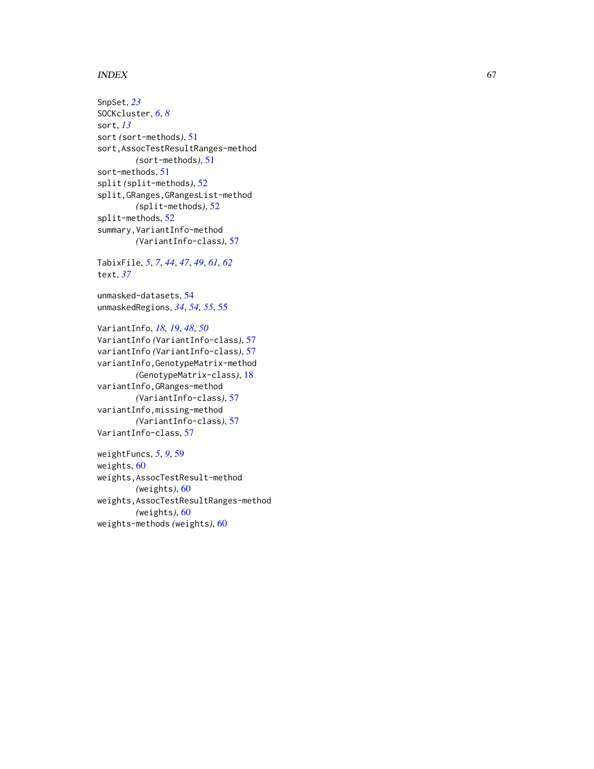SnpSet, *23*
SOCKcluster, *6*, *8*
sort, *13*
sort *(*sort-methods*)*, 51
sort,AssocTestResultRanges-method
        *(*sort-methods*)*, 51
sort-methods, 51
split *(*split-methods*)*, 52
split,GRanges,GRangesList-method
        *(*split-methods*)*, 52
split-methods, 52
summary,VariantInfo-method
        *(*VariantInfo-class*)*, 57

TabixFile, *5*, *7*, *44*, *47*, *49*, *61, 62*
text, *37*

unmasked-datasets, 54
unmaskedRegions, *34*, *54, 55*, 55

VariantInfo, *18, 19*, *48*, *50*
VariantInfo *(*VariantInfo-class*)*, 57
variantInfo *(*VariantInfo-class*)*, 57
variantInfo,GenotypeMatrix-method
        *(*GenotypeMatrix-class*)*, 18
variantInfo,GRanges-method
        *(*VariantInfo-class*)*, 57
variantInfo,missing-method
        *(*VariantInfo-class*)*, 57
VariantInfo-class, 57

weightFuncs, *5*, *9*, 59
weights, 60
weights,AssocTestResult-method
        *(*weights*)*, 60
weights,AssocTestResultRanges-method
        *(*weights*)*, 60
weights-methods *(*weights*)*, 60